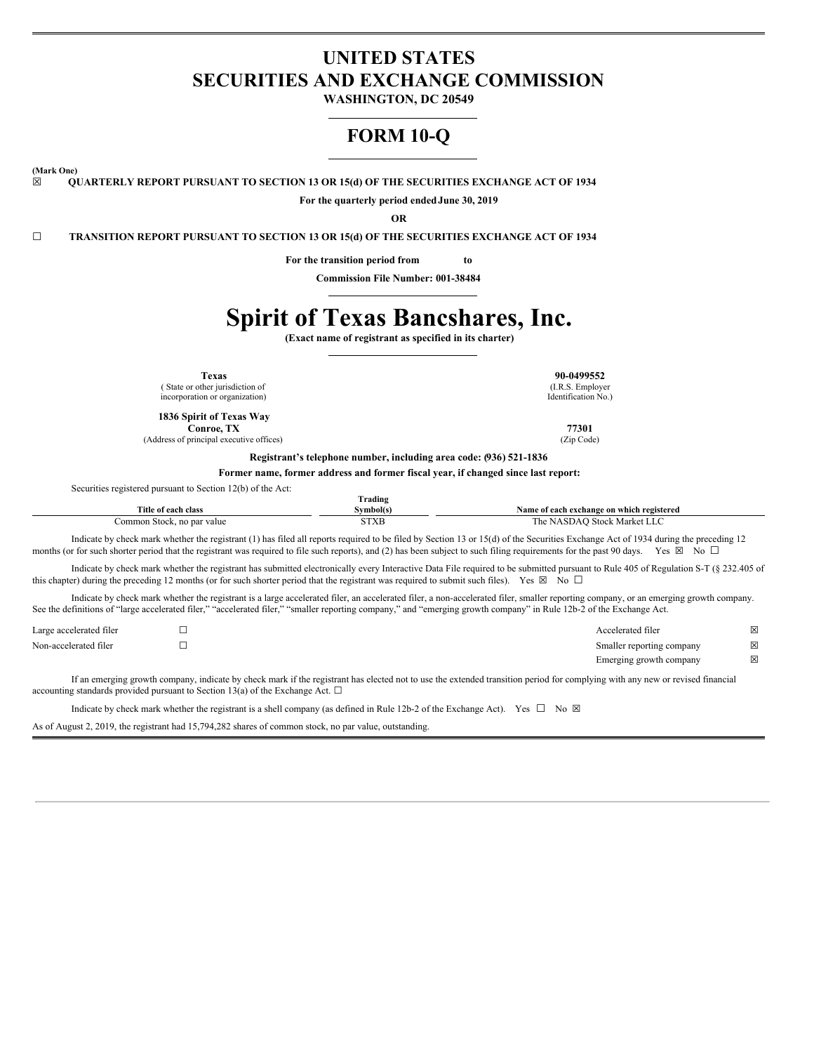# UNITED STATES
# SECURITIES AND EXCHANGE COMMISSION

**WASHINGTON, DC 20549**

# FORM 10-Q

**(Mark One)**

☒ **QUARTERLY REPORT PURSUANT TO SECTION 13 OR 15(d) OF THE SECURITIES EXCHANGE ACT OF 1934**

**For the quarterly period ended June 30, 2019**

**OR**

☐ **TRANSITION REPORT PURSUANT TO SECTION 13 OR 15(d) OF THE SECURITIES EXCHANGE ACT OF 1934**

**For the transition period from to**

**Commission File Number: 001-38484**

# Spirit of Texas Bancshares, Inc.

**(Exact name of registrant as specified in its charter)**

| | |
|---|---|
| **Texas** ( State or other jurisdiction of incorporation or organization) | **90-0499552** (I.R.S. Employer Identification No.) |
| **1836 Spirit of Texas Way Conroe, TX** (Address of principal executive offices) | **77301** (Zip Code) |

**Registrant's telephone number, including area code: (936) 521-1836**

**Former name, former address and former fiscal year, if changed since last report:**

Securities registered pursuant to Section 12(b) of the Act:

| Title of each class | Trading Symbol(s) | Name of each exchange on which registered |
|---|---|---|
| Common Stock, no par value | STXB | The NASDAQ Stock Market LLC |

Indicate by check mark whether the registrant (1) has filed all reports required to be filed by Section 13 or 15(d) of the Securities Exchange Act of 1934 during the preceding 12 months (or for such shorter period that the registrant was required to file such reports), and (2) has been subject to such filing requirements for the past 90 days. Yes ☒ No ☐

Indicate by check mark whether the registrant has submitted electronically every Interactive Data File required to be submitted pursuant to Rule 405 of Regulation S-T (§ 232.405 of this chapter) during the preceding 12 months (or for such shorter period that the registrant was required to submit such files). Yes ☒ No ☐

Indicate by check mark whether the registrant is a large accelerated filer, an accelerated filer, a non-accelerated filer, smaller reporting company, or an emerging growth company. See the definitions of "large accelerated filer," "accelerated filer," "smaller reporting company," and "emerging growth company" in Rule 12b-2 of the Exchange Act.

| | | | |
|---|---|---|---|
| Large accelerated filer | ☐ | Accelerated filer | ☒ |
| Non-accelerated filer | ☐ | Smaller reporting company | ☒ |
| | | Emerging growth company | ☒ |

If an emerging growth company, indicate by check mark if the registrant has elected not to use the extended transition period for complying with any new or revised financial accounting standards provided pursuant to Section 13(a) of the Exchange Act. ☐

Indicate by check mark whether the registrant is a shell company (as defined in Rule 12b-2 of the Exchange Act). Yes ☐ No ☒

As of August 2, 2019, the registrant had 15,794,282 shares of common stock, no par value, outstanding.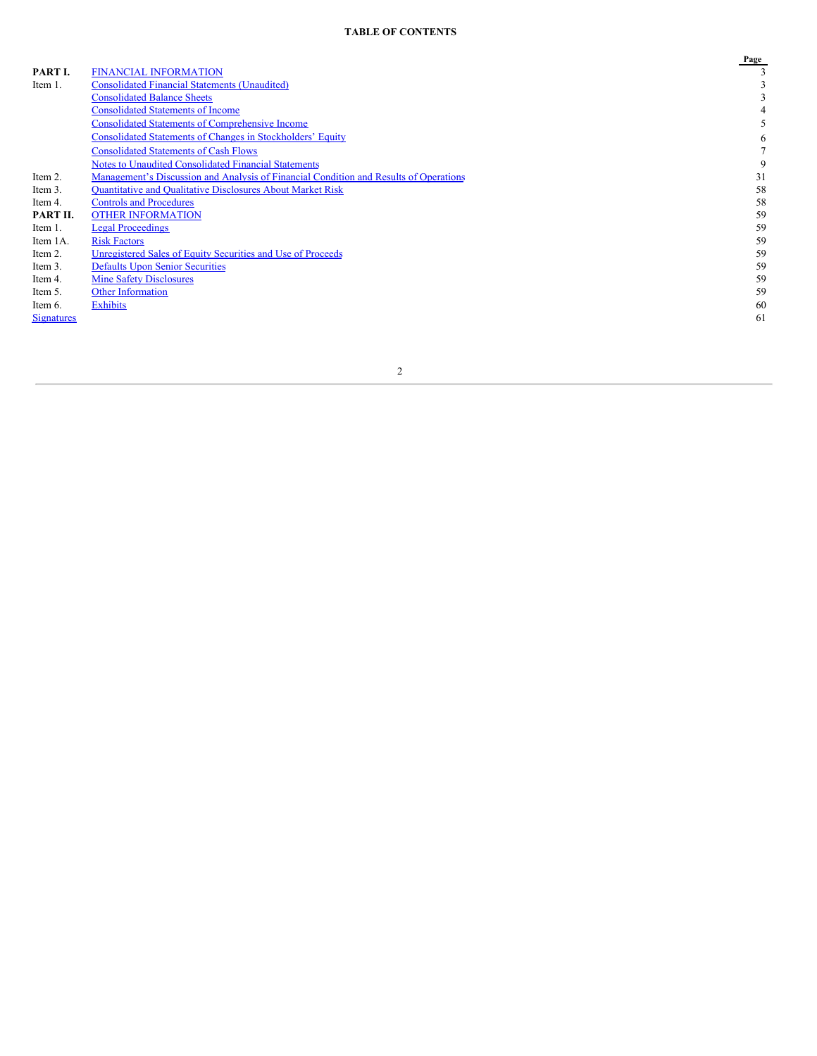# TABLE OF CONTENTS

| | | Page |
|---|---|---|
| **PART I.** | FINANCIAL INFORMATION | 3 |
| Item 1. | Consolidated Financial Statements (Unaudited) | 3 |
| | Consolidated Balance Sheets | 3 |
| | Consolidated Statements of Income | 4 |
| | Consolidated Statements of Comprehensive Income | 5 |
| | Consolidated Statements of Changes in Stockholders' Equity | 6 |
| | Consolidated Statements of Cash Flows | 7 |
| | Notes to Unaudited Consolidated Financial Statements | 9 |
| Item 2. | Management's Discussion and Analysis of Financial Condition and Results of Operations | 31 |
| Item 3. | Quantitative and Qualitative Disclosures About Market Risk | 58 |
| Item 4. | Controls and Procedures | 58 |
| **PART II.** | OTHER INFORMATION | 59 |
| Item 1. | Legal Proceedings | 59 |
| Item 1A. | Risk Factors | 59 |
| Item 2. | Unregistered Sales of Equity Securities and Use of Proceeds | 59 |
| Item 3. | Defaults Upon Senior Securities | 59 |
| Item 4. | Mine Safety Disclosures | 59 |
| Item 5. | Other Information | 59 |
| Item 6. | Exhibits | 60 |
| Signatures | | 61 |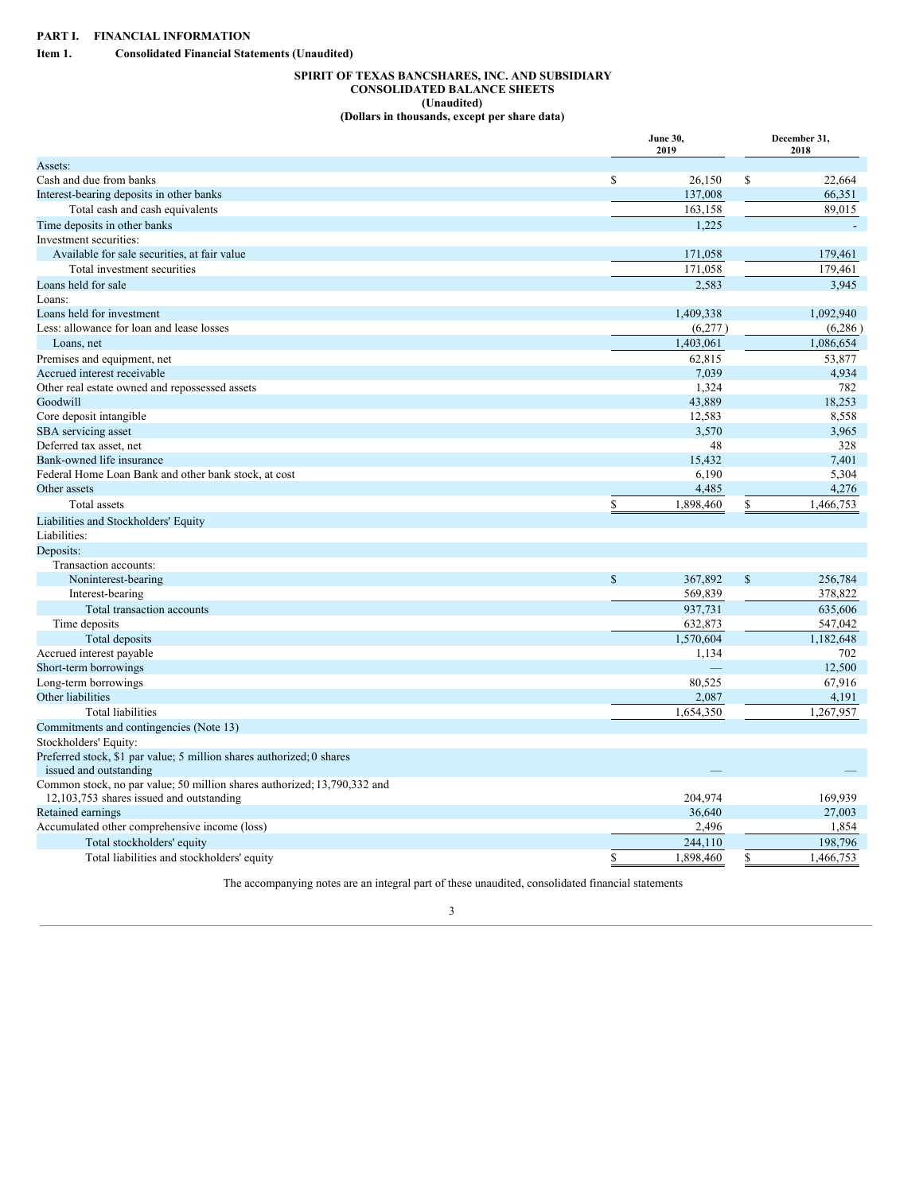**PART I. FINANCIAL INFORMATION**

**Item 1. Consolidated Financial Statements (Unaudited)**

**SPIRIT OF TEXAS BANCSHARES, INC. AND SUBSIDIARY**
**CONSOLIDATED BALANCE SHEETS**
**(Unaudited)**
**(Dollars in thousands, except per share data)**

| | June 30, 2019 | December 31, 2018 |
|---|---|---|
| Assets: | | |
| Cash and due from banks | $ 26,150 | $ 22,664 |
| Interest-bearing deposits in other banks | 137,008 | 66,351 |
| Total cash and cash equivalents | 163,158 | 89,015 |
| Time deposits in other banks | 1,225 | - |
| Investment securities: | | |
| Available for sale securities, at fair value | 171,058 | 179,461 |
| Total investment securities | 171,058 | 179,461 |
| Loans held for sale | 2,583 | 3,945 |
| Loans: | | |
| Loans held for investment | 1,409,338 | 1,092,940 |
| Less: allowance for loan and lease losses | (6,277) | (6,286) |
| Loans, net | 1,403,061 | 1,086,654 |
| Premises and equipment, net | 62,815 | 53,877 |
| Accrued interest receivable | 7,039 | 4,934 |
| Other real estate owned and repossessed assets | 1,324 | 782 |
| Goodwill | 43,889 | 18,253 |
| Core deposit intangible | 12,583 | 8,558 |
| SBA servicing asset | 3,570 | 3,965 |
| Deferred tax asset, net | 48 | 328 |
| Bank-owned life insurance | 15,432 | 7,401 |
| Federal Home Loan Bank and other bank stock, at cost | 6,190 | 5,304 |
| Other assets | 4,485 | 4,276 |
| Total assets | $ 1,898,460 | $ 1,466,753 |
| Liabilities and Stockholders' Equity | | |
| Liabilities: | | |
| Deposits: | | |
| Transaction accounts: | | |
| Noninterest-bearing | $ 367,892 | $ 256,784 |
| Interest-bearing | 569,839 | 378,822 |
| Total transaction accounts | 937,731 | 635,606 |
| Time deposits | 632,873 | 547,042 |
| Total deposits | 1,570,604 | 1,182,648 |
| Accrued interest payable | 1,134 | 702 |
| Short-term borrowings | — | 12,500 |
| Long-term borrowings | 80,525 | 67,916 |
| Other liabilities | 2,087 | 4,191 |
| Total liabilities | 1,654,350 | 1,267,957 |
| Commitments and contingencies (Note 13) | | |
| Stockholders' Equity: | | |
| Preferred stock, $1 par value; 5 million shares authorized; 0 shares issued and outstanding | — | — |
| Common stock, no par value; 50 million shares authorized; 13,790,332 and 12,103,753 shares issued and outstanding | 204,974 | 169,939 |
| Retained earnings | 36,640 | 27,003 |
| Accumulated other comprehensive income (loss) | 2,496 | 1,854 |
| Total stockholders' equity | 244,110 | 198,796 |
| Total liabilities and stockholders' equity | $ 1,898,460 | $ 1,466,753 |

The accompanying notes are an integral part of these unaudited, consolidated financial statements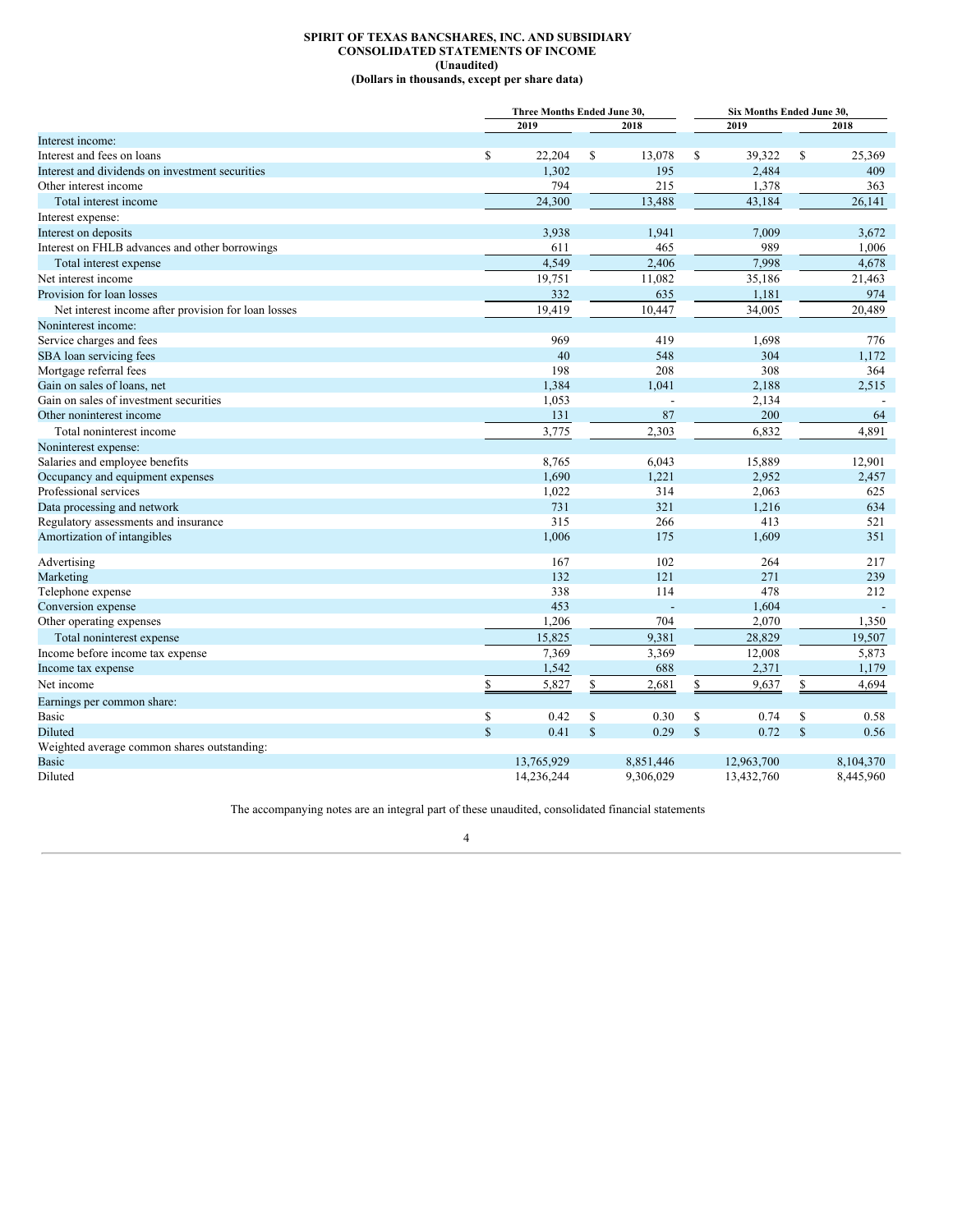**SPIRIT OF TEXAS BANCSHARES, INC. AND SUBSIDIARY**
**CONSOLIDATED STATEMENTS OF INCOME**
**(Unaudited)**
**(Dollars in thousands, except per share data)**

| | Three Months Ended June 30, | | Six Months Ended June 30, | |
|---|---|---|---|---|
| | 2019 | 2018 | 2019 | 2018 |
| Interest income: | | | | |
| Interest and fees on loans | $ 22,204 | $ 13,078 | $ 39,322 | $ 25,369 |
| Interest and dividends on investment securities | 1,302 | 195 | 2,484 | 409 |
| Other interest income | 794 | 215 | 1,378 | 363 |
| Total interest income | 24,300 | 13,488 | 43,184 | 26,141 |
| Interest expense: | | | | |
| Interest on deposits | 3,938 | 1,941 | 7,009 | 3,672 |
| Interest on FHLB advances and other borrowings | 611 | 465 | 989 | 1,006 |
| Total interest expense | 4,549 | 2,406 | 7,998 | 4,678 |
| Net interest income | 19,751 | 11,082 | 35,186 | 21,463 |
| Provision for loan losses | 332 | 635 | 1,181 | 974 |
| Net interest income after provision for loan losses | 19,419 | 10,447 | 34,005 | 20,489 |
| Noninterest income: | | | | |
| Service charges and fees | 969 | 419 | 1,698 | 776 |
| SBA loan servicing fees | 40 | 548 | 304 | 1,172 |
| Mortgage referral fees | 198 | 208 | 308 | 364 |
| Gain on sales of loans, net | 1,384 | 1,041 | 2,188 | 2,515 |
| Gain on sales of investment securities | 1,053 | - | 2,134 | - |
| Other noninterest income | 131 | 87 | 200 | 64 |
| Total noninterest income | 3,775 | 2,303 | 6,832 | 4,891 |
| Noninterest expense: | | | | |
| Salaries and employee benefits | 8,765 | 6,043 | 15,889 | 12,901 |
| Occupancy and equipment expenses | 1,690 | 1,221 | 2,952 | 2,457 |
| Professional services | 1,022 | 314 | 2,063 | 625 |
| Data processing and network | 731 | 321 | 1,216 | 634 |
| Regulatory assessments and insurance | 315 | 266 | 413 | 521 |
| Amortization of intangibles | 1,006 | 175 | 1,609 | 351 |
| Advertising | 167 | 102 | 264 | 217 |
| Marketing | 132 | 121 | 271 | 239 |
| Telephone expense | 338 | 114 | 478 | 212 |
| Conversion expense | 453 | - | 1,604 | - |
| Other operating expenses | 1,206 | 704 | 2,070 | 1,350 |
| Total noninterest expense | 15,825 | 9,381 | 28,829 | 19,507 |
| Income before income tax expense | 7,369 | 3,369 | 12,008 | 5,873 |
| Income tax expense | 1,542 | 688 | 2,371 | 1,179 |
| Net income | $ 5,827 | $ 2,681 | $ 9,637 | $ 4,694 |
| Earnings per common share: | | | | |
| Basic | $ 0.42 | $ 0.30 | $ 0.74 | $ 0.58 |
| Diluted | $ 0.41 | $ 0.29 | $ 0.72 | $ 0.56 |
| Weighted average common shares outstanding: | | | | |
| Basic | 13,765,929 | 8,851,446 | 12,963,700 | 8,104,370 |
| Diluted | 14,236,244 | 9,306,029 | 13,432,760 | 8,445,960 |

The accompanying notes are an integral part of these unaudited, consolidated financial statements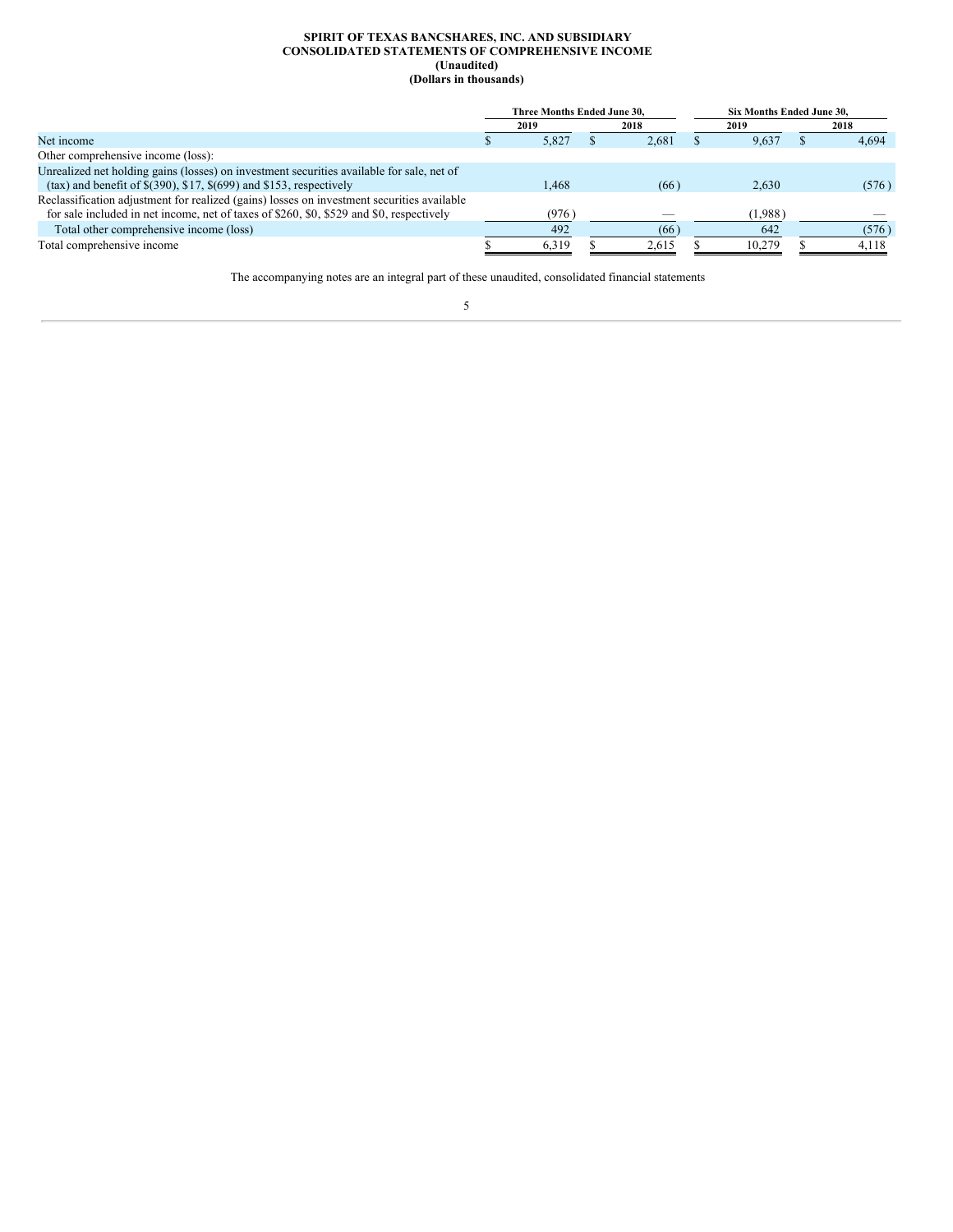**SPIRIT OF TEXAS BANCSHARES, INC. AND SUBSIDIARY**
**CONSOLIDATED STATEMENTS OF COMPREHENSIVE INCOME**
**(Unaudited)**
**(Dollars in thousands)**

| | Three Months Ended June 30, | | Six Months Ended June 30, | |
|---|---|---|---|---|
| | 2019 | 2018 | 2019 | 2018 |
| Net income | $ 5,827 | $ 2,681 | $ 9,637 | $ 4,694 |
| Other comprehensive income (loss): | | | | |
| Unrealized net holding gains (losses) on investment securities available for sale, net of (tax) and benefit of $(390), $17, $(699) and $153, respectively | 1,468 | (66) | 2,630 | (576) |
| Reclassification adjustment for realized (gains) losses on investment securities available for sale included in net income, net of taxes of $260, $0, $529 and $0, respectively | (976) | — | (1,988) | — |
| Total other comprehensive income (loss) | 492 | (66) | 642 | (576) |
| Total comprehensive income | $ 6,319 | $ 2,615 | $ 10,279 | $ 4,118 |

The accompanying notes are an integral part of these unaudited, consolidated financial statements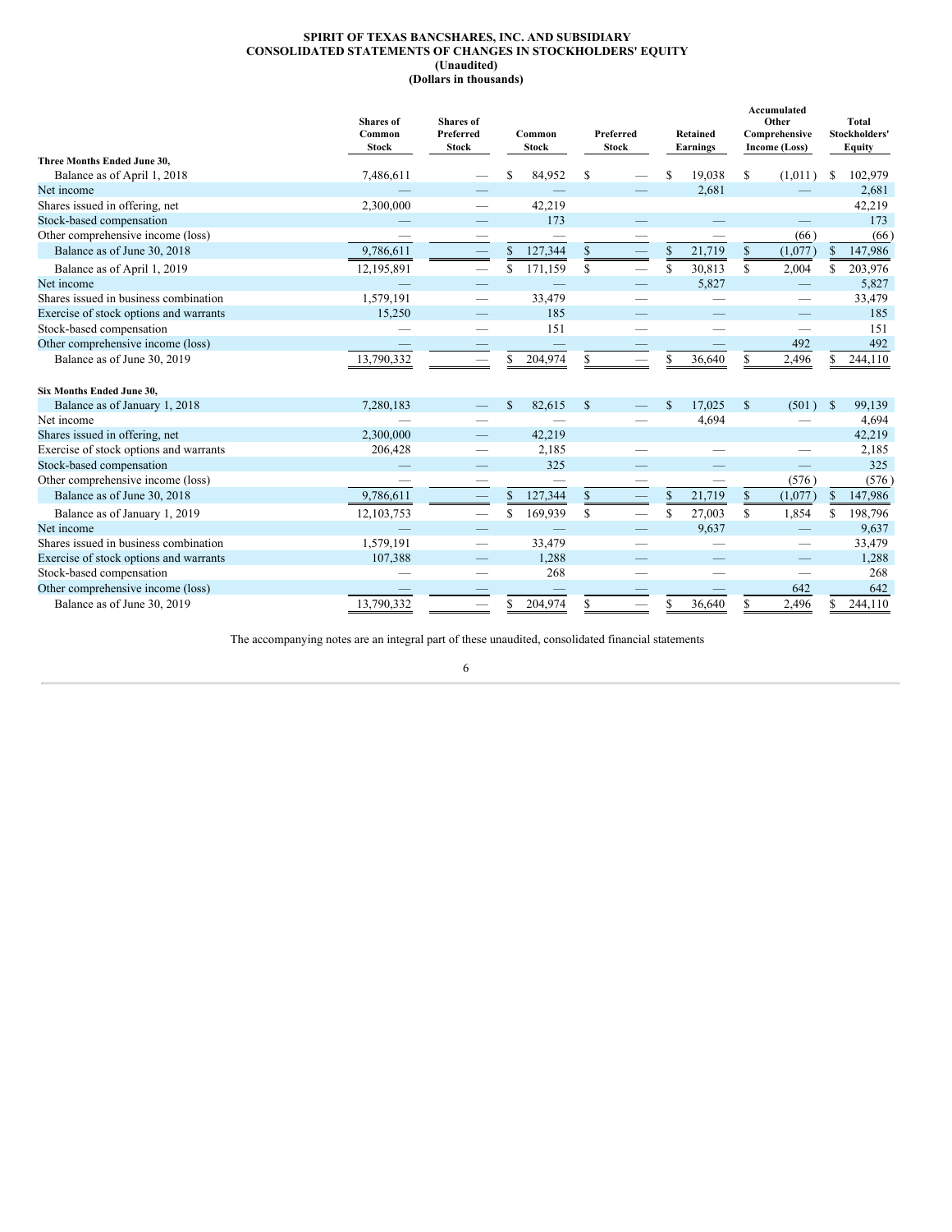**SPIRIT OF TEXAS BANCSHARES, INC. AND SUBSIDIARY**
**CONSOLIDATED STATEMENTS OF CHANGES IN STOCKHOLDERS' EQUITY**
**(Unaudited)**
**(Dollars in thousands)**

| | Shares of Common Stock | Shares of Preferred Stock | Common Stock | Preferred Stock | Retained Earnings | Accumulated Other Comprehensive Income (Loss) | Total Stockholders' Equity |
|---|---|---|---|---|---|---|---|
| **Three Months Ended June 30,** | | | | | | | |
| Balance as of April 1, 2018 | 7,486,611 | — | $ 84,952 | $ — | $ 19,038 | $ (1,011) | $ 102,979 |
| Net income | — | — | — | — | 2,681 | — | 2,681 |
| Shares issued in offering, net | 2,300,000 | — | 42,219 | | | | 42,219 |
| Stock-based compensation | — | — | 173 | — | — | — | 173 |
| Other comprehensive income (loss) | — | — | — | — | — | (66) | (66) |
| Balance as of June 30, 2018 | 9,786,611 | — | $ 127,344 | $ — | $ 21,719 | $ (1,077) | $ 147,986 |
| Balance as of April 1, 2019 | 12,195,891 | — | $ 171,159 | $ — | $ 30,813 | $ 2,004 | $ 203,976 |
| Net income | — | — | — | — | 5,827 | — | 5,827 |
| Shares issued in business combination | 1,579,191 | — | 33,479 | — | — | — | 33,479 |
| Exercise of stock options and warrants | 15,250 | — | 185 | — | — | — | 185 |
| Stock-based compensation | — | — | 151 | — | — | — | 151 |
| Other comprehensive income (loss) | — | — | — | — | — | 492 | 492 |
| Balance as of June 30, 2019 | 13,790,332 | — | $ 204,974 | $ — | $ 36,640 | $ 2,496 | $ 244,110 |
| **Six Months Ended June 30,** | | | | | | | |
| Balance as of January 1, 2018 | 7,280,183 | — | $ 82,615 | $ — | $ 17,025 | $ (501) | $ 99,139 |
| Net income | — | — | — | — | 4,694 | — | 4,694 |
| Shares issued in offering, net | 2,300,000 | — | 42,219 | | | | 42,219 |
| Exercise of stock options and warrants | 206,428 | — | 2,185 | — | — | — | 2,185 |
| Stock-based compensation | — | — | 325 | — | — | — | 325 |
| Other comprehensive income (loss) | — | — | — | — | — | (576) | (576) |
| Balance as of June 30, 2018 | 9,786,611 | — | $ 127,344 | $ — | $ 21,719 | $ (1,077) | $ 147,986 |
| Balance as of January 1, 2019 | 12,103,753 | — | $ 169,939 | $ — | $ 27,003 | $ 1,854 | $ 198,796 |
| Net income | — | — | — | — | 9,637 | — | 9,637 |
| Shares issued in business combination | 1,579,191 | — | 33,479 | — | — | — | 33,479 |
| Exercise of stock options and warrants | 107,388 | — | 1,288 | — | — | — | 1,288 |
| Stock-based compensation | — | — | 268 | — | — | — | 268 |
| Other comprehensive income (loss) | — | — | — | — | — | 642 | 642 |
| Balance as of June 30, 2019 | 13,790,332 | — | $ 204,974 | $ — | $ 36,640 | $ 2,496 | $ 244,110 |

The accompanying notes are an integral part of these unaudited, consolidated financial statements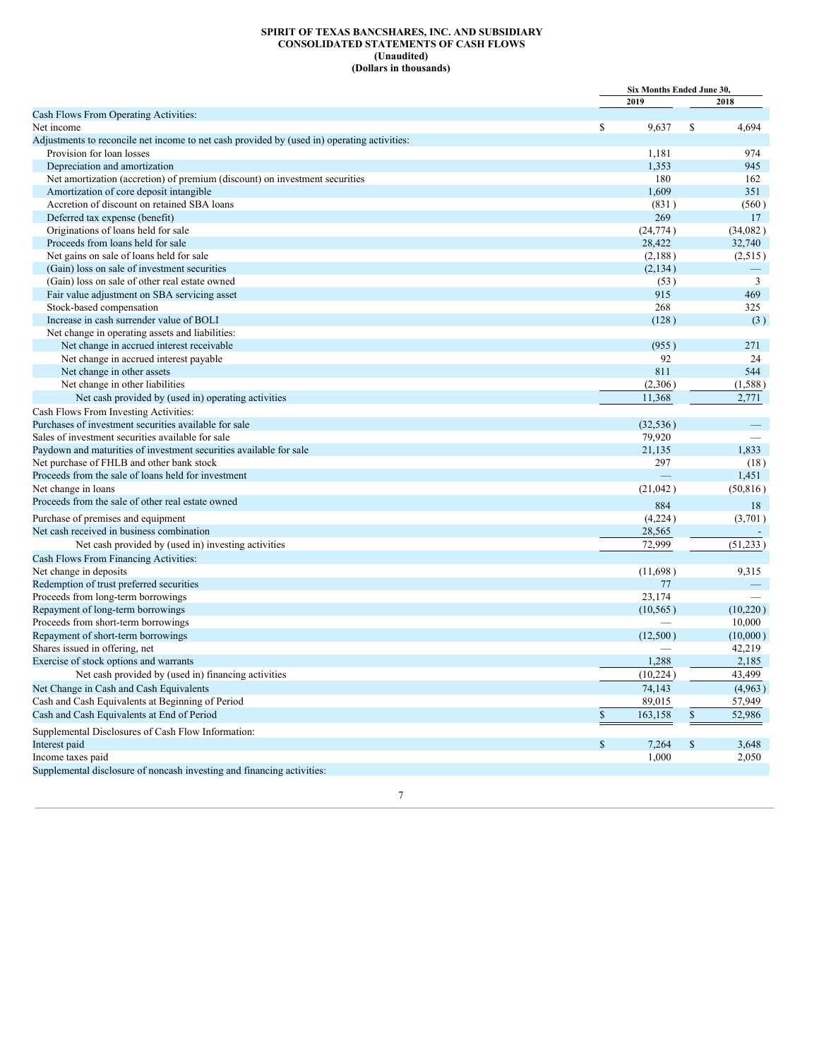**SPIRIT OF TEXAS BANCSHARES, INC. AND SUBSIDIARY**
**CONSOLIDATED STATEMENTS OF CASH FLOWS**
**(Unaudited)**
**(Dollars in thousands)**

| | Six Months Ended June 30, | |
|---|---|---|
| | 2019 | 2018 |
| Cash Flows From Operating Activities: | | |
| Net income | $ 9,637 | $ 4,694 |
| Adjustments to reconcile net income to net cash provided by (used in) operating activities: | | |
| Provision for loan losses | 1,181 | 974 |
| Depreciation and amortization | 1,353 | 945 |
| Net amortization (accretion) of premium (discount) on investment securities | 180 | 162 |
| Amortization of core deposit intangible | 1,609 | 351 |
| Accretion of discount on retained SBA loans | (831) | (560) |
| Deferred tax expense (benefit) | 269 | 17 |
| Originations of loans held for sale | (24,774) | (34,082) |
| Proceeds from loans held for sale | 28,422 | 32,740 |
| Net gains on sale of loans held for sale | (2,188) | (2,515) |
| (Gain) loss on sale of investment securities | (2,134) | — |
| (Gain) loss on sale of other real estate owned | (53) | 3 |
| Fair value adjustment on SBA servicing asset | 915 | 469 |
| Stock-based compensation | 268 | 325 |
| Increase in cash surrender value of BOLI | (128) | (3) |
| Net change in operating assets and liabilities: | | |
| Net change in accrued interest receivable | (955) | 271 |
| Net change in accrued interest payable | 92 | 24 |
| Net change in other assets | 811 | 544 |
| Net change in other liabilities | (2,306) | (1,588) |
| Net cash provided by (used in) operating activities | 11,368 | 2,771 |
| Cash Flows From Investing Activities: | | |
| Purchases of investment securities available for sale | (32,536) | — |
| Sales of investment securities available for sale | 79,920 | — |
| Paydown and maturities of investment securities available for sale | 21,135 | 1,833 |
| Net purchase of FHLB and other bank stock | 297 | (18) |
| Proceeds from the sale of loans held for investment | — | 1,451 |
| Net change in loans | (21,042) | (50,816) |
| Proceeds from the sale of other real estate owned | 884 | 18 |
| Purchase of premises and equipment | (4,224) | (3,701) |
| Net cash received in business combination | 28,565 | - |
| Net cash provided by (used in) investing activities | 72,999 | (51,233) |
| Cash Flows From Financing Activities: | | |
| Net change in deposits | (11,698) | 9,315 |
| Redemption of trust preferred securities | 77 | — |
| Proceeds from long-term borrowings | 23,174 | — |
| Repayment of long-term borrowings | (10,565) | (10,220) |
| Proceeds from short-term borrowings | — | 10,000 |
| Repayment of short-term borrowings | (12,500) | (10,000) |
| Shares issued in offering, net | — | 42,219 |
| Exercise of stock options and warrants | 1,288 | 2,185 |
| Net cash provided by (used in) financing activities | (10,224) | 43,499 |
| Net Change in Cash and Cash Equivalents | 74,143 | (4,963) |
| Cash and Cash Equivalents at Beginning of Period | 89,015 | 57,949 |
| Cash and Cash Equivalents at End of Period | $ 163,158 | $ 52,986 |
| Supplemental Disclosures of Cash Flow Information: | | |
| Interest paid | $ 7,264 | $ 3,648 |
| Income taxes paid | 1,000 | 2,050 |
| Supplemental disclosure of noncash investing and financing activities: | | |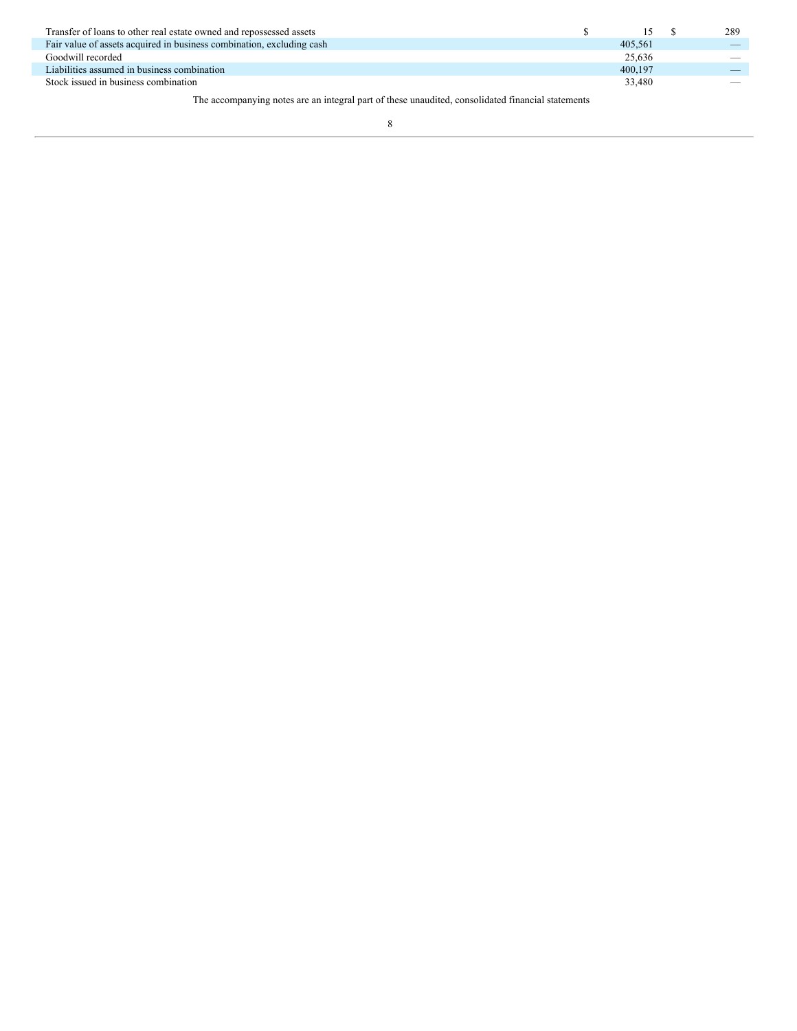| | | |
|---|---|---|
| Transfer of loans to other real estate owned and repossessed assets | $ 15 | $ 289 |
| Fair value of assets acquired in business combination, excluding cash | 405,561 | — |
| Goodwill recorded | 25,636 | — |
| Liabilities assumed in business combination | 400,197 | — |
| Stock issued in business combination | 33,480 | — |

The accompanying notes are an integral part of these unaudited, consolidated financial statements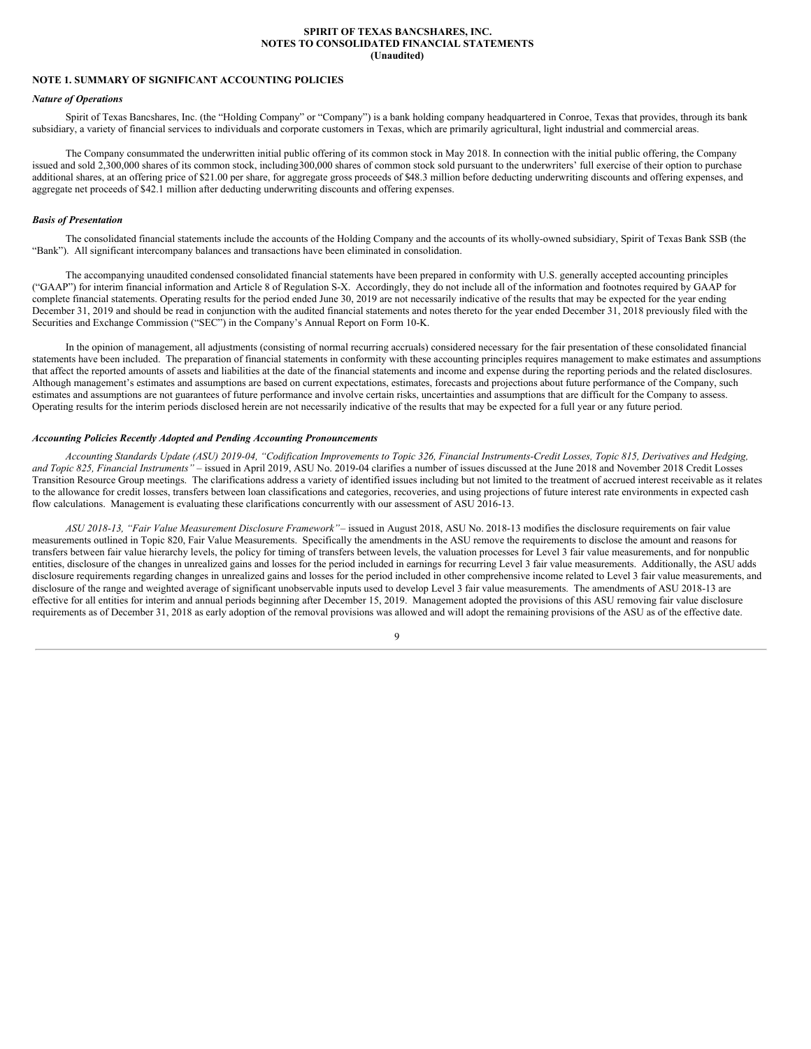**SPIRIT OF TEXAS BANCSHARES, INC.**
**NOTES TO CONSOLIDATED FINANCIAL STATEMENTS**
**(Unaudited)**

## NOTE 1. SUMMARY OF SIGNIFICANT ACCOUNTING POLICIES

### *Nature of Operations*

Spirit of Texas Bancshares, Inc. (the "Holding Company" or "Company") is a bank holding company headquartered in Conroe, Texas that provides, through its bank subsidiary, a variety of financial services to individuals and corporate customers in Texas, which are primarily agricultural, light industrial and commercial areas.

The Company consummated the underwritten initial public offering of its common stock in May 2018. In connection with the initial public offering, the Company issued and sold 2,300,000 shares of its common stock, including300,000 shares of common stock sold pursuant to the underwriters' full exercise of their option to purchase additional shares, at an offering price of $21.00 per share, for aggregate gross proceeds of $48.3 million before deducting underwriting discounts and offering expenses, and aggregate net proceeds of $42.1 million after deducting underwriting discounts and offering expenses.

### *Basis of Presentation*

The consolidated financial statements include the accounts of the Holding Company and the accounts of its wholly-owned subsidiary, Spirit of Texas Bank SSB (the "Bank"). All significant intercompany balances and transactions have been eliminated in consolidation.

The accompanying unaudited condensed consolidated financial statements have been prepared in conformity with U.S. generally accepted accounting principles ("GAAP") for interim financial information and Article 8 of Regulation S-X. Accordingly, they do not include all of the information and footnotes required by GAAP for complete financial statements. Operating results for the period ended June 30, 2019 are not necessarily indicative of the results that may be expected for the year ending December 31, 2019 and should be read in conjunction with the audited financial statements and notes thereto for the year ended December 31, 2018 previously filed with the Securities and Exchange Commission ("SEC") in the Company's Annual Report on Form 10-K.

In the opinion of management, all adjustments (consisting of normal recurring accruals) considered necessary for the fair presentation of these consolidated financial statements have been included. The preparation of financial statements in conformity with these accounting principles requires management to make estimates and assumptions that affect the reported amounts of assets and liabilities at the date of the financial statements and income and expense during the reporting periods and the related disclosures. Although management's estimates and assumptions are based on current expectations, estimates, forecasts and projections about future performance of the Company, such estimates and assumptions are not guarantees of future performance and involve certain risks, uncertainties and assumptions that are difficult for the Company to assess. Operating results for the interim periods disclosed herein are not necessarily indicative of the results that may be expected for a full year or any future period.

### *Accounting Policies Recently Adopted and Pending Accounting Pronouncements*

*Accounting Standards Update (ASU) 2019-04, "Codification Improvements to Topic 326, Financial Instruments-Credit Losses, Topic 815, Derivatives and Hedging, and Topic 825, Financial Instruments"* – issued in April 2019, ASU No. 2019-04 clarifies a number of issues discussed at the June 2018 and November 2018 Credit Losses Transition Resource Group meetings. The clarifications address a variety of identified issues including but not limited to the treatment of accrued interest receivable as it relates to the allowance for credit losses, transfers between loan classifications and categories, recoveries, and using projections of future interest rate environments in expected cash flow calculations. Management is evaluating these clarifications concurrently with our assessment of ASU 2016-13.

*ASU 2018-13, "Fair Value Measurement Disclosure Framework"*– issued in August 2018, ASU No. 2018-13 modifies the disclosure requirements on fair value measurements outlined in Topic 820, Fair Value Measurements. Specifically the amendments in the ASU remove the requirements to disclose the amount and reasons for transfers between fair value hierarchy levels, the policy for timing of transfers between levels, the valuation processes for Level 3 fair value measurements, and for nonpublic entities, disclosure of the changes in unrealized gains and losses for the period included in earnings for recurring Level 3 fair value measurements. Additionally, the ASU adds disclosure requirements regarding changes in unrealized gains and losses for the period included in other comprehensive income related to Level 3 fair value measurements, and disclosure of the range and weighted average of significant unobservable inputs used to develop Level 3 fair value measurements. The amendments of ASU 2018-13 are effective for all entities for interim and annual periods beginning after December 15, 2019. Management adopted the provisions of this ASU removing fair value disclosure requirements as of December 31, 2018 as early adoption of the removal provisions was allowed and will adopt the remaining provisions of the ASU as of the effective date.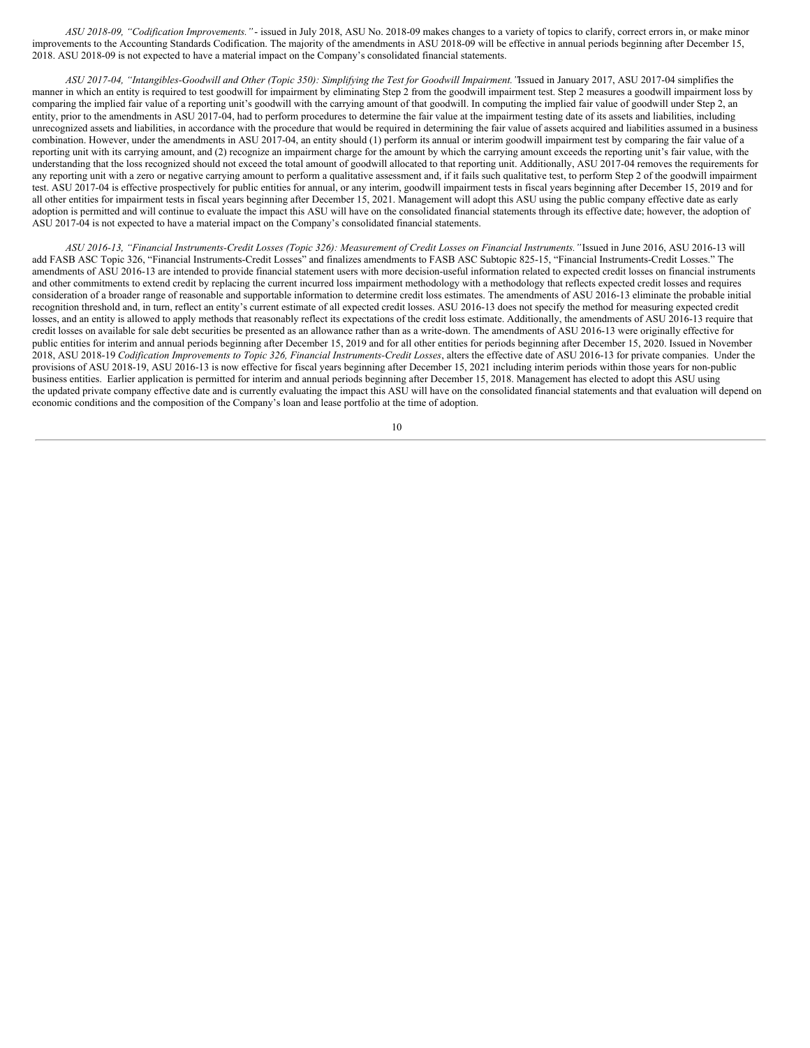*ASU 2018-09, "Codification Improvements."* - issued in July 2018, ASU No. 2018-09 makes changes to a variety of topics to clarify, correct errors in, or make minor improvements to the Accounting Standards Codification. The majority of the amendments in ASU 2018-09 will be effective in annual periods beginning after December 15, 2018. ASU 2018-09 is not expected to have a material impact on the Company's consolidated financial statements.

*ASU 2017-04, "Intangibles-Goodwill and Other (Topic 350): Simplifying the Test for Goodwill Impairment."* Issued in January 2017, ASU 2017-04 simplifies the manner in which an entity is required to test goodwill for impairment by eliminating Step 2 from the goodwill impairment test. Step 2 measures a goodwill impairment loss by comparing the implied fair value of a reporting unit's goodwill with the carrying amount of that goodwill. In computing the implied fair value of goodwill under Step 2, an entity, prior to the amendments in ASU 2017-04, had to perform procedures to determine the fair value at the impairment testing date of its assets and liabilities, including unrecognized assets and liabilities, in accordance with the procedure that would be required in determining the fair value of assets acquired and liabilities assumed in a business combination. However, under the amendments in ASU 2017-04, an entity should (1) perform its annual or interim goodwill impairment test by comparing the fair value of a reporting unit with its carrying amount, and (2) recognize an impairment charge for the amount by which the carrying amount exceeds the reporting unit's fair value, with the understanding that the loss recognized should not exceed the total amount of goodwill allocated to that reporting unit. Additionally, ASU 2017-04 removes the requirements for any reporting unit with a zero or negative carrying amount to perform a qualitative assessment and, if it fails such qualitative test, to perform Step 2 of the goodwill impairment test. ASU 2017-04 is effective prospectively for public entities for annual, or any interim, goodwill impairment tests in fiscal years beginning after December 15, 2019 and for all other entities for impairment tests in fiscal years beginning after December 15, 2021. Management will adopt this ASU using the public company effective date as early adoption is permitted and will continue to evaluate the impact this ASU will have on the consolidated financial statements through its effective date; however, the adoption of ASU 2017-04 is not expected to have a material impact on the Company's consolidated financial statements.

*ASU 2016-13, "Financial Instruments-Credit Losses (Topic 326): Measurement of Credit Losses on Financial Instruments."* Issued in June 2016, ASU 2016-13 will add FASB ASC Topic 326, "Financial Instruments-Credit Losses" and finalizes amendments to FASB ASC Subtopic 825-15, "Financial Instruments-Credit Losses." The amendments of ASU 2016-13 are intended to provide financial statement users with more decision-useful information related to expected credit losses on financial instruments and other commitments to extend credit by replacing the current incurred loss impairment methodology with a methodology that reflects expected credit losses and requires consideration of a broader range of reasonable and supportable information to determine credit loss estimates. The amendments of ASU 2016-13 eliminate the probable initial recognition threshold and, in turn, reflect an entity's current estimate of all expected credit losses. ASU 2016-13 does not specify the method for measuring expected credit losses, and an entity is allowed to apply methods that reasonably reflect its expectations of the credit loss estimate. Additionally, the amendments of ASU 2016-13 require that credit losses on available for sale debt securities be presented as an allowance rather than as a write-down. The amendments of ASU 2016-13 were originally effective for public entities for interim and annual periods beginning after December 15, 2019 and for all other entities for periods beginning after December 15, 2020. Issued in November 2018, ASU 2018-19 *Codification Improvements to Topic 326, Financial Instruments-Credit Losses*, alters the effective date of ASU 2016-13 for private companies. Under the provisions of ASU 2018-19, ASU 2016-13 is now effective for fiscal years beginning after December 15, 2021 including interim periods within those years for non-public business entities. Earlier application is permitted for interim and annual periods beginning after December 15, 2018. Management has elected to adopt this ASU using the updated private company effective date and is currently evaluating the impact this ASU will have on the consolidated financial statements and that evaluation will depend on economic conditions and the composition of the Company's loan and lease portfolio at the time of adoption.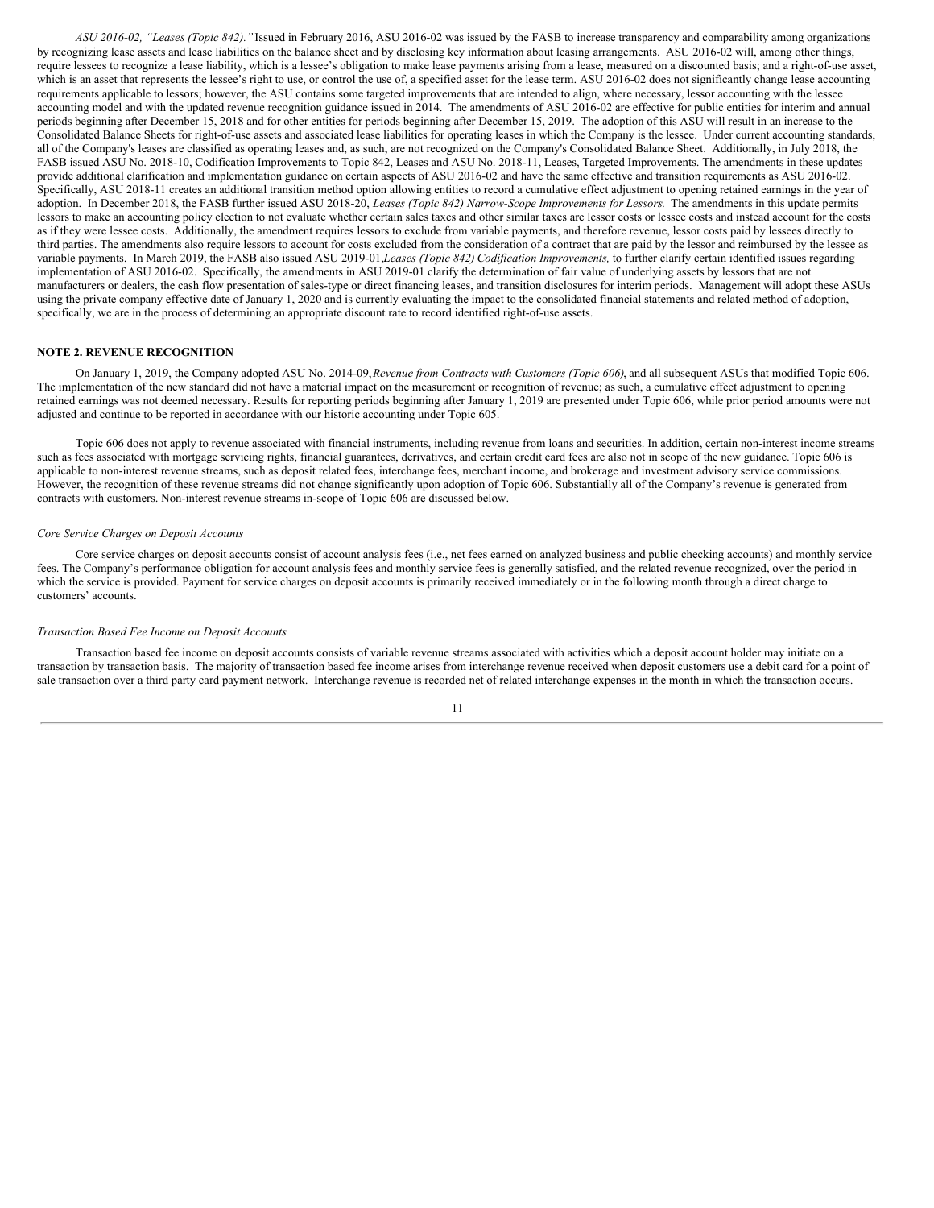*ASU 2016-02, "Leases (Topic 842)."* Issued in February 2016, ASU 2016-02 was issued by the FASB to increase transparency and comparability among organizations by recognizing lease assets and lease liabilities on the balance sheet and by disclosing key information about leasing arrangements. ASU 2016-02 will, among other things, require lessees to recognize a lease liability, which is a lessee's obligation to make lease payments arising from a lease, measured on a discounted basis; and a right-of-use asset, which is an asset that represents the lessee's right to use, or control the use of, a specified asset for the lease term. ASU 2016-02 does not significantly change lease accounting requirements applicable to lessors; however, the ASU contains some targeted improvements that are intended to align, where necessary, lessor accounting with the lessee accounting model and with the updated revenue recognition guidance issued in 2014. The amendments of ASU 2016-02 are effective for public entities for interim and annual periods beginning after December 15, 2018 and for other entities for periods beginning after December 15, 2019. The adoption of this ASU will result in an increase to the Consolidated Balance Sheets for right-of-use assets and associated lease liabilities for operating leases in which the Company is the lessee. Under current accounting standards, all of the Company's leases are classified as operating leases and, as such, are not recognized on the Company's Consolidated Balance Sheet. Additionally, in July 2018, the FASB issued ASU No. 2018-10, Codification Improvements to Topic 842, Leases and ASU No. 2018-11, Leases, Targeted Improvements. The amendments in these updates provide additional clarification and implementation guidance on certain aspects of ASU 2016-02 and have the same effective and transition requirements as ASU 2016-02. Specifically, ASU 2018-11 creates an additional transition method option allowing entities to record a cumulative effect adjustment to opening retained earnings in the year of adoption. In December 2018, the FASB further issued ASU 2018-20, *Leases (Topic 842) Narrow-Scope Improvements for Lessors.* The amendments in this update permits lessors to make an accounting policy election to not evaluate whether certain sales taxes and other similar taxes are lessor costs or lessee costs and instead account for the costs as if they were lessee costs. Additionally, the amendment requires lessors to exclude from variable payments, and therefore revenue, lessor costs paid by lessees directly to third parties. The amendments also require lessors to account for costs excluded from the consideration of a contract that are paid by the lessor and reimbursed by the lessee as variable payments. In March 2019, the FASB also issued ASU 2019-01,*Leases (Topic 842) Codification Improvements,* to further clarify certain identified issues regarding implementation of ASU 2016-02. Specifically, the amendments in ASU 2019-01 clarify the determination of fair value of underlying assets by lessors that are not manufacturers or dealers, the cash flow presentation of sales-type or direct financing leases, and transition disclosures for interim periods. Management will adopt these ASUs using the private company effective date of January 1, 2020 and is currently evaluating the impact to the consolidated financial statements and related method of adoption, specifically, we are in the process of determining an appropriate discount rate to record identified right-of-use assets.

## NOTE 2. REVENUE RECOGNITION

On January 1, 2019, the Company adopted ASU No. 2014-09,*Revenue from Contracts with Customers (Topic 606)*, and all subsequent ASUs that modified Topic 606. The implementation of the new standard did not have a material impact on the measurement or recognition of revenue; as such, a cumulative effect adjustment to opening retained earnings was not deemed necessary. Results for reporting periods beginning after January 1, 2019 are presented under Topic 606, while prior period amounts were not adjusted and continue to be reported in accordance with our historic accounting under Topic 605.

Topic 606 does not apply to revenue associated with financial instruments, including revenue from loans and securities. In addition, certain non-interest income streams such as fees associated with mortgage servicing rights, financial guarantees, derivatives, and certain credit card fees are also not in scope of the new guidance. Topic 606 is applicable to non-interest revenue streams, such as deposit related fees, interchange fees, merchant income, and brokerage and investment advisory service commissions. However, the recognition of these revenue streams did not change significantly upon adoption of Topic 606. Substantially all of the Company's revenue is generated from contracts with customers. Non-interest revenue streams in-scope of Topic 606 are discussed below.

*Core Service Charges on Deposit Accounts*

Core service charges on deposit accounts consist of account analysis fees (i.e., net fees earned on analyzed business and public checking accounts) and monthly service fees. The Company's performance obligation for account analysis fees and monthly service fees is generally satisfied, and the related revenue recognized, over the period in which the service is provided. Payment for service charges on deposit accounts is primarily received immediately or in the following month through a direct charge to customers' accounts.

*Transaction Based Fee Income on Deposit Accounts*

Transaction based fee income on deposit accounts consists of variable revenue streams associated with activities which a deposit account holder may initiate on a transaction by transaction basis. The majority of transaction based fee income arises from interchange revenue received when deposit customers use a debit card for a point of sale transaction over a third party card payment network. Interchange revenue is recorded net of related interchange expenses in the month in which the transaction occurs.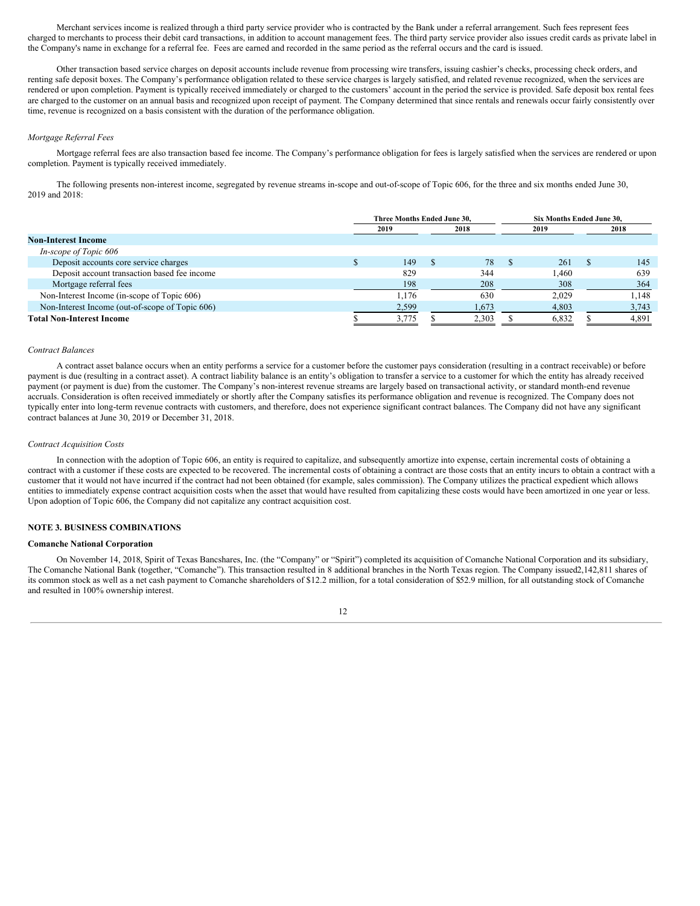Merchant services income is realized through a third party service provider who is contracted by the Bank under a referral arrangement. Such fees represent fees charged to merchants to process their debit card transactions, in addition to account management fees. The third party service provider also issues credit cards as private label in the Company's name in exchange for a referral fee. Fees are earned and recorded in the same period as the referral occurs and the card is issued.

Other transaction based service charges on deposit accounts include revenue from processing wire transfers, issuing cashier's checks, processing check orders, and renting safe deposit boxes. The Company's performance obligation related to these service charges is largely satisfied, and related revenue recognized, when the services are rendered or upon completion. Payment is typically received immediately or charged to the customers' account in the period the service is provided. Safe deposit box rental fees are charged to the customer on an annual basis and recognized upon receipt of payment. The Company determined that since rentals and renewals occur fairly consistently over time, revenue is recognized on a basis consistent with the duration of the performance obligation.

*Mortgage Referral Fees*

Mortgage referral fees are also transaction based fee income. The Company's performance obligation for fees is largely satisfied when the services are rendered or upon completion. Payment is typically received immediately.

The following presents non-interest income, segregated by revenue streams in-scope and out-of-scope of Topic 606, for the three and six months ended June 30, 2019 and 2018:

| | Three Months Ended June 30, | | Six Months Ended June 30, | |
|---|---|---|---|---|
| | 2019 | 2018 | 2019 | 2018 |
| **Non-Interest Income** | | | | |
| *In-scope of Topic 606* | | | | |
| Deposit accounts core service charges | $ 149 | $ 78 | $ 261 | $ 145 |
| Deposit account transaction based fee income | 829 | 344 | 1,460 | 639 |
| Mortgage referral fees | 198 | 208 | 308 | 364 |
| Non-Interest Income (in-scope of Topic 606) | 1,176 | 630 | 2,029 | 1,148 |
| Non-Interest Income (out-of-scope of Topic 606) | 2,599 | 1,673 | 4,803 | 3,743 |
| **Total Non-Interest Income** | $ 3,775 | $ 2,303 | $ 6,832 | $ 4,891 |

*Contract Balances*

A contract asset balance occurs when an entity performs a service for a customer before the customer pays consideration (resulting in a contract receivable) or before payment is due (resulting in a contract asset). A contract liability balance is an entity's obligation to transfer a service to a customer for which the entity has already received payment (or payment is due) from the customer. The Company's non-interest revenue streams are largely based on transactional activity, or standard month-end revenue accruals. Consideration is often received immediately or shortly after the Company satisfies its performance obligation and revenue is recognized. The Company does not typically enter into long-term revenue contracts with customers, and therefore, does not experience significant contract balances. The Company did not have any significant contract balances at June 30, 2019 or December 31, 2018.

*Contract Acquisition Costs*

In connection with the adoption of Topic 606, an entity is required to capitalize, and subsequently amortize into expense, certain incremental costs of obtaining a contract with a customer if these costs are expected to be recovered. The incremental costs of obtaining a contract are those costs that an entity incurs to obtain a contract with a customer that it would not have incurred if the contract had not been obtained (for example, sales commission). The Company utilizes the practical expedient which allows entities to immediately expense contract acquisition costs when the asset that would have resulted from capitalizing these costs would have been amortized in one year or less. Upon adoption of Topic 606, the Company did not capitalize any contract acquisition cost.

## NOTE 3. BUSINESS COMBINATIONS

**Comanche National Corporation**

On November 14, 2018, Spirit of Texas Bancshares, Inc. (the "Company" or "Spirit") completed its acquisition of Comanche National Corporation and its subsidiary, The Comanche National Bank (together, "Comanche"). This transaction resulted in 8 additional branches in the North Texas region. The Company issued2,142,811 shares of its common stock as well as a net cash payment to Comanche shareholders of $12.2 million, for a total consideration of $52.9 million, for all outstanding stock of Comanche and resulted in 100% ownership interest.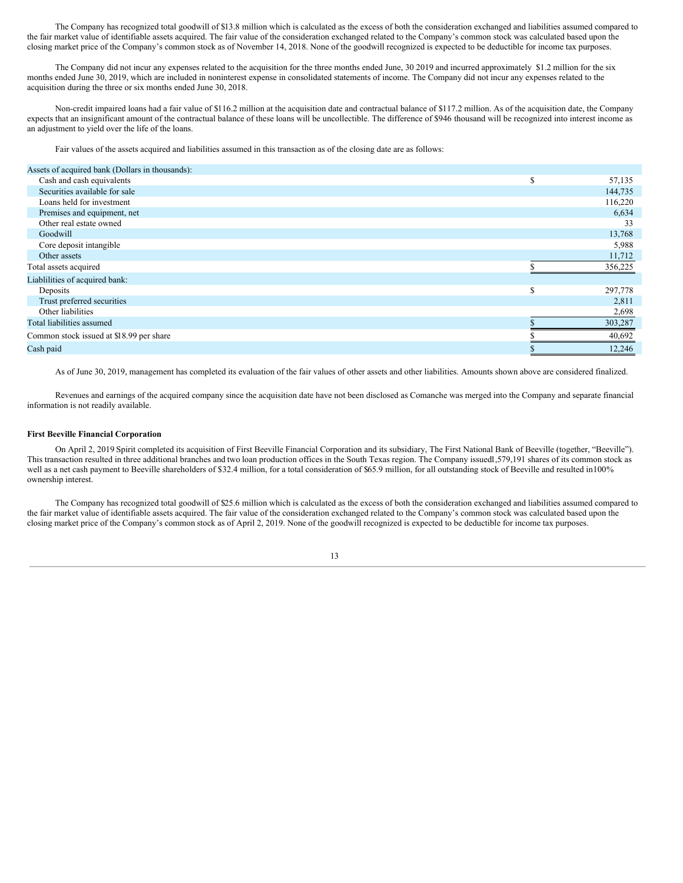The Company has recognized total goodwill of $13.8 million which is calculated as the excess of both the consideration exchanged and liabilities assumed compared to the fair market value of identifiable assets acquired. The fair value of the consideration exchanged related to the Company's common stock was calculated based upon the closing market price of the Company's common stock as of November 14, 2018. None of the goodwill recognized is expected to be deductible for income tax purposes.

The Company did not incur any expenses related to the acquisition for the three months ended June, 30 2019 and incurred approximately $1.2 million for the six months ended June 30, 2019, which are included in noninterest expense in consolidated statements of income. The Company did not incur any expenses related to the acquisition during the three or six months ended June 30, 2018.

Non-credit impaired loans had a fair value of $116.2 million at the acquisition date and contractual balance of $117.2 million. As of the acquisition date, the Company expects that an insignificant amount of the contractual balance of these loans will be uncollectible. The difference of $946 thousand will be recognized into interest income as an adjustment to yield over the life of the loans.

Fair values of the assets acquired and liabilities assumed in this transaction as of the closing date are as follows:

| Assets of acquired bank (Dollars in thousands): | | |
|---|---|---|
| Cash and cash equivalents | $ | 57,135 |
| Securities available for sale | | 144,735 |
| Loans held for investment | | 116,220 |
| Premises and equipment, net | | 6,634 |
| Other real estate owned | | 33 |
| Goodwill | | 13,768 |
| Core deposit intangible | | 5,988 |
| Other assets | | 11,712 |
| Total assets acquired | $ | 356,225 |
| Liablilities of acquired bank: | | |
| Deposits | $ | 297,778 |
| Trust preferred securities | | 2,811 |
| Other liabilities | | 2,698 |
| Total liabilities assumed | $ | 303,287 |
| Common stock issued at $18.99 per share | $ | 40,692 |
| Cash paid | $ | 12,246 |

As of June 30, 2019, management has completed its evaluation of the fair values of other assets and other liabilities. Amounts shown above are considered finalized.

Revenues and earnings of the acquired company since the acquisition date have not been disclosed as Comanche was merged into the Company and separate financial information is not readily available.

**First Beeville Financial Corporation**

On April 2, 2019 Spirit completed its acquisition of First Beeville Financial Corporation and its subsidiary, The First National Bank of Beeville (together, "Beeville"). This transaction resulted in three additional branches and two loan production offices in the South Texas region. The Company issued1,579,191 shares of its common stock as well as a net cash payment to Beeville shareholders of $32.4 million, for a total consideration of $65.9 million, for all outstanding stock of Beeville and resulted in100% ownership interest.

The Company has recognized total goodwill of $25.6 million which is calculated as the excess of both the consideration exchanged and liabilities assumed compared to the fair market value of identifiable assets acquired. The fair value of the consideration exchanged related to the Company's common stock was calculated based upon the closing market price of the Company's common stock as of April 2, 2019. None of the goodwill recognized is expected to be deductible for income tax purposes.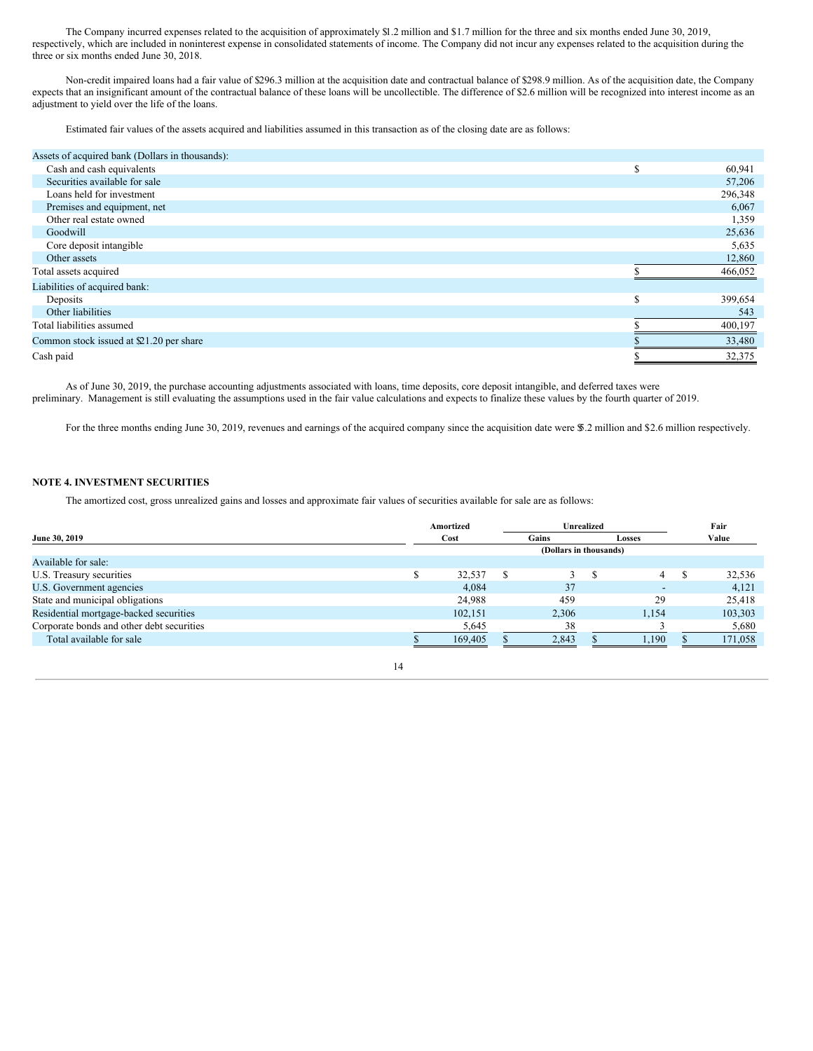The Company incurred expenses related to the acquisition of approximately $1.2 million and $1.7 million for the three and six months ended June 30, 2019, respectively, which are included in noninterest expense in consolidated statements of income. The Company did not incur any expenses related to the acquisition during the three or six months ended June 30, 2018.

Non-credit impaired loans had a fair value of $296.3 million at the acquisition date and contractual balance of $298.9 million. As of the acquisition date, the Company expects that an insignificant amount of the contractual balance of these loans will be uncollectible. The difference of $2.6 million will be recognized into interest income as an adjustment to yield over the life of the loans.

Estimated fair values of the assets acquired and liabilities assumed in this transaction as of the closing date are as follows:

| Assets of acquired bank (Dollars in thousands): | | |
|---|---|---|
| Cash and cash equivalents | $ | 60,941 |
| Securities available for sale | | 57,206 |
| Loans held for investment | | 296,348 |
| Premises and equipment, net | | 6,067 |
| Other real estate owned | | 1,359 |
| Goodwill | | 25,636 |
| Core deposit intangible | | 5,635 |
| Other assets | | 12,860 |
| Total assets acquired | $ | 466,052 |
| Liabilities of acquired bank: | | |
| Deposits | $ | 399,654 |
| Other liabilities | | 543 |
| Total liabilities assumed | $ | 400,197 |
| Common stock issued at $21.20 per share | $ | 33,480 |
| Cash paid | $ | 32,375 |

As of June 30, 2019, the purchase accounting adjustments associated with loans, time deposits, core deposit intangible, and deferred taxes were preliminary. Management is still evaluating the assumptions used in the fair value calculations and expects to finalize these values by the fourth quarter of 2019.

For the three months ending June 30, 2019, revenues and earnings of the acquired company since the acquisition date were $5.2 million and $2.6 million respectively.

## NOTE 4. INVESTMENT SECURITIES

The amortized cost, gross unrealized gains and losses and approximate fair values of securities available for sale are as follows:

| June 30, 2019 | Amortized Cost | Unrealized Gains | Unrealized Losses | Fair Value |
|---|---|---|---|---|
| | (Dollars in thousands) | | | |
| Available for sale: | | | | |
| U.S. Treasury securities | $ 32,537 | $ 3 | $ 4 | $ 32,536 |
| U.S. Government agencies | 4,084 | 37 | - | 4,121 |
| State and municipal obligations | 24,988 | 459 | 29 | 25,418 |
| Residential mortgage-backed securities | 102,151 | 2,306 | 1,154 | 103,303 |
| Corporate bonds and other debt securities | 5,645 | 38 | 3 | 5,680 |
| Total available for sale | $ 169,405 | $ 2,843 | $ 1,190 | $ 171,058 |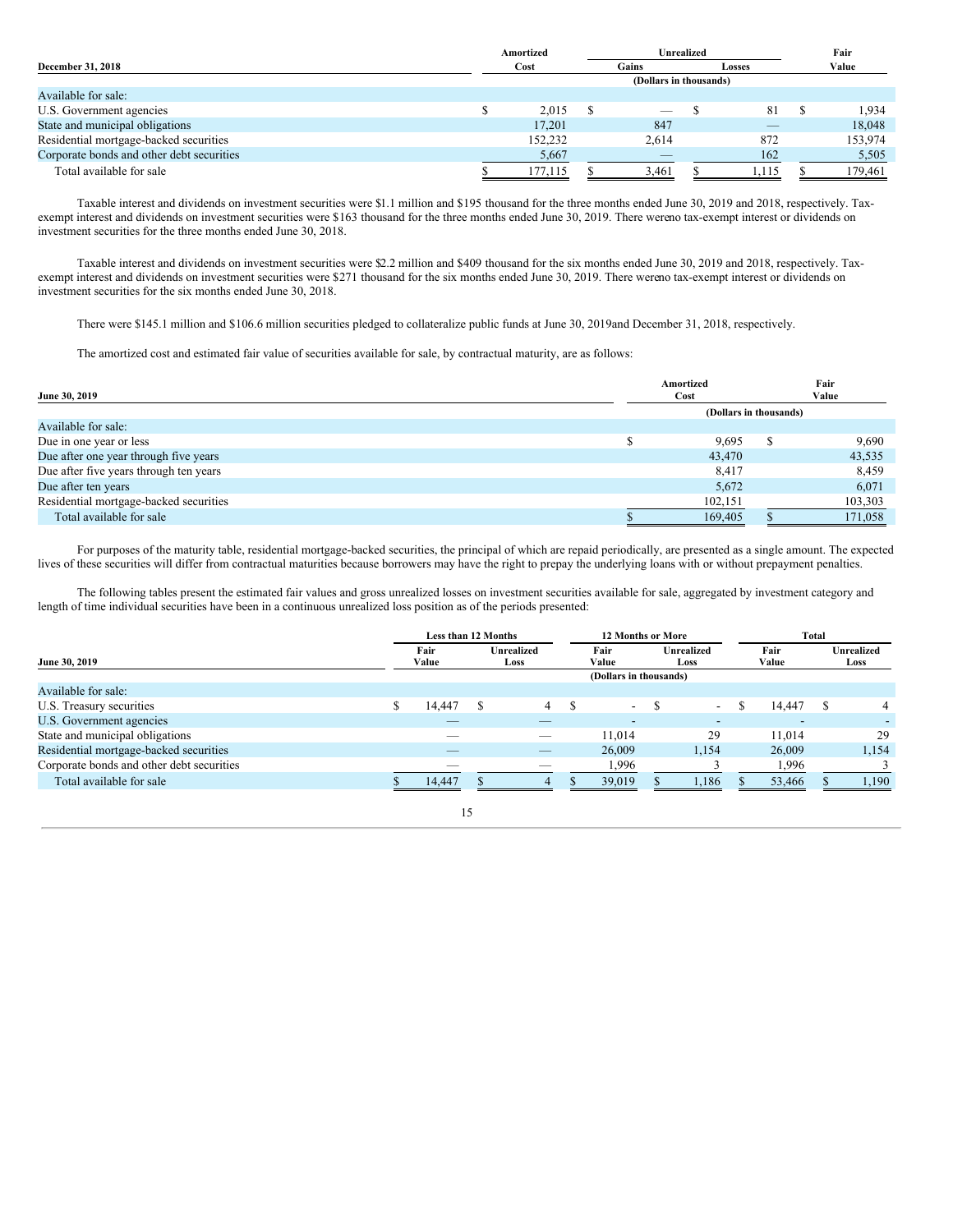| December 31, 2018 | Amortized Cost | Unrealized Gains | Unrealized Losses | Fair Value |
|---|---|---|---|---|
| | (Dollars in thousands) | | | |
| Available for sale: | | | | |
| U.S. Government agencies | $ 2,015 | $ — | $ 81 | $ 1,934 |
| State and municipal obligations | 17,201 | 847 | — | 18,048 |
| Residential mortgage-backed securities | 152,232 | 2,614 | 872 | 153,974 |
| Corporate bonds and other debt securities | 5,667 | — | 162 | 5,505 |
| Total available for sale | $ 177,115 | $ 3,461 | $ 1,115 | $ 179,461 |

Taxable interest and dividends on investment securities were $1.1 million and $195 thousand for the three months ended June 30, 2019 and 2018, respectively. Tax-exempt interest and dividends on investment securities were $163 thousand for the three months ended June 30, 2019. There wereno tax-exempt interest or dividends on investment securities for the three months ended June 30, 2018.

Taxable interest and dividends on investment securities were $2.2 million and $409 thousand for the six months ended June 30, 2019 and 2018, respectively. Tax-exempt interest and dividends on investment securities were $271 thousand for the six months ended June 30, 2019. There wereno tax-exempt interest or dividends on investment securities for the six months ended June 30, 2018.

There were $145.1 million and $106.6 million securities pledged to collateralize public funds at June 30, 2019and December 31, 2018, respectively.

The amortized cost and estimated fair value of securities available for sale, by contractual maturity, are as follows:

| June 30, 2019 | Amortized Cost | Fair Value |
|---|---|---|
| | (Dollars in thousands) | |
| Available for sale: | | |
| Due in one year or less | $ 9,695 | $ 9,690 |
| Due after one year through five years | 43,470 | 43,535 |
| Due after five years through ten years | 8,417 | 8,459 |
| Due after ten years | 5,672 | 6,071 |
| Residential mortgage-backed securities | 102,151 | 103,303 |
| Total available for sale | $ 169,405 | $ 171,058 |

For purposes of the maturity table, residential mortgage-backed securities, the principal of which are repaid periodically, are presented as a single amount. The expected lives of these securities will differ from contractual maturities because borrowers may have the right to prepay the underlying loans with or without prepayment penalties.

The following tables present the estimated fair values and gross unrealized losses on investment securities available for sale, aggregated by investment category and length of time individual securities have been in a continuous unrealized loss position as of the periods presented:

| June 30, 2019 | Less than 12 Months | | 12 Months or More | | Total | |
|---|---|---|---|---|---|---|
| | Fair Value | Unrealized Loss | Fair Value | Unrealized Loss | Fair Value | Unrealized Loss |
| | (Dollars in thousands) | | | | | |
| Available for sale: | | | | | | |
| U.S. Treasury securities | $ 14,447 | $ 4 | $ - | $ - | $ 14,447 | $ 4 |
| U.S. Government agencies | — | — | - | - | - | - |
| State and municipal obligations | — | — | 11,014 | 29 | 11,014 | 29 |
| Residential mortgage-backed securities | — | — | 26,009 | 1,154 | 26,009 | 1,154 |
| Corporate bonds and other debt securities | — | — | 1,996 | 3 | 1,996 | 3 |
| Total available for sale | $ 14,447 | $ 4 | $ 39,019 | $ 1,186 | $ 53,466 | $ 1,190 |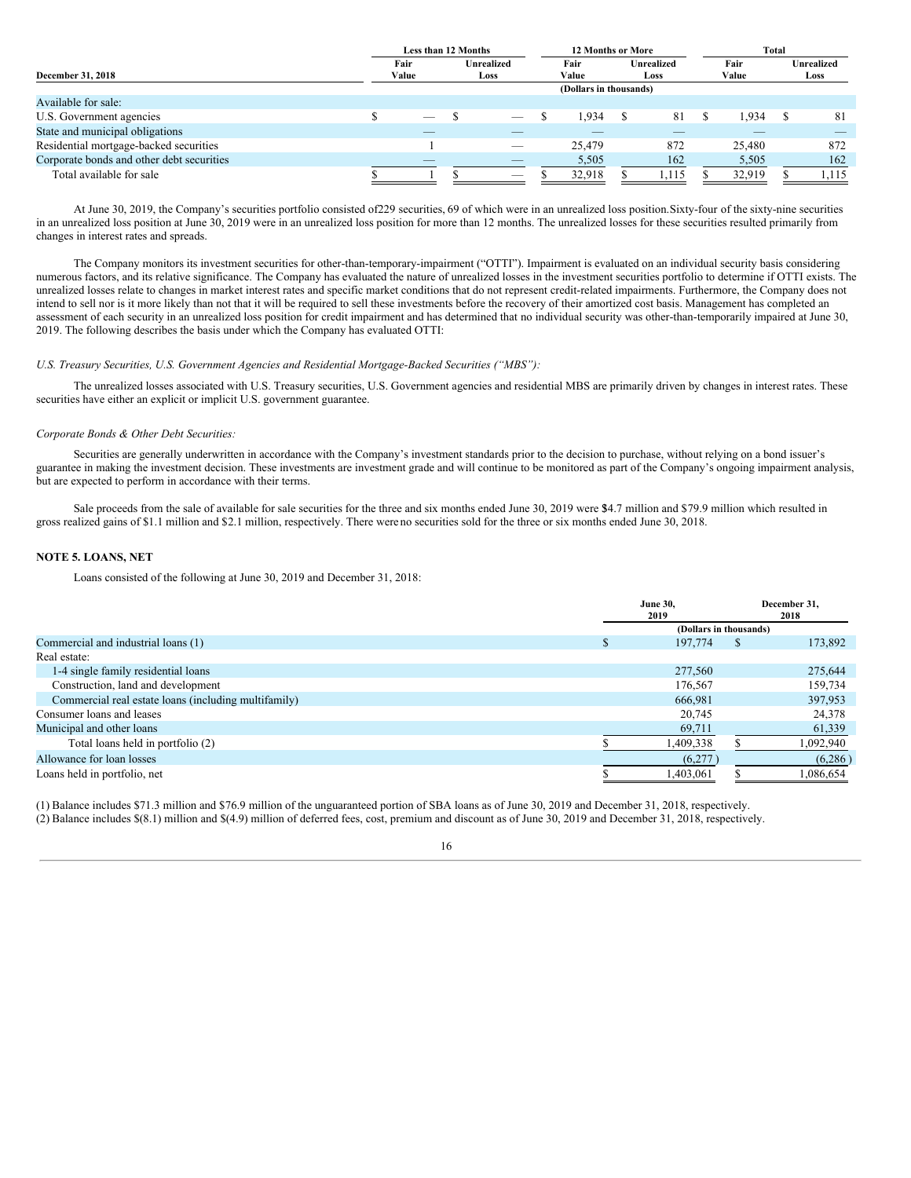| December 31, 2018 | Less than 12 Months | | 12 Months or More | | Total | |
|---|---|---|---|---|---|---|
| | Fair Value | Unrealized Loss | Fair Value | Unrealized Loss | Fair Value | Unrealized Loss |
| | (Dollars in thousands) | | | | | |
| Available for sale: | | | | | | |
| U.S. Government agencies | $ — | $ — | $ 1,934 | $ 81 | $ 1,934 | $ 81 |
| State and municipal obligations | — | — | — | — | — | — |
| Residential mortgage-backed securities | 1 | — | 25,479 | 872 | 25,480 | 872 |
| Corporate bonds and other debt securities | — | — | 5,505 | 162 | 5,505 | 162 |
| Total available for sale | $ 1 | $ — | $ 32,918 | $ 1,115 | $ 32,919 | $ 1,115 |

At June 30, 2019, the Company's securities portfolio consisted of229 securities, 69 of which were in an unrealized loss position.Sixty-four of the sixty-nine securities in an unrealized loss position at June 30, 2019 were in an unrealized loss position for more than 12 months. The unrealized losses for these securities resulted primarily from changes in interest rates and spreads.

The Company monitors its investment securities for other-than-temporary-impairment ("OTTI"). Impairment is evaluated on an individual security basis considering numerous factors, and its relative significance. The Company has evaluated the nature of unrealized losses in the investment securities portfolio to determine if OTTI exists. The unrealized losses relate to changes in market interest rates and specific market conditions that do not represent credit-related impairments. Furthermore, the Company does not intend to sell nor is it more likely than not that it will be required to sell these investments before the recovery of their amortized cost basis. Management has completed an assessment of each security in an unrealized loss position for credit impairment and has determined that no individual security was other-than-temporarily impaired at June 30, 2019. The following describes the basis under which the Company has evaluated OTTI:

*U.S. Treasury Securities, U.S. Government Agencies and Residential Mortgage-Backed Securities ("MBS"):*

The unrealized losses associated with U.S. Treasury securities, U.S. Government agencies and residential MBS are primarily driven by changes in interest rates. These securities have either an explicit or implicit U.S. government guarantee.

*Corporate Bonds & Other Debt Securities:*

Securities are generally underwritten in accordance with the Company's investment standards prior to the decision to purchase, without relying on a bond issuer's guarantee in making the investment decision. These investments are investment grade and will continue to be monitored as part of the Company's ongoing impairment analysis, but are expected to perform in accordance with their terms.

Sale proceeds from the sale of available for sale securities for the three and six months ended June 30, 2019 were $4.7 million and $79.9 million which resulted in gross realized gains of $1.1 million and $2.1 million, respectively. There wereno securities sold for the three or six months ended June 30, 2018.

## NOTE 5. LOANS, NET

Loans consisted of the following at June 30, 2019 and December 31, 2018:

| | June 30, 2019 | December 31, 2018 |
|---|---|---|
| | (Dollars in thousands) | |
| Commercial and industrial loans (1) | $ 197,774 | $ 173,892 |
| Real estate: | | |
| 1-4 single family residential loans | 277,560 | 275,644 |
| Construction, land and development | 176,567 | 159,734 |
| Commercial real estate loans (including multifamily) | 666,981 | 397,953 |
| Consumer loans and leases | 20,745 | 24,378 |
| Municipal and other loans | 69,711 | 61,339 |
| Total loans held in portfolio (2) | $ 1,409,338 | $ 1,092,940 |
| Allowance for loan losses | (6,277) | (6,286) |
| Loans held in portfolio, net | $ 1,403,061 | $ 1,086,654 |

(1) Balance includes $71.3 million and $76.9 million of the unguaranteed portion of SBA loans as of June 30, 2019 and December 31, 2018, respectively.

(2) Balance includes $(8.1) million and $(4.9) million of deferred fees, cost, premium and discount as of June 30, 2019 and December 31, 2018, respectively.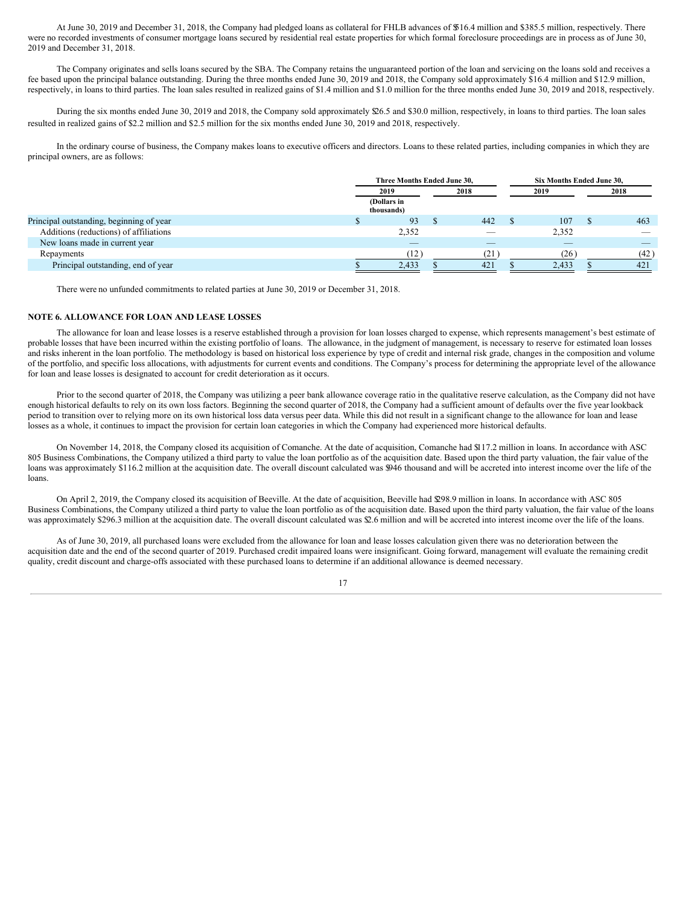At June 30, 2019 and December 31, 2018, the Company had pledged loans as collateral for FHLB advances of $516.4 million and $385.5 million, respectively. There were no recorded investments of consumer mortgage loans secured by residential real estate properties for which formal foreclosure proceedings are in process as of June 30, 2019 and December 31, 2018.

The Company originates and sells loans secured by the SBA. The Company retains the unguaranteed portion of the loan and servicing on the loans sold and receives a fee based upon the principal balance outstanding. During the three months ended June 30, 2019 and 2018, the Company sold approximately $16.4 million and $12.9 million, respectively, in loans to third parties. The loan sales resulted in realized gains of $1.4 million and $1.0 million for the three months ended June 30, 2019 and 2018, respectively.

During the six months ended June 30, 2019 and 2018, the Company sold approximately $26.5 and $30.0 million, respectively, in loans to third parties. The loan sales resulted in realized gains of $2.2 million and $2.5 million for the six months ended June 30, 2019 and 2018, respectively.

In the ordinary course of business, the Company makes loans to executive officers and directors. Loans to these related parties, including companies in which they are principal owners, are as follows:

| | Three Months Ended June 30, | | Six Months Ended June 30, | |
|---|---|---|---|---|
| | 2019 | 2018 | 2019 | 2018 |
| | (Dollars in thousands) | | | |
| Principal outstanding, beginning of year | $ 93 | $ 442 | $ 107 | $ 463 |
| Additions (reductions) of affiliations | 2,352 | — | 2,352 | — |
| New loans made in current year | — | — | — | — |
| Repayments | (12) | (21) | (26) | (42) |
| Principal outstanding, end of year | $ 2,433 | $ 421 | $ 2,433 | $ 421 |

There were no unfunded commitments to related parties at June 30, 2019 or December 31, 2018.

## NOTE 6. ALLOWANCE FOR LOAN AND LEASE LOSSES

The allowance for loan and lease losses is a reserve established through a provision for loan losses charged to expense, which represents management's best estimate of probable losses that have been incurred within the existing portfolio of loans. The allowance, in the judgment of management, is necessary to reserve for estimated loan losses and risks inherent in the loan portfolio. The methodology is based on historical loss experience by type of credit and internal risk grade, changes in the composition and volume of the portfolio, and specific loss allocations, with adjustments for current events and conditions. The Company's process for determining the appropriate level of the allowance for loan and lease losses is designated to account for credit deterioration as it occurs.

Prior to the second quarter of 2018, the Company was utilizing a peer bank allowance coverage ratio in the qualitative reserve calculation, as the Company did not have enough historical defaults to rely on its own loss factors. Beginning the second quarter of 2018, the Company had a sufficient amount of defaults over the five year lookback period to transition over to relying more on its own historical loss data versus peer data. While this did not result in a significant change to the allowance for loan and lease losses as a whole, it continues to impact the provision for certain loan categories in which the Company had experienced more historical defaults.

On November 14, 2018, the Company closed its acquisition of Comanche. At the date of acquisition, Comanche had $117.2 million in loans. In accordance with ASC 805 Business Combinations, the Company utilized a third party to value the loan portfolio as of the acquisition date. Based upon the third party valuation, the fair value of the loans was approximately $116.2 million at the acquisition date. The overall discount calculated was $946 thousand and will be accreted into interest income over the life of the loans.

On April 2, 2019, the Company closed its acquisition of Beeville. At the date of acquisition, Beeville had $298.9 million in loans. In accordance with ASC 805 Business Combinations, the Company utilized a third party to value the loan portfolio as of the acquisition date. Based upon the third party valuation, the fair value of the loans was approximately $296.3 million at the acquisition date. The overall discount calculated was $2.6 million and will be accreted into interest income over the life of the loans.

As of June 30, 2019, all purchased loans were excluded from the allowance for loan and lease losses calculation given there was no deterioration between the acquisition date and the end of the second quarter of 2019. Purchased credit impaired loans were insignificant. Going forward, management will evaluate the remaining credit quality, credit discount and charge-offs associated with these purchased loans to determine if an additional allowance is deemed necessary.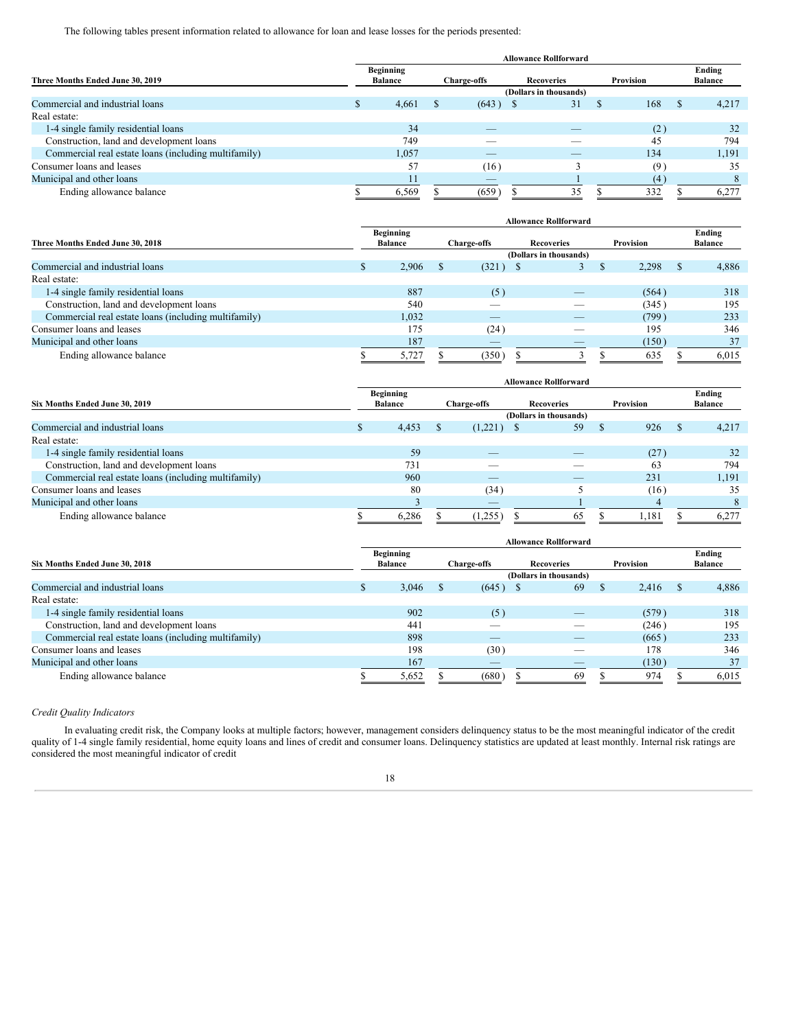The following tables present information related to allowance for loan and lease losses for the periods presented:

| Three Months Ended June 30, 2019 | Allowance Rollforward | | | | |
|---|---|---|---|---|---|
| | Beginning Balance | Charge-offs | Recoveries | Provision | Ending Balance |
| | (Dollars in thousands) | | | | |
| Commercial and industrial loans | $ 4,661 | $ (643) | $ 31 | $ 168 | $ 4,217 |
| Real estate: | | | | | |
| 1-4 single family residential loans | 34 | — | — | (2) | 32 |
| Construction, land and development loans | 749 | — | — | 45 | 794 |
| Commercial real estate loans (including multifamily) | 1,057 | — | — | 134 | 1,191 |
| Consumer loans and leases | 57 | (16) | 3 | (9) | 35 |
| Municipal and other loans | 11 | — | 1 | (4) | 8 |
| Ending allowance balance | $ 6,569 | $ (659) | $ 35 | $ 332 | $ 6,277 |

| Three Months Ended June 30, 2018 | Allowance Rollforward | | | | |
|---|---|---|---|---|---|
| | Beginning Balance | Charge-offs | Recoveries | Provision | Ending Balance |
| | (Dollars in thousands) | | | | |
| Commercial and industrial loans | $ 2,906 | $ (321) | $ 3 | $ 2,298 | $ 4,886 |
| Real estate: | | | | | |
| 1-4 single family residential loans | 887 | (5) | — | (564) | 318 |
| Construction, land and development loans | 540 | — | — | (345) | 195 |
| Commercial real estate loans (including multifamily) | 1,032 | — | — | (799) | 233 |
| Consumer loans and leases | 175 | (24) | — | 195 | 346 |
| Municipal and other loans | 187 | — | — | (150) | 37 |
| Ending allowance balance | $ 5,727 | $ (350) | $ 3 | $ 635 | $ 6,015 |

| Six Months Ended June 30, 2019 | Allowance Rollforward | | | | |
|---|---|---|---|---|---|
| | Beginning Balance | Charge-offs | Recoveries | Provision | Ending Balance |
| | (Dollars in thousands) | | | | |
| Commercial and industrial loans | $ 4,453 | $ (1,221) | $ 59 | $ 926 | $ 4,217 |
| Real estate: | | | | | |
| 1-4 single family residential loans | 59 | — | — | (27) | 32 |
| Construction, land and development loans | 731 | — | — | 63 | 794 |
| Commercial real estate loans (including multifamily) | 960 | — | — | 231 | 1,191 |
| Consumer loans and leases | 80 | (34) | 5 | (16) | 35 |
| Municipal and other loans | 3 | — | 1 | 4 | 8 |
| Ending allowance balance | $ 6,286 | $ (1,255) | $ 65 | $ 1,181 | $ 6,277 |

| Six Months Ended June 30, 2018 | Allowance Rollforward | | | | |
|---|---|---|---|---|---|
| | Beginning Balance | Charge-offs | Recoveries | Provision | Ending Balance |
| | (Dollars in thousands) | | | | |
| Commercial and industrial loans | $ 3,046 | $ (645) | $ 69 | $ 2,416 | $ 4,886 |
| Real estate: | | | | | |
| 1-4 single family residential loans | 902 | (5) | — | (579) | 318 |
| Construction, land and development loans | 441 | — | — | (246) | 195 |
| Commercial real estate loans (including multifamily) | 898 | — | — | (665) | 233 |
| Consumer loans and leases | 198 | (30) | — | 178 | 346 |
| Municipal and other loans | 167 | — | — | (130) | 37 |
| Ending allowance balance | $ 5,652 | $ (680) | $ 69 | $ 974 | $ 6,015 |

*Credit Quality Indicators*

In evaluating credit risk, the Company looks at multiple factors; however, management considers delinquency status to be the most meaningful indicator of the credit quality of 1-4 single family residential, home equity loans and lines of credit and consumer loans. Delinquency statistics are updated at least monthly. Internal risk ratings are considered the most meaningful indicator of credit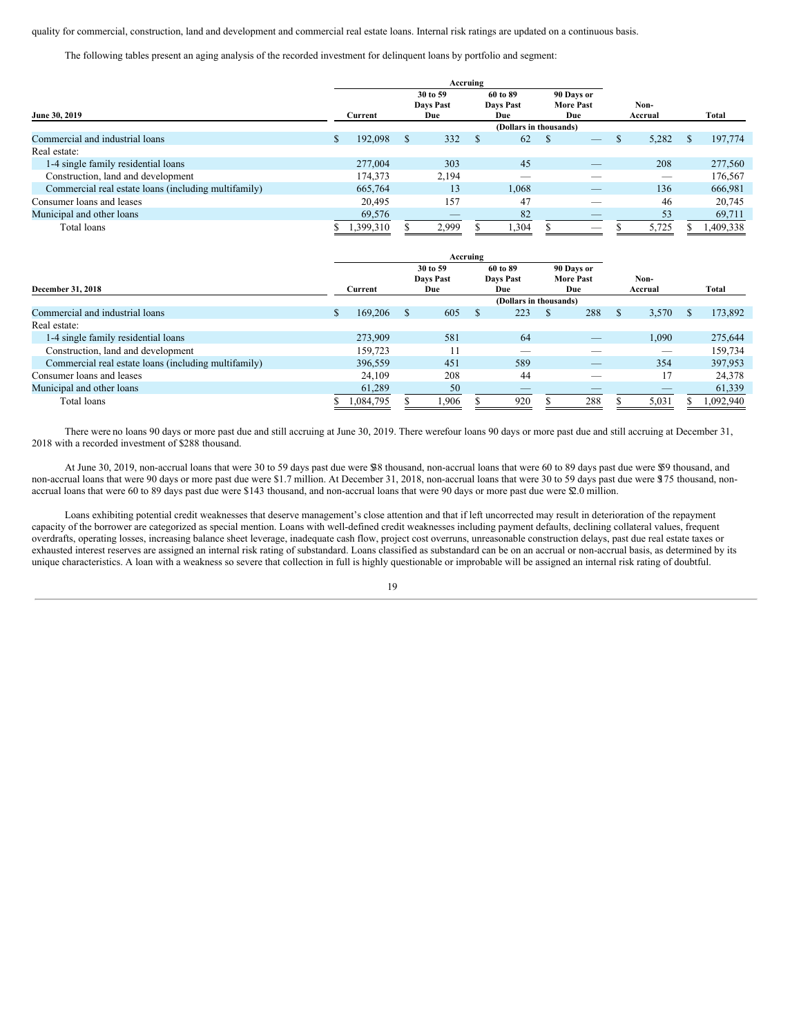quality for commercial, construction, land and development and commercial real estate loans. Internal risk ratings are updated on a continuous basis.

The following tables present an aging analysis of the recorded investment for delinquent loans by portfolio and segment:

| June 30, 2019 | Current | Accruing 30 to 59 Days Past Due | Accruing 60 to 89 Days Past Due | Accruing 90 Days or More Past Due | Non-Accrual | Total |
|---|---|---|---|---|---|---|
| | (Dollars in thousands) | | | | | |
| Commercial and industrial loans | $ 192,098 | $ 332 | $ 62 | $ — | $ 5,282 | $ 197,774 |
| Real estate: | | | | | | |
| 1-4 single family residential loans | 277,004 | 303 | 45 | — | 208 | 277,560 |
| Construction, land and development | 174,373 | 2,194 | — | — | — | 176,567 |
| Commercial real estate loans (including multifamily) | 665,764 | 13 | 1,068 | — | 136 | 666,981 |
| Consumer loans and leases | 20,495 | 157 | 47 | — | 46 | 20,745 |
| Municipal and other loans | 69,576 | — | 82 | — | 53 | 69,711 |
| Total loans | $ 1,399,310 | $ 2,999 | $ 1,304 | $ — | $ 5,725 | $ 1,409,338 |

| December 31, 2018 | Current | Accruing 30 to 59 Days Past Due | Accruing 60 to 89 Days Past Due | Accruing 90 Days or More Past Due | Non-Accrual | Total |
|---|---|---|---|---|---|---|
| | (Dollars in thousands) | | | | | |
| Commercial and industrial loans | $ 169,206 | $ 605 | $ 223 | $ 288 | $ 3,570 | $ 173,892 |
| Real estate: | | | | | | |
| 1-4 single family residential loans | 273,909 | 581 | 64 | — | 1,090 | 275,644 |
| Construction, land and development | 159,723 | 11 | — | — | — | 159,734 |
| Commercial real estate loans (including multifamily) | 396,559 | 451 | 589 | — | 354 | 397,953 |
| Consumer loans and leases | 24,109 | 208 | 44 | — | 17 | 24,378 |
| Municipal and other loans | 61,289 | 50 | — | — | — | 61,339 |
| Total loans | $ 1,084,795 | $ 1,906 | $ 920 | $ 288 | $ 5,031 | $ 1,092,940 |

There were no loans 90 days or more past due and still accruing at June 30, 2019. There were four loans 90 days or more past due and still accruing at December 31, 2018 with a recorded investment of $288 thousand.

At June 30, 2019, non-accrual loans that were 30 to 59 days past due were $38 thousand, non-accrual loans that were 60 to 89 days past due were $59 thousand, and non-accrual loans that were 90 days or more past due were $1.7 million. At December 31, 2018, non-accrual loans that were 30 to 59 days past due were $175 thousand, non-accrual loans that were 60 to 89 days past due were $143 thousand, and non-accrual loans that were 90 days or more past due were $2.0 million.

Loans exhibiting potential credit weaknesses that deserve management's close attention and that if left uncorrected may result in deterioration of the repayment capacity of the borrower are categorized as special mention. Loans with well-defined credit weaknesses including payment defaults, declining collateral values, frequent overdrafts, operating losses, increasing balance sheet leverage, inadequate cash flow, project cost overruns, unreasonable construction delays, past due real estate taxes or exhausted interest reserves are assigned an internal risk rating of substandard. Loans classified as substandard can be on an accrual or non-accrual basis, as determined by its unique characteristics. A loan with a weakness so severe that collection in full is highly questionable or improbable will be assigned an internal risk rating of doubtful.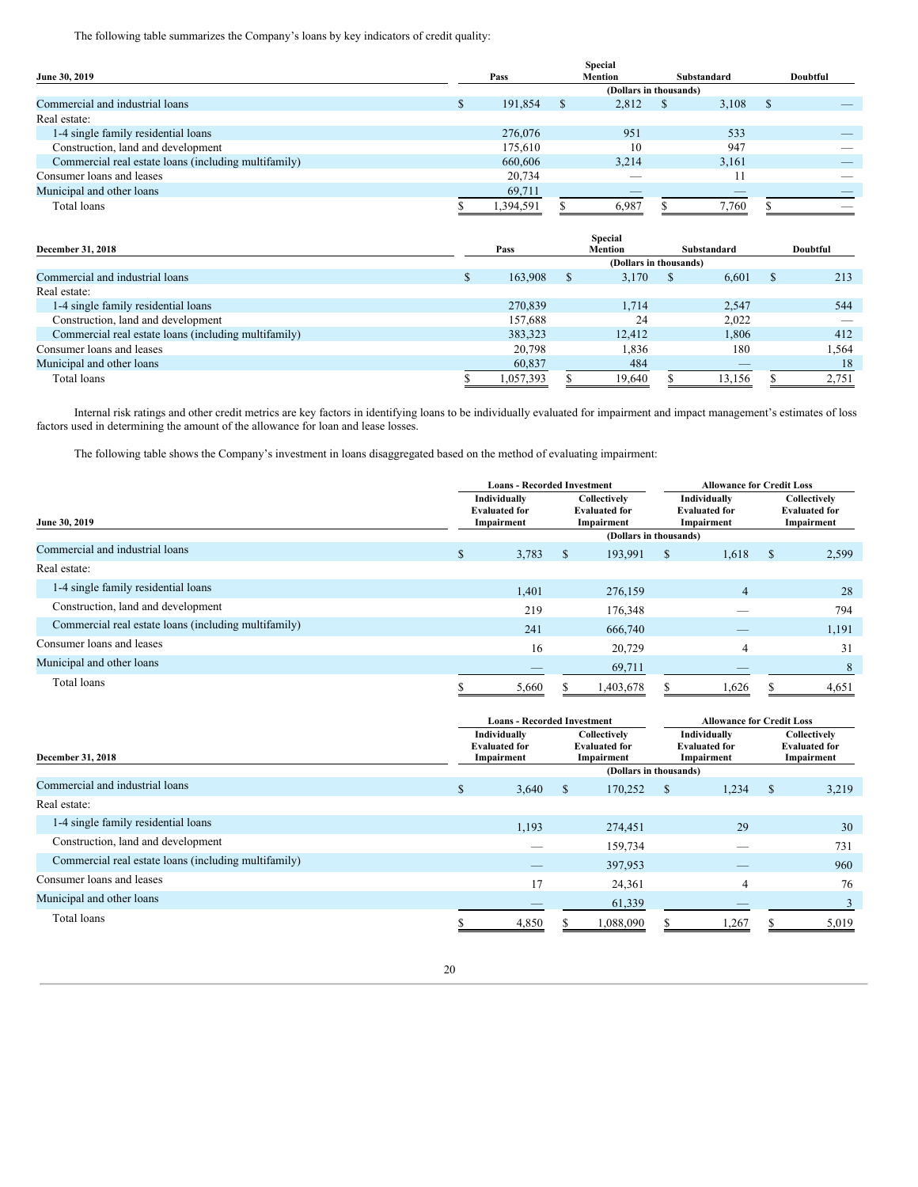The following table summarizes the Company's loans by key indicators of credit quality:

| June 30, 2019 | Pass | Special Mention | Substandard | Doubtful |
|---|---|---|---|---|
| | (Dollars in thousands) | | | |
| Commercial and industrial loans | $ 191,854 | $ 2,812 | $ 3,108 | $ — |
| Real estate: | | | | |
| 1-4 single family residential loans | 276,076 | 951 | 533 | — |
| Construction, land and development | 175,610 | 10 | 947 | — |
| Commercial real estate loans (including multifamily) | 660,606 | 3,214 | 3,161 | — |
| Consumer loans and leases | 20,734 | — | 11 | — |
| Municipal and other loans | 69,711 | — | — | — |
| Total loans | $ 1,394,591 | $ 6,987 | $ 7,760 | $ — |

| December 31, 2018 | Pass | Special Mention | Substandard | Doubtful |
|---|---|---|---|---|
| | (Dollars in thousands) | | | |
| Commercial and industrial loans | $ 163,908 | $ 3,170 | $ 6,601 | $ 213 |
| Real estate: | | | | |
| 1-4 single family residential loans | 270,839 | 1,714 | 2,547 | 544 |
| Construction, land and development | 157,688 | 24 | 2,022 | — |
| Commercial real estate loans (including multifamily) | 383,323 | 12,412 | 1,806 | 412 |
| Consumer loans and leases | 20,798 | 1,836 | 180 | 1,564 |
| Municipal and other loans | 60,837 | 484 | — | 18 |
| Total loans | $ 1,057,393 | $ 19,640 | $ 13,156 | $ 2,751 |

Internal risk ratings and other credit metrics are key factors in identifying loans to be individually evaluated for impairment and impact management's estimates of loss factors used in determining the amount of the allowance for loan and lease losses.

The following table shows the Company's investment in loans disaggregated based on the method of evaluating impairment:

| | Loans - Recorded Investment | | Allowance for Credit Loss | |
|---|---|---|---|---|
| June 30, 2019 | Individually Evaluated for Impairment | Collectively Evaluated for Impairment | Individually Evaluated for Impairment | Collectively Evaluated for Impairment |
| | (Dollars in thousands) | | | |
| Commercial and industrial loans | $ 3,783 | $ 193,991 | $ 1,618 | $ 2,599 |
| Real estate: | | | | |
| 1-4 single family residential loans | 1,401 | 276,159 | 4 | 28 |
| Construction, land and development | 219 | 176,348 | — | 794 |
| Commercial real estate loans (including multifamily) | 241 | 666,740 | — | 1,191 |
| Consumer loans and leases | 16 | 20,729 | 4 | 31 |
| Municipal and other loans | — | 69,711 | — | 8 |
| Total loans | $ 5,660 | $ 1,403,678 | $ 1,626 | $ 4,651 |

| | Loans - Recorded Investment | | Allowance for Credit Loss | |
|---|---|---|---|---|
| December 31, 2018 | Individually Evaluated for Impairment | Collectively Evaluated for Impairment | Individually Evaluated for Impairment | Collectively Evaluated for Impairment |
| | (Dollars in thousands) | | | |
| Commercial and industrial loans | $ 3,640 | $ 170,252 | $ 1,234 | $ 3,219 |
| Real estate: | | | | |
| 1-4 single family residential loans | 1,193 | 274,451 | 29 | 30 |
| Construction, land and development | — | 159,734 | — | 731 |
| Commercial real estate loans (including multifamily) | — | 397,953 | — | 960 |
| Consumer loans and leases | 17 | 24,361 | 4 | 76 |
| Municipal and other loans | — | 61,339 | — | 3 |
| Total loans | $ 4,850 | $ 1,088,090 | $ 1,267 | $ 5,019 |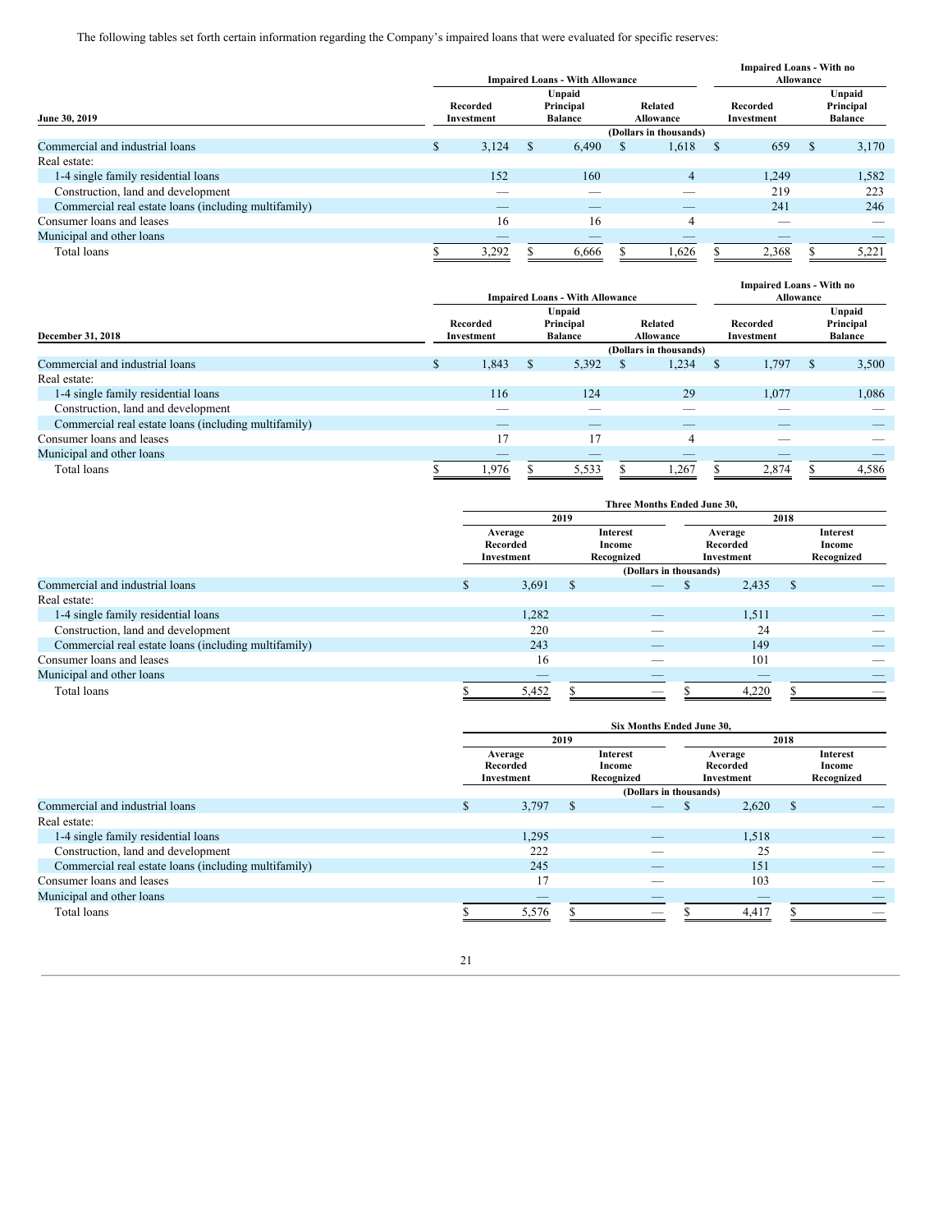The following tables set forth certain information regarding the Company's impaired loans that were evaluated for specific reserves:

| June 30, 2019 | Impaired Loans - With Allowance | | | Impaired Loans - With no Allowance | |
|---|---|---|---|---|---|
| | Recorded Investment | Unpaid Principal Balance | Related Allowance | Recorded Investment | Unpaid Principal Balance |
| | (Dollars in thousands) | | | | |
| Commercial and industrial loans | $ 3,124 | $ 6,490 | $ 1,618 | $ 659 | $ 3,170 |
| Real estate: | | | | | |
| 1-4 single family residential loans | 152 | 160 | 4 | 1,249 | 1,582 |
| Construction, land and development | — | — | — | 219 | 223 |
| Commercial real estate loans (including multifamily) | — | — | — | 241 | 246 |
| Consumer loans and leases | 16 | 16 | 4 | — | — |
| Municipal and other loans | — | — | — | — | — |
| Total loans | $ 3,292 | $ 6,666 | $ 1,626 | $ 2,368 | $ 5,221 |

| December 31, 2018 | Impaired Loans - With Allowance | | | Impaired Loans - With no Allowance | |
|---|---|---|---|---|---|
| | Recorded Investment | Unpaid Principal Balance | Related Allowance | Recorded Investment | Unpaid Principal Balance |
| | (Dollars in thousands) | | | | |
| Commercial and industrial loans | $ 1,843 | $ 5,392 | $ 1,234 | $ 1,797 | $ 3,500 |
| Real estate: | | | | | |
| 1-4 single family residential loans | 116 | 124 | 29 | 1,077 | 1,086 |
| Construction, land and development | — | — | — | — | — |
| Commercial real estate loans (including multifamily) | — | — | — | — | — |
| Consumer loans and leases | 17 | 17 | 4 | — | — |
| Municipal and other loans | — | — | — | — | — |
| Total loans | $ 1,976 | $ 5,533 | $ 1,267 | $ 2,874 | $ 4,586 |

| | Three Months Ended June 30, | | | |
|---|---|---|---|---|
| | 2019 | | 2018 | |
| | Average Recorded Investment | Interest Income Recognized | Average Recorded Investment | Interest Income Recognized |
| | (Dollars in thousands) | | | |
| Commercial and industrial loans | $ 3,691 | $ — | $ 2,435 | $ — |
| Real estate: | | | | |
| 1-4 single family residential loans | 1,282 | — | 1,511 | — |
| Construction, land and development | 220 | — | 24 | — |
| Commercial real estate loans (including multifamily) | 243 | — | 149 | — |
| Consumer loans and leases | 16 | — | 101 | — |
| Municipal and other loans | — | — | — | — |
| Total loans | $ 5,452 | $ — | $ 4,220 | $ — |

| | Six Months Ended June 30, | | | |
|---|---|---|---|---|
| | 2019 | | 2018 | |
| | Average Recorded Investment | Interest Income Recognized | Average Recorded Investment | Interest Income Recognized |
| | (Dollars in thousands) | | | |
| Commercial and industrial loans | $ 3,797 | $ — | $ 2,620 | $ — |
| Real estate: | | | | |
| 1-4 single family residential loans | 1,295 | — | 1,518 | — |
| Construction, land and development | 222 | — | 25 | — |
| Commercial real estate loans (including multifamily) | 245 | — | 151 | — |
| Consumer loans and leases | 17 | — | 103 | — |
| Municipal and other loans | — | — | — | — |
| Total loans | $ 5,576 | $ — | $ 4,417 | $ — |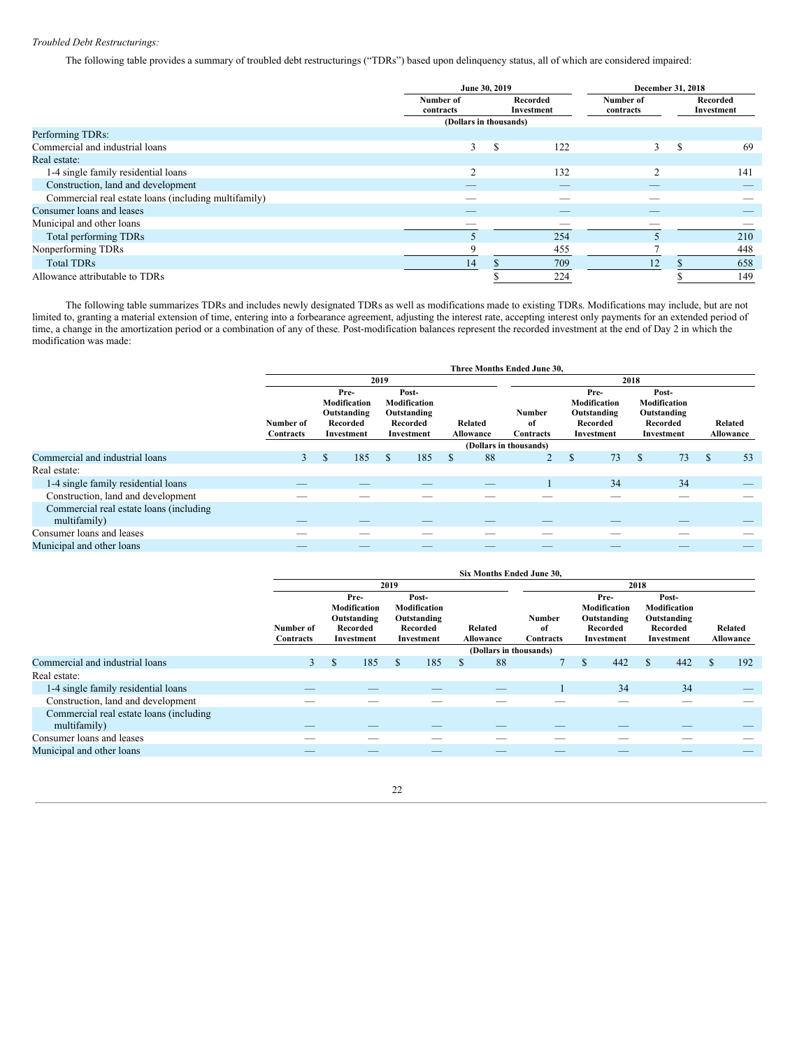*Troubled Debt Restructurings:*

The following table provides a summary of troubled debt restructurings ("TDRs") based upon delinquency status, all of which are considered impaired:

| | June 30, 2019 | | December 31, 2018 | |
|---|---|---|---|---|
| | Number of contracts | Recorded Investment | Number of contracts | Recorded Investment |
| | (Dollars in thousands) | | | |
| Performing TDRs: | | | | |
| Commercial and industrial loans | 3 | $ 122 | 3 | $ 69 |
| Real estate: | | | | |
| 1-4 single family residential loans | 2 | 132 | 2 | 141 |
| Construction, land and development | — | — | — | — |
| Commercial real estate loans (including multifamily) | — | — | — | — |
| Consumer loans and leases | — | — | — | — |
| Municipal and other loans | — | — | — | — |
| Total performing TDRs | 5 | 254 | 5 | 210 |
| Nonperforming TDRs | 9 | 455 | 7 | 448 |
| Total TDRs | 14 | $ 709 | 12 | $ 658 |
| Allowance attributable to TDRs | | $ 224 | | $ 149 |

The following table summarizes TDRs and includes newly designated TDRs as well as modifications made to existing TDRs. Modifications may include, but are not limited to, granting a material extension of time, entering into a forbearance agreement, adjusting the interest rate, accepting interest only payments for an extended period of time, a change in the amortization period or a combination of any of these. Post-modification balances represent the recorded investment at the end of Day 2 in which the modification was made:

| | Three Months Ended June 30, | | | | | | | |
|---|---|---|---|---|---|---|---|---|
| | 2019 | | | | 2018 | | | |
| | Number of Contracts | Pre-Modification Outstanding Recorded Investment | Post-Modification Outstanding Recorded Investment | Related Allowance | Number of Contracts | Pre-Modification Outstanding Recorded Investment | Post-Modification Outstanding Recorded Investment | Related Allowance |
| | (Dollars in thousands) | | | | | | | |
| Commercial and industrial loans | 3 | $ 185 | $ 185 | $ 88 | 2 | $ 73 | $ 73 | $ 53 |
| Real estate: | | | | | | | | |
| 1-4 single family residential loans | — | — | — | — | 1 | 34 | 34 | — |
| Construction, land and development | — | — | — | — | — | — | — | — |
| Commercial real estate loans (including multifamily) | — | — | — | — | — | — | — | — |
| Consumer loans and leases | — | — | — | — | — | — | — | — |
| Municipal and other loans | — | — | — | — | — | — | — | — |

| | Six Months Ended June 30, | | | | | | | |
|---|---|---|---|---|---|---|---|---|
| | 2019 | | | | 2018 | | | |
| | Number of Contracts | Pre-Modification Outstanding Recorded Investment | Post-Modification Outstanding Recorded Investment | Related Allowance | Number of Contracts | Pre-Modification Outstanding Recorded Investment | Post-Modification Outstanding Recorded Investment | Related Allowance |
| | (Dollars in thousands) | | | | | | | |
| Commercial and industrial loans | 3 | $ 185 | $ 185 | $ 88 | 7 | $ 442 | $ 442 | $ 192 |
| Real estate: | | | | | | | | |
| 1-4 single family residential loans | — | — | — | — | 1 | 34 | 34 | — |
| Construction, land and development | — | — | — | — | — | — | — | — |
| Commercial real estate loans (including multifamily) | — | — | — | — | — | — | — | — |
| Consumer loans and leases | — | — | — | — | — | — | — | — |
| Municipal and other loans | — | — | — | — | — | — | — | — |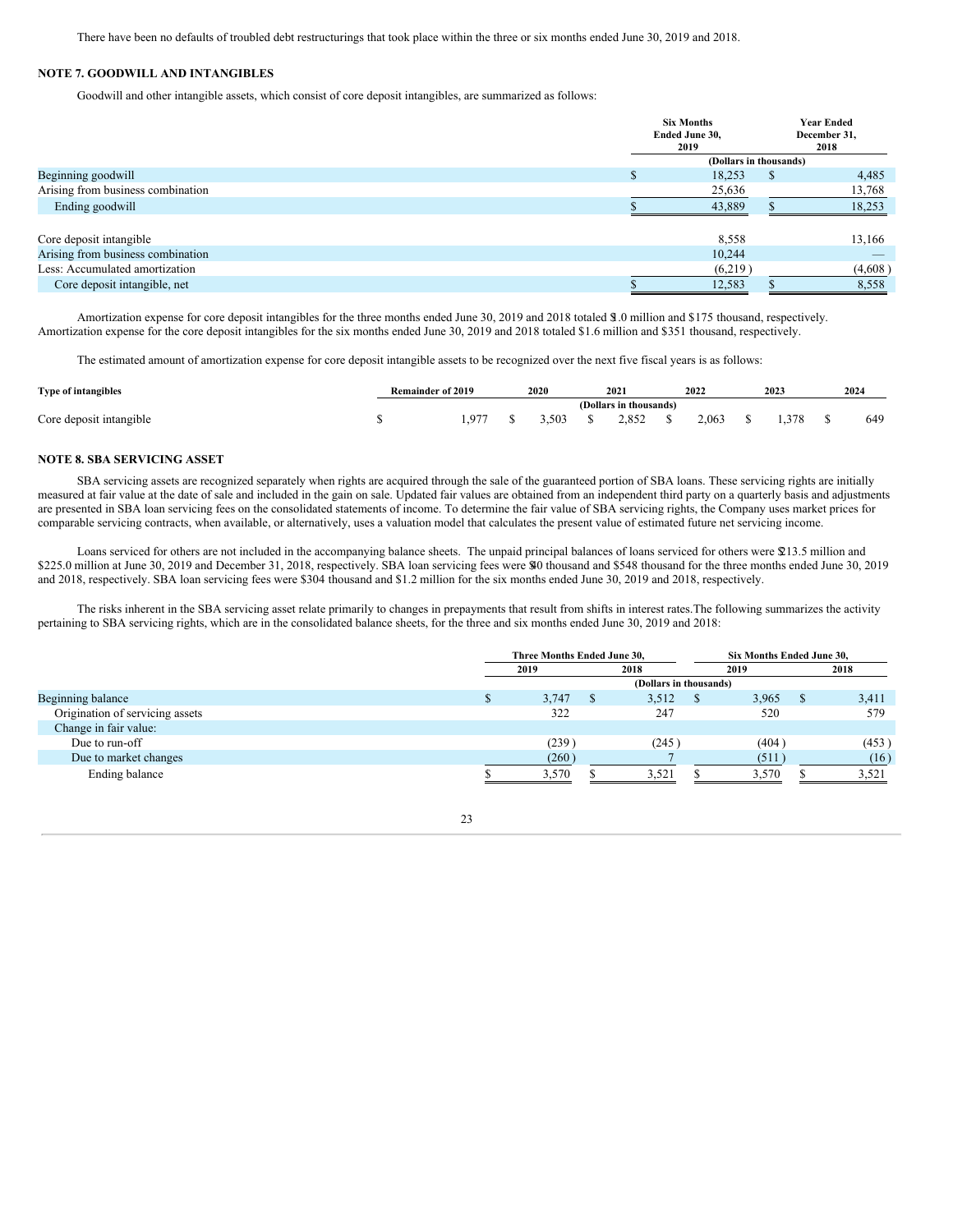There have been no defaults of troubled debt restructurings that took place within the three or six months ended June 30, 2019 and 2018.

## NOTE 7. GOODWILL AND INTANGIBLES

Goodwill and other intangible assets, which consist of core deposit intangibles, are summarized as follows:

| | Six Months Ended June 30, 2019 | Year Ended December 31, 2018 |
|---|---|---|
| | (Dollars in thousands) | |
| Beginning goodwill | $ 18,253 | $ 4,485 |
| Arising from business combination | 25,636 | 13,768 |
| Ending goodwill | $ 43,889 | $ 18,253 |
| | | |
| Core deposit intangible | 8,558 | 13,166 |
| Arising from business combination | 10,244 | — |
| Less: Accumulated amortization | (6,219 ) | (4,608 ) |
| Core deposit intangible, net | $ 12,583 | $ 8,558 |

Amortization expense for core deposit intangibles for the three months ended June 30, 2019 and 2018 totaled $1.0 million and $175 thousand, respectively. Amortization expense for the core deposit intangibles for the six months ended June 30, 2019 and 2018 totaled $1.6 million and $351 thousand, respectively.

The estimated amount of amortization expense for core deposit intangible assets to be recognized over the next five fiscal years is as follows:

| Type of intangibles | Remainder of 2019 | 2020 | 2021 | 2022 | 2023 | 2024 |
|---|---|---|---|---|---|---|
| | (Dollars in thousands) | | | | | |
| Core deposit intangible | $ 1,977 | $ 3,503 | $ 2,852 | $ 2,063 | $ 1,378 | $ 649 |

## NOTE 8. SBA SERVICING ASSET

SBA servicing assets are recognized separately when rights are acquired through the sale of the guaranteed portion of SBA loans. These servicing rights are initially measured at fair value at the date of sale and included in the gain on sale. Updated fair values are obtained from an independent third party on a quarterly basis and adjustments are presented in SBA loan servicing fees on the consolidated statements of income. To determine the fair value of SBA servicing rights, the Company uses market prices for comparable servicing contracts, when available, or alternatively, uses a valuation model that calculates the present value of estimated future net servicing income.

Loans serviced for others are not included in the accompanying balance sheets. The unpaid principal balances of loans serviced for others were $213.5 million and $225.0 million at June 30, 2019 and December 31, 2018, respectively. SBA loan servicing fees were $40 thousand and $548 thousand for the three months ended June 30, 2019 and 2018, respectively. SBA loan servicing fees were $304 thousand and $1.2 million for the six months ended June 30, 2019 and 2018, respectively.

The risks inherent in the SBA servicing asset relate primarily to changes in prepayments that result from shifts in interest rates.The following summarizes the activity pertaining to SBA servicing rights, which are in the consolidated balance sheets, for the three and six months ended June 30, 2019 and 2018:

| | Three Months Ended June 30, | | Six Months Ended June 30, | |
|---|---|---|---|---|
| | 2019 | 2018 | 2019 | 2018 |
| | (Dollars in thousands) | | | |
| Beginning balance | $ 3,747 | $ 3,512 | $ 3,965 | $ 3,411 |
| Origination of servicing assets | 322 | 247 | 520 | 579 |
| Change in fair value: | | | | |
| Due to run-off | (239 ) | (245 ) | (404 ) | (453 ) |
| Due to market changes | (260 ) | 7 | (511 ) | (16 ) |
| Ending balance | $ 3,570 | $ 3,521 | $ 3,570 | $ 3,521 |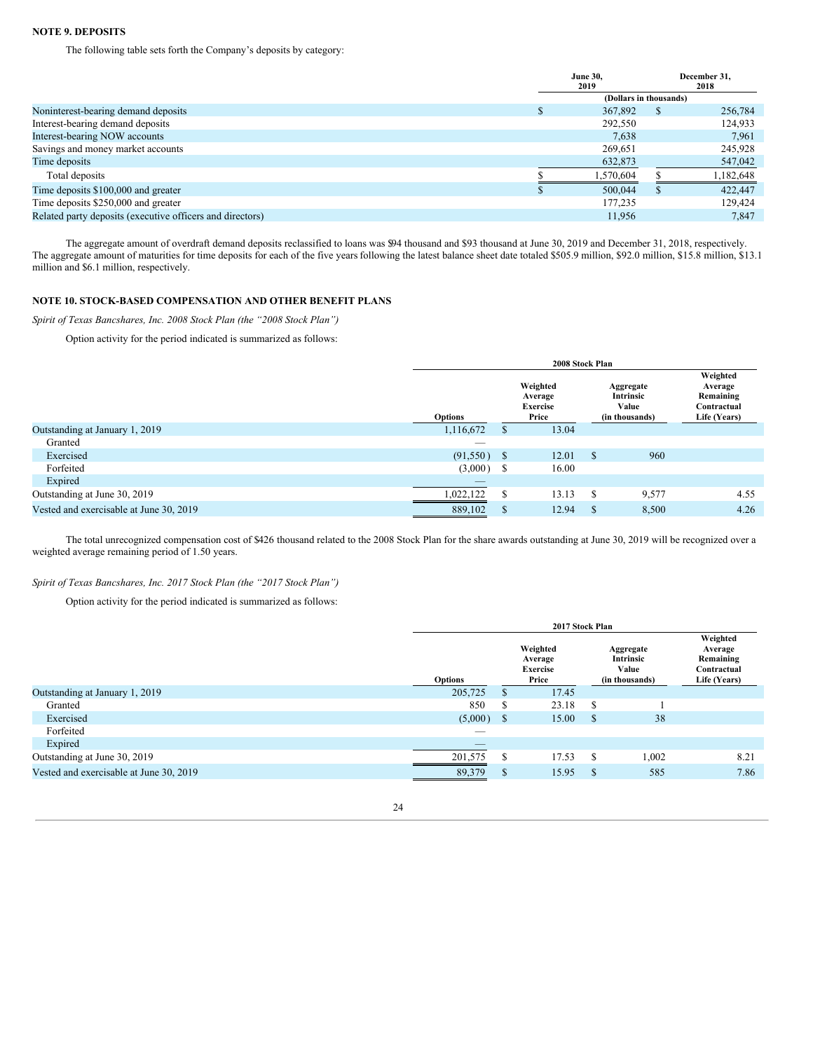## NOTE 9. DEPOSITS

The following table sets forth the Company's deposits by category:

| | June 30, 2019 | December 31, 2018 |
|---|---|---|
| | (Dollars in thousands) | |
| Noninterest-bearing demand deposits | $ 367,892 | $ 256,784 |
| Interest-bearing demand deposits | 292,550 | 124,933 |
| Interest-bearing NOW accounts | 7,638 | 7,961 |
| Savings and money market accounts | 269,651 | 245,928 |
| Time deposits | 632,873 | 547,042 |
| Total deposits | $ 1,570,604 | $ 1,182,648 |
| Time deposits $100,000 and greater | $ 500,044 | $ 422,447 |
| Time deposits $250,000 and greater | 177,235 | 129,424 |
| Related party deposits (executive officers and directors) | 11,956 | 7,847 |

The aggregate amount of overdraft demand deposits reclassified to loans was $94 thousand and $93 thousand at June 30, 2019 and December 31, 2018, respectively. The aggregate amount of maturities for time deposits for each of the five years following the latest balance sheet date totaled $505.9 million, $92.0 million, $15.8 million, $13.1 million and $6.1 million, respectively.

## NOTE 10. STOCK-BASED COMPENSATION AND OTHER BENEFIT PLANS

*Spirit of Texas Bancshares, Inc. 2008 Stock Plan (the "2008 Stock Plan")*

Option activity for the period indicated is summarized as follows:

| | 2008 Stock Plan | | | |
|---|---|---|---|---|
| | Options | Weighted Average Exercise Price | Aggregate Intrinsic Value (in thousands) | Weighted Average Remaining Contractual Life (Years) |
| Outstanding at January 1, 2019 | 1,116,672 | $ 13.04 | | |
| Granted | — | | | |
| Exercised | (91,550) | $ 12.01 | $ 960 | |
| Forfeited | (3,000) | $ 16.00 | | |
| Expired | — | | | |
| Outstanding at June 30, 2019 | 1,022,122 | $ 13.13 | $ 9,577 | 4.55 |
| Vested and exercisable at June 30, 2019 | 889,102 | $ 12.94 | $ 8,500 | 4.26 |

The total unrecognized compensation cost of $426 thousand related to the 2008 Stock Plan for the share awards outstanding at June 30, 2019 will be recognized over a weighted average remaining period of 1.50 years.

*Spirit of Texas Bancshares, Inc. 2017 Stock Plan (the "2017 Stock Plan")*

Option activity for the period indicated is summarized as follows:

| | 2017 Stock Plan | | | |
|---|---|---|---|---|
| | Options | Weighted Average Exercise Price | Aggregate Intrinsic Value (in thousands) | Weighted Average Remaining Contractual Life (Years) |
| Outstanding at January 1, 2019 | 205,725 | $ 17.45 | | |
| Granted | 850 | $ 23.18 | $ 1 | |
| Exercised | (5,000) | $ 15.00 | $ 38 | |
| Forfeited | — | | | |
| Expired | — | | | |
| Outstanding at June 30, 2019 | 201,575 | $ 17.53 | $ 1,002 | 8.21 |
| Vested and exercisable at June 30, 2019 | 89,379 | $ 15.95 | $ 585 | 7.86 |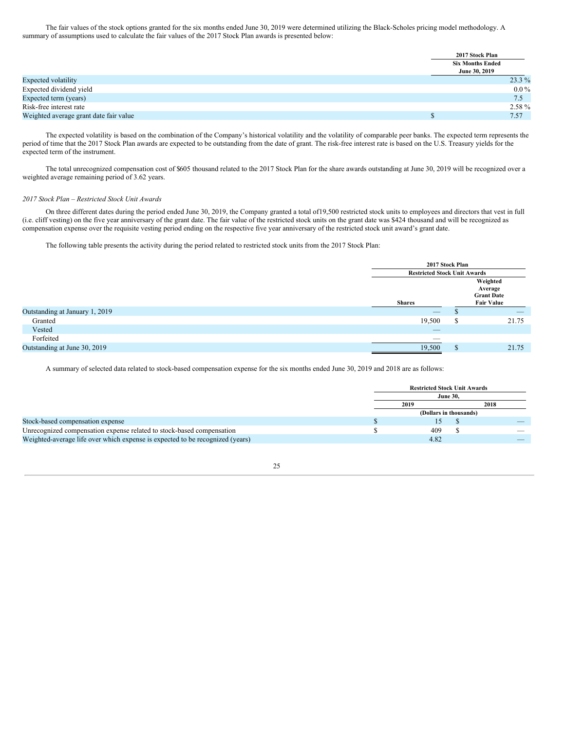The fair values of the stock options granted for the six months ended June 30, 2019 were determined utilizing the Black-Scholes pricing model methodology. A summary of assumptions used to calculate the fair values of the 2017 Stock Plan awards is presented below:

| | 2017 Stock Plan Six Months Ended June 30, 2019 |
|---|---|
| Expected volatility | 23.3 % |
| Expected dividend yield | 0.0 % |
| Expected term (years) | 7.5 |
| Risk-free interest rate | 2.58 % |
| Weighted average grant date fair value | $ 7.57 |

The expected volatility is based on the combination of the Company's historical volatility and the volatility of comparable peer banks. The expected term represents the period of time that the 2017 Stock Plan awards are expected to be outstanding from the date of grant. The risk-free interest rate is based on the U.S. Treasury yields for the expected term of the instrument.

The total unrecognized compensation cost of $605 thousand related to the 2017 Stock Plan for the share awards outstanding at June 30, 2019 will be recognized over a weighted average remaining period of 3.62 years.

*2017 Stock Plan – Restricted Stock Unit Awards*

On three different dates during the period ended June 30, 2019, the Company granted a total of19,500 restricted stock units to employees and directors that vest in full (i.e. cliff vesting) on the five year anniversary of the grant date. The fair value of the restricted stock units on the grant date was $424 thousand and will be recognized as compensation expense over the requisite vesting period ending on the respective five year anniversary of the restricted stock unit award's grant date.

The following table presents the activity during the period related to restricted stock units from the 2017 Stock Plan:

| | 2017 Stock Plan Restricted Stock Unit Awards | |
|---|---|---|
| | Shares | Weighted Average Grant Date Fair Value |
| Outstanding at January 1, 2019 | — | $ — |
| Granted | 19,500 | $ 21.75 |
| Vested | — | |
| Forfeited | — | |
| Outstanding at June 30, 2019 | 19,500 | $ 21.75 |

A summary of selected data related to stock-based compensation expense for the six months ended June 30, 2019 and 2018 are as follows:

| | Restricted Stock Unit Awards June 30, | |
|---|---|---|
| | 2019 | 2018 |
| | (Dollars in thousands) | |
| Stock-based compensation expense | $ 15 | $ — |
| Unrecognized compensation expense related to stock-based compensation | $ 409 | $ — |
| Weighted-average life over which expense is expected to be recognized (years) | 4.82 | — |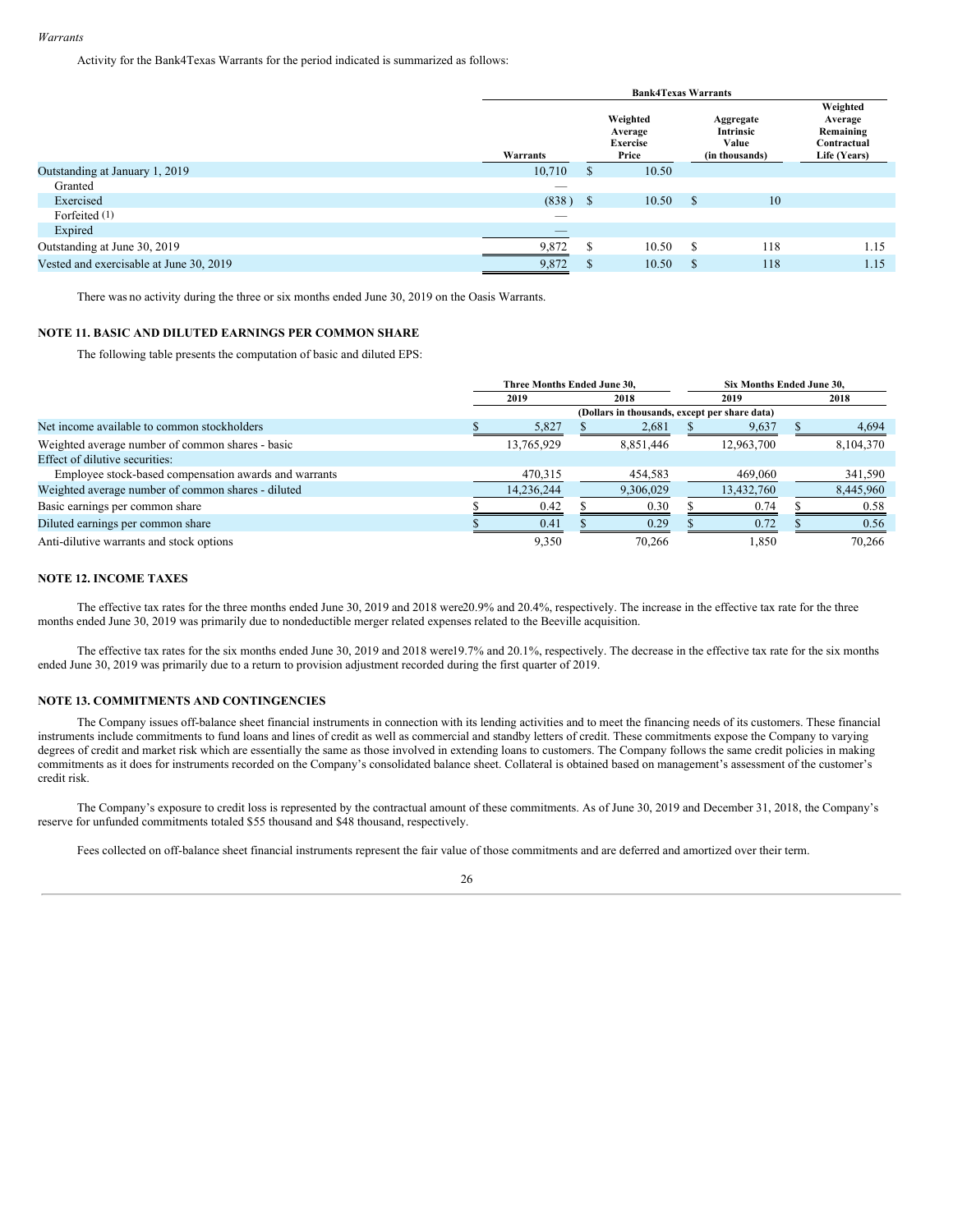*Warrants*

Activity for the Bank4Texas Warrants for the period indicated is summarized as follows:

| | Bank4Texas Warrants | | | |
|---|---|---|---|---|
| | Warrants | Weighted Average Exercise Price | Aggregate Intrinsic Value (in thousands) | Weighted Average Remaining Contractual Life (Years) |
| Outstanding at January 1, 2019 | 10,710 | $ 10.50 | | |
| Granted | — | | | |
| Exercised | (838 ) | $ 10.50 | $ 10 | |
| Forfeited (1) | — | | | |
| Expired | — | | | |
| Outstanding at June 30, 2019 | 9,872 | $ 10.50 | $ 118 | 1.15 |
| Vested and exercisable at June 30, 2019 | 9,872 | $ 10.50 | $ 118 | 1.15 |

There was no activity during the three or six months ended June 30, 2019 on the Oasis Warrants.

## NOTE 11. BASIC AND DILUTED EARNINGS PER COMMON SHARE

The following table presents the computation of basic and diluted EPS:

| | Three Months Ended June 30, | | Six Months Ended June 30, | |
|---|---|---|---|---|
| | 2019 | 2018 | 2019 | 2018 |
| | (Dollars in thousands, except per share data) | | | |
| Net income available to common stockholders | $ 5,827 | $ 2,681 | $ 9,637 | $ 4,694 |
| Weighted average number of common shares - basic | 13,765,929 | 8,851,446 | 12,963,700 | 8,104,370 |
| Effect of dilutive securities: | | | | |
| Employee stock-based compensation awards and warrants | 470,315 | 454,583 | 469,060 | 341,590 |
| Weighted average number of common shares - diluted | 14,236,244 | 9,306,029 | 13,432,760 | 8,445,960 |
| Basic earnings per common share | $ 0.42 | $ 0.30 | $ 0.74 | $ 0.58 |
| Diluted earnings per common share | $ 0.41 | $ 0.29 | $ 0.72 | $ 0.56 |
| Anti-dilutive warrants and stock options | 9,350 | 70,266 | 1,850 | 70,266 |

## NOTE 12. INCOME TAXES

The effective tax rates for the three months ended June 30, 2019 and 2018 were20.9% and 20.4%, respectively. The increase in the effective tax rate for the three months ended June 30, 2019 was primarily due to nondeductible merger related expenses related to the Beeville acquisition.

The effective tax rates for the six months ended June 30, 2019 and 2018 were19.7% and 20.1%, respectively. The decrease in the effective tax rate for the six months ended June 30, 2019 was primarily due to a return to provision adjustment recorded during the first quarter of 2019.

## NOTE 13. COMMITMENTS AND CONTINGENCIES

The Company issues off-balance sheet financial instruments in connection with its lending activities and to meet the financing needs of its customers. These financial instruments include commitments to fund loans and lines of credit as well as commercial and standby letters of credit. These commitments expose the Company to varying degrees of credit and market risk which are essentially the same as those involved in extending loans to customers. The Company follows the same credit policies in making commitments as it does for instruments recorded on the Company's consolidated balance sheet. Collateral is obtained based on management's assessment of the customer's credit risk.

The Company's exposure to credit loss is represented by the contractual amount of these commitments. As of June 30, 2019 and December 31, 2018, the Company's reserve for unfunded commitments totaled $55 thousand and $48 thousand, respectively.

Fees collected on off-balance sheet financial instruments represent the fair value of those commitments and are deferred and amortized over their term.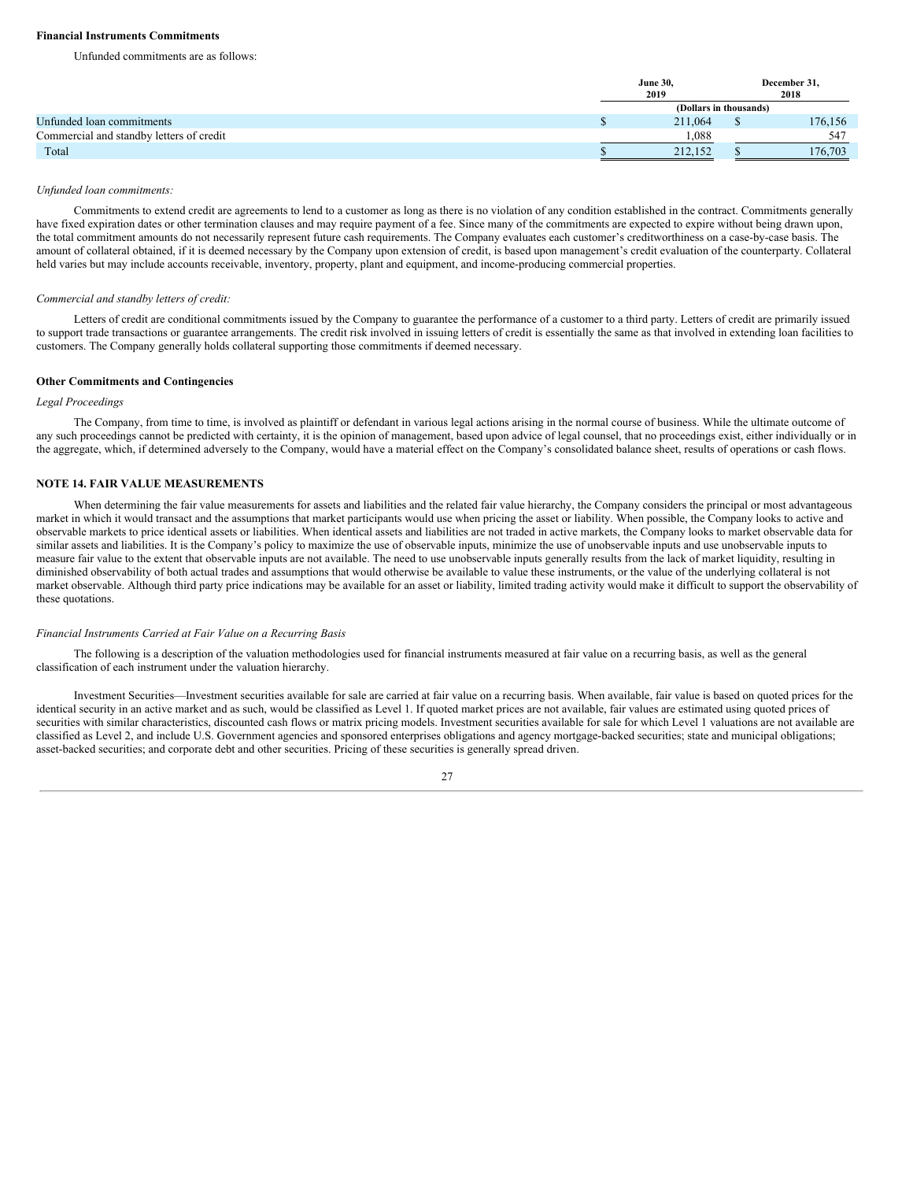**Financial Instruments Commitments**

Unfunded commitments are as follows:

| | June 30, 2019 | December 31, 2018 |
|---|---|---|
| | (Dollars in thousands) | |
| Unfunded loan commitments | $ 211,064 | $ 176,156 |
| Commercial and standby letters of credit | 1,088 | 547 |
| Total | $ 212,152 | $ 176,703 |

*Unfunded loan commitments:*

Commitments to extend credit are agreements to lend to a customer as long as there is no violation of any condition established in the contract. Commitments generally have fixed expiration dates or other termination clauses and may require payment of a fee. Since many of the commitments are expected to expire without being drawn upon, the total commitment amounts do not necessarily represent future cash requirements. The Company evaluates each customer's creditworthiness on a case-by-case basis. The amount of collateral obtained, if it is deemed necessary by the Company upon extension of credit, is based upon management's credit evaluation of the counterparty. Collateral held varies but may include accounts receivable, inventory, property, plant and equipment, and income-producing commercial properties.

*Commercial and standby letters of credit:*

Letters of credit are conditional commitments issued by the Company to guarantee the performance of a customer to a third party. Letters of credit are primarily issued to support trade transactions or guarantee arrangements. The credit risk involved in issuing letters of credit is essentially the same as that involved in extending loan facilities to customers. The Company generally holds collateral supporting those commitments if deemed necessary.

**Other Commitments and Contingencies**

*Legal Proceedings*

The Company, from time to time, is involved as plaintiff or defendant in various legal actions arising in the normal course of business. While the ultimate outcome of any such proceedings cannot be predicted with certainty, it is the opinion of management, based upon advice of legal counsel, that no proceedings exist, either individually or in the aggregate, which, if determined adversely to the Company, would have a material effect on the Company's consolidated balance sheet, results of operations or cash flows.

**NOTE 14. FAIR VALUE MEASUREMENTS**

When determining the fair value measurements for assets and liabilities and the related fair value hierarchy, the Company considers the principal or most advantageous market in which it would transact and the assumptions that market participants would use when pricing the asset or liability. When possible, the Company looks to active and observable markets to price identical assets or liabilities. When identical assets and liabilities are not traded in active markets, the Company looks to market observable data for similar assets and liabilities. It is the Company's policy to maximize the use of observable inputs, minimize the use of unobservable inputs and use unobservable inputs to measure fair value to the extent that observable inputs are not available. The need to use unobservable inputs generally results from the lack of market liquidity, resulting in diminished observability of both actual trades and assumptions that would otherwise be available to value these instruments, or the value of the underlying collateral is not market observable. Although third party price indications may be available for an asset or liability, limited trading activity would make it difficult to support the observability of these quotations.

*Financial Instruments Carried at Fair Value on a Recurring Basis*

The following is a description of the valuation methodologies used for financial instruments measured at fair value on a recurring basis, as well as the general classification of each instrument under the valuation hierarchy.

Investment Securities—Investment securities available for sale are carried at fair value on a recurring basis. When available, fair value is based on quoted prices for the identical security in an active market and as such, would be classified as Level 1. If quoted market prices are not available, fair values are estimated using quoted prices of securities with similar characteristics, discounted cash flows or matrix pricing models. Investment securities available for sale for which Level 1 valuations are not available are classified as Level 2, and include U.S. Government agencies and sponsored enterprises obligations and agency mortgage-backed securities; state and municipal obligations; asset-backed securities; and corporate debt and other securities. Pricing of these securities is generally spread driven.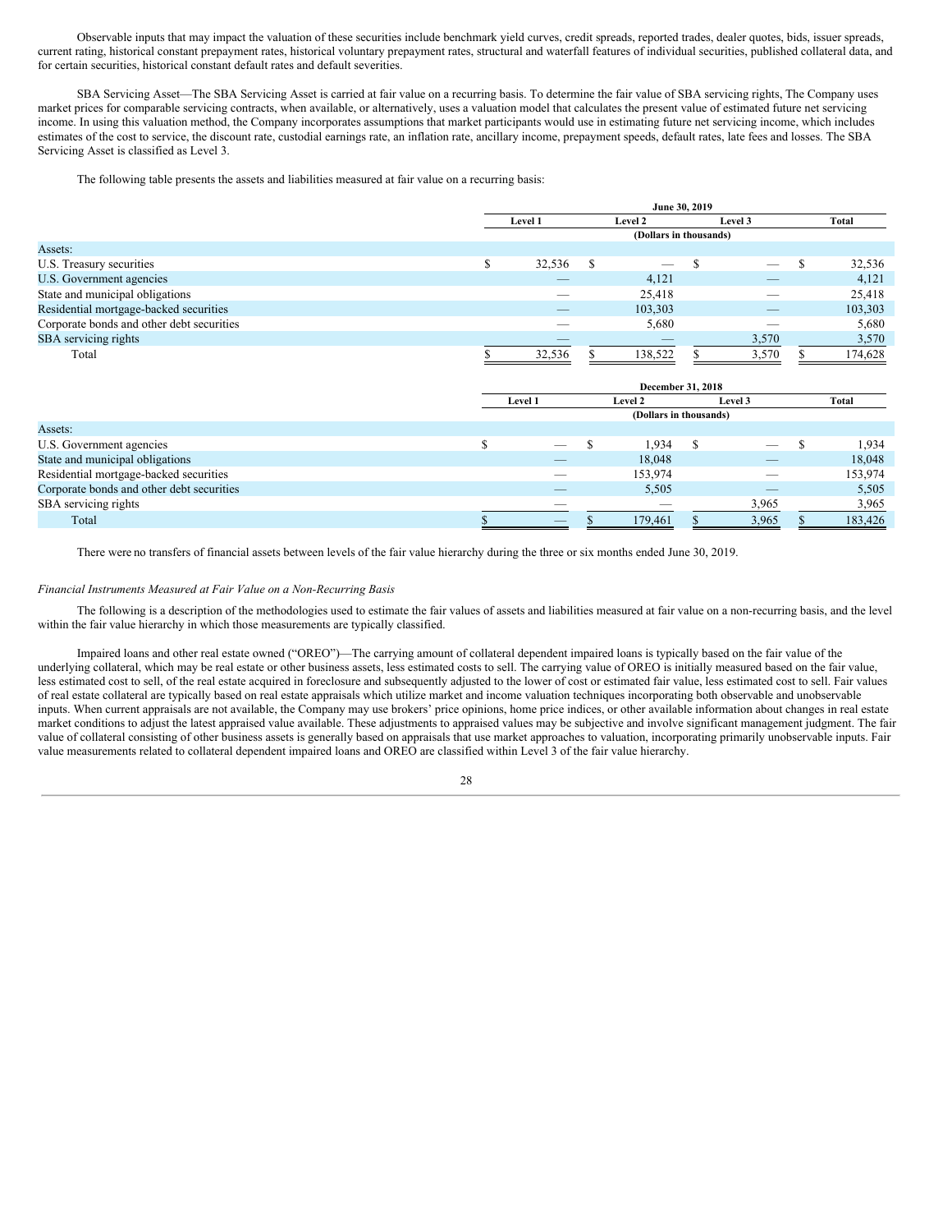Observable inputs that may impact the valuation of these securities include benchmark yield curves, credit spreads, reported trades, dealer quotes, bids, issuer spreads, current rating, historical constant prepayment rates, historical voluntary prepayment rates, structural and waterfall features of individual securities, published collateral data, and for certain securities, historical constant default rates and default severities.

SBA Servicing Asset—The SBA Servicing Asset is carried at fair value on a recurring basis. To determine the fair value of SBA servicing rights, The Company uses market prices for comparable servicing contracts, when available, or alternatively, uses a valuation model that calculates the present value of estimated future net servicing income. In using this valuation method, the Company incorporates assumptions that market participants would use in estimating future net servicing income, which includes estimates of the cost to service, the discount rate, custodial earnings rate, an inflation rate, ancillary income, prepayment speeds, default rates, late fees and losses. The SBA Servicing Asset is classified as Level 3.

The following table presents the assets and liabilities measured at fair value on a recurring basis:

| | June 30, 2019 | | | |
|---|---|---|---|---|
| | Level 1 | Level 2 | Level 3 | Total |
| | (Dollars in thousands) | | | |
| Assets: | | | | |
| U.S. Treasury securities | $ 32,536 | $ — | $ — | $ 32,536 |
| U.S. Government agencies | — | 4,121 | — | 4,121 |
| State and municipal obligations | — | 25,418 | — | 25,418 |
| Residential mortgage-backed securities | — | 103,303 | — | 103,303 |
| Corporate bonds and other debt securities | — | 5,680 | — | 5,680 |
| SBA servicing rights | — | — | 3,570 | 3,570 |
| Total | $ 32,536 | $ 138,522 | $ 3,570 | $ 174,628 |

| | December 31, 2018 | | | |
|---|---|---|---|---|
| | Level 1 | Level 2 | Level 3 | Total |
| | (Dollars in thousands) | | | |
| Assets: | | | | |
| U.S. Government agencies | $ — | $ 1,934 | $ — | $ 1,934 |
| State and municipal obligations | — | 18,048 | — | 18,048 |
| Residential mortgage-backed securities | — | 153,974 | — | 153,974 |
| Corporate bonds and other debt securities | — | 5,505 | — | 5,505 |
| SBA servicing rights | — | — | 3,965 | 3,965 |
| Total | $ — | $ 179,461 | $ 3,965 | $ 183,426 |

There were no transfers of financial assets between levels of the fair value hierarchy during the three or six months ended June 30, 2019.

*Financial Instruments Measured at Fair Value on a Non-Recurring Basis*

The following is a description of the methodologies used to estimate the fair values of assets and liabilities measured at fair value on a non-recurring basis, and the level within the fair value hierarchy in which those measurements are typically classified.

Impaired loans and other real estate owned ("OREO")—The carrying amount of collateral dependent impaired loans is typically based on the fair value of the underlying collateral, which may be real estate or other business assets, less estimated costs to sell. The carrying value of OREO is initially measured based on the fair value, less estimated cost to sell, of the real estate acquired in foreclosure and subsequently adjusted to the lower of cost or estimated fair value, less estimated cost to sell. Fair values of real estate collateral are typically based on real estate appraisals which utilize market and income valuation techniques incorporating both observable and unobservable inputs. When current appraisals are not available, the Company may use brokers' price opinions, home price indices, or other available information about changes in real estate market conditions to adjust the latest appraised value available. These adjustments to appraised values may be subjective and involve significant management judgment. The fair value of collateral consisting of other business assets is generally based on appraisals that use market approaches to valuation, incorporating primarily unobservable inputs. Fair value measurements related to collateral dependent impaired loans and OREO are classified within Level 3 of the fair value hierarchy.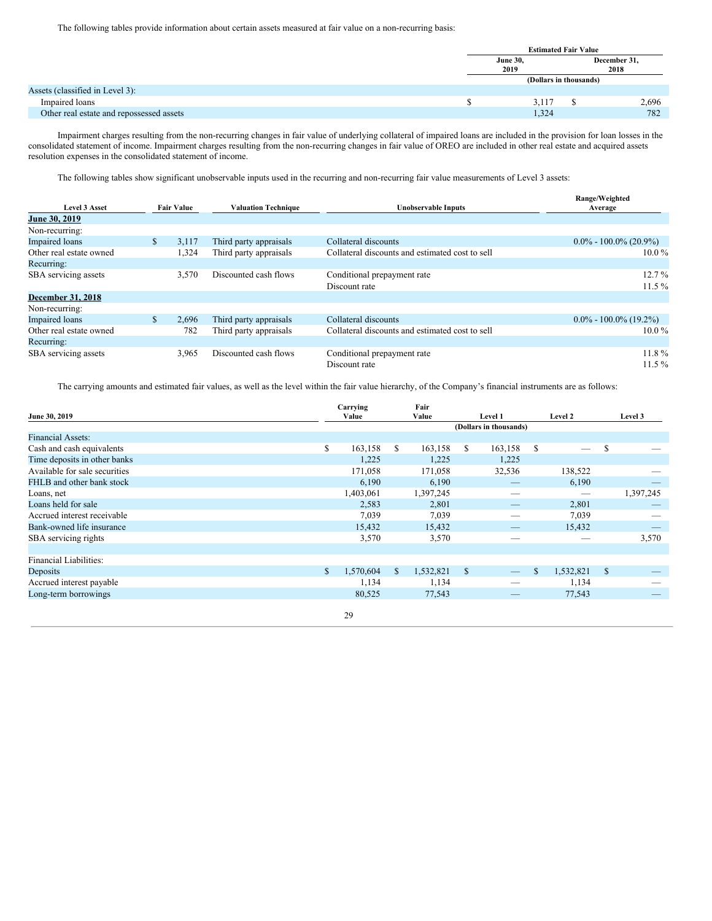The following tables provide information about certain assets measured at fair value on a non-recurring basis:

| | Estimated Fair Value | |
|---|---|---|
| | June 30, 2019 | December 31, 2018 |
| | (Dollars in thousands) | |
| Assets (classified in Level 3): | | |
| Impaired loans | $ 3,117 | $ 2,696 |
| Other real estate and repossessed assets | 1,324 | 782 |

Impairment charges resulting from the non-recurring changes in fair value of underlying collateral of impaired loans are included in the provision for loan losses in the consolidated statement of income. Impairment charges resulting from the non-recurring changes in fair value of OREO are included in other real estate and acquired assets resolution expenses in the consolidated statement of income.

The following tables show significant unobservable inputs used in the recurring and non-recurring fair value measurements of Level 3 assets:

| Level 3 Asset | Fair Value | Valuation Technique | Unobservable Inputs | Range/Weighted Average |
|---|---|---|---|---|
| **June 30, 2019** | | | | |
| Non-recurring: | | | | |
| Impaired loans | $ 3,117 | Third party appraisals | Collateral discounts | 0.0% - 100.0% (20.9%) |
| Other real estate owned | 1,324 | Third party appraisals | Collateral discounts and estimated cost to sell | 10.0 % |
| Recurring: | | | | |
| SBA servicing assets | 3,570 | Discounted cash flows | Conditional prepayment rate | 12.7 % |
| | | | Discount rate | 11.5 % |
| **December 31, 2018** | | | | |
| Non-recurring: | | | | |
| Impaired loans | $ 2,696 | Third party appraisals | Collateral discounts | 0.0% - 100.0% (19.2%) |
| Other real estate owned | 782 | Third party appraisals | Collateral discounts and estimated cost to sell | 10.0 % |
| Recurring: | | | | |
| SBA servicing assets | 3,965 | Discounted cash flows | Conditional prepayment rate | 11.8 % |
| | | | Discount rate | 11.5 % |

The carrying amounts and estimated fair values, as well as the level within the fair value hierarchy, of the Company's financial instruments are as follows:

| June 30, 2019 | Carrying Value | Fair Value | Level 1 | Level 2 | Level 3 |
|---|---|---|---|---|---|
| | | | (Dollars in thousands) | | |
| Financial Assets: | | | | | |
| Cash and cash equivalents | $ 163,158 | $ 163,158 | $ 163,158 | $ — | $ — |
| Time deposits in other banks | 1,225 | 1,225 | 1,225 | | |
| Available for sale securities | 171,058 | 171,058 | 32,536 | 138,522 | — |
| FHLB and other bank stock | 6,190 | 6,190 | — | 6,190 | — |
| Loans, net | 1,403,061 | 1,397,245 | — | — | 1,397,245 |
| Loans held for sale | 2,583 | 2,801 | — | 2,801 | — |
| Accrued interest receivable | 7,039 | 7,039 | — | 7,039 | — |
| Bank-owned life insurance | 15,432 | 15,432 | — | 15,432 | — |
| SBA servicing rights | 3,570 | 3,570 | — | — | 3,570 |
| | | | | | |
| Financial Liabilities: | | | | | |
| Deposits | $ 1,570,604 | $ 1,532,821 | $ — | $ 1,532,821 | $ — |
| Accrued interest payable | 1,134 | 1,134 | — | 1,134 | — |
| Long-term borrowings | 80,525 | 77,543 | — | 77,543 | — |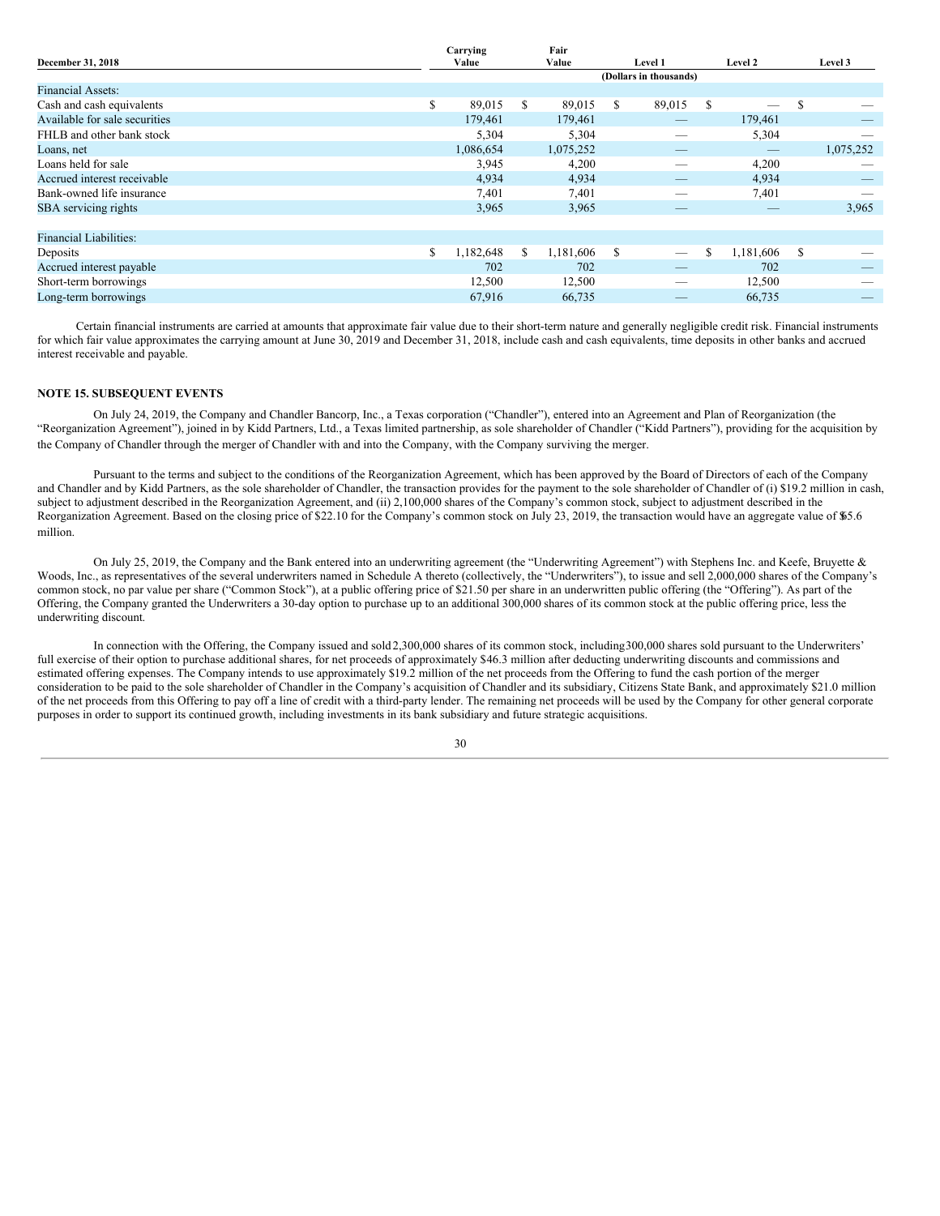| December 31, 2018 | Carrying Value | Fair Value | Level 1 | Level 2 | Level 3 |
|---|---|---|---|---|---|
| | | | (Dollars in thousands) | | |
| Financial Assets: | | | | | |
| Cash and cash equivalents | $ 89,015 | $ 89,015 | $ 89,015 | $ — | $ — |
| Available for sale securities | 179,461 | 179,461 | — | 179,461 | — |
| FHLB and other bank stock | 5,304 | 5,304 | — | 5,304 | — |
| Loans, net | 1,086,654 | 1,075,252 | — | — | 1,075,252 |
| Loans held for sale | 3,945 | 4,200 | — | 4,200 | — |
| Accrued interest receivable | 4,934 | 4,934 | — | 4,934 | — |
| Bank-owned life insurance | 7,401 | 7,401 | — | 7,401 | — |
| SBA servicing rights | 3,965 | 3,965 | — | — | 3,965 |
| Financial Liabilities: | | | | | |
| Deposits | $ 1,182,648 | $ 1,181,606 | $ — | $ 1,181,606 | $ — |
| Accrued interest payable | 702 | 702 | — | 702 | — |
| Short-term borrowings | 12,500 | 12,500 | — | 12,500 | — |
| Long-term borrowings | 67,916 | 66,735 | — | 66,735 | — |

Certain financial instruments are carried at amounts that approximate fair value due to their short-term nature and generally negligible credit risk. Financial instruments for which fair value approximates the carrying amount at June 30, 2019 and December 31, 2018, include cash and cash equivalents, time deposits in other banks and accrued interest receivable and payable.

**NOTE 15. SUBSEQUENT EVENTS**

On July 24, 2019, the Company and Chandler Bancorp, Inc., a Texas corporation ("Chandler"), entered into an Agreement and Plan of Reorganization (the "Reorganization Agreement"), joined in by Kidd Partners, Ltd., a Texas limited partnership, as sole shareholder of Chandler ("Kidd Partners"), providing for the acquisition by the Company of Chandler through the merger of Chandler with and into the Company, with the Company surviving the merger.

Pursuant to the terms and subject to the conditions of the Reorganization Agreement, which has been approved by the Board of Directors of each of the Company and Chandler and by Kidd Partners, as the sole shareholder of Chandler, the transaction provides for the payment to the sole shareholder of Chandler of (i) $19.2 million in cash, subject to adjustment described in the Reorganization Agreement, and (ii) 2,100,000 shares of the Company's common stock, subject to adjustment described in the Reorganization Agreement. Based on the closing price of $22.10 for the Company's common stock on July 23, 2019, the transaction would have an aggregate value of $65.6 million.

On July 25, 2019, the Company and the Bank entered into an underwriting agreement (the "Underwriting Agreement") with Stephens Inc. and Keefe, Bruyette & Woods, Inc., as representatives of the several underwriters named in Schedule A thereto (collectively, the "Underwriters"), to issue and sell 2,000,000 shares of the Company's common stock, no par value per share ("Common Stock"), at a public offering price of $21.50 per share in an underwritten public offering (the "Offering"). As part of the Offering, the Company granted the Underwriters a 30-day option to purchase up to an additional 300,000 shares of its common stock at the public offering price, less the underwriting discount.

In connection with the Offering, the Company issued and sold 2,300,000 shares of its common stock, including 300,000 shares sold pursuant to the Underwriters' full exercise of their option to purchase additional shares, for net proceeds of approximately $46.3 million after deducting underwriting discounts and commissions and estimated offering expenses. The Company intends to use approximately $19.2 million of the net proceeds from the Offering to fund the cash portion of the merger consideration to be paid to the sole shareholder of Chandler in the Company's acquisition of Chandler and its subsidiary, Citizens State Bank, and approximately $21.0 million of the net proceeds from this Offering to pay off a line of credit with a third-party lender. The remaining net proceeds will be used by the Company for other general corporate purposes in order to support its continued growth, including investments in its bank subsidiary and future strategic acquisitions.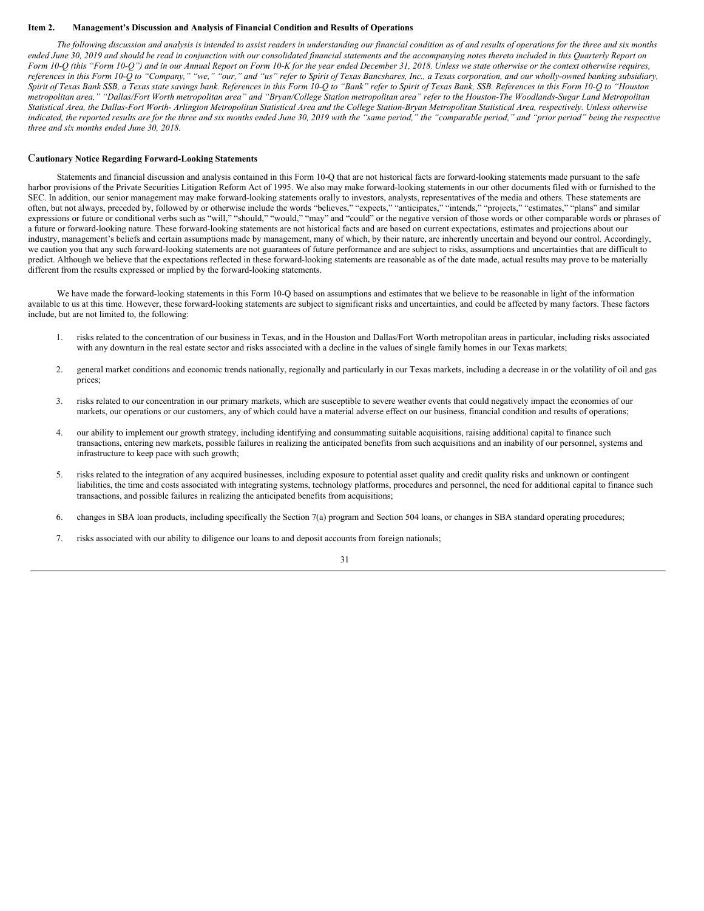## Item 2. Management's Discussion and Analysis of Financial Condition and Results of Operations

*The following discussion and analysis is intended to assist readers in understanding our financial condition as of and results of operations for the three and six months ended June 30, 2019 and should be read in conjunction with our consolidated financial statements and the accompanying notes thereto included in this Quarterly Report on Form 10-Q (this "Form 10-Q") and in our Annual Report on Form 10-K for the year ended December 31, 2018. Unless we state otherwise or the context otherwise requires, references in this Form 10-Q to "Company," "we," "our," and "us" refer to Spirit of Texas Bancshares, Inc., a Texas corporation, and our wholly-owned banking subsidiary, Spirit of Texas Bank SSB, a Texas state savings bank. References in this Form 10-Q to "Bank" refer to Spirit of Texas Bank, SSB. References in this Form 10-Q to "Houston metropolitan area," "Dallas/Fort Worth metropolitan area" and "Bryan/College Station metropolitan area" refer to the Houston-The Woodlands-Sugar Land Metropolitan Statistical Area, the Dallas-Fort Worth- Arlington Metropolitan Statistical Area and the College Station-Bryan Metropolitan Statistical Area, respectively. Unless otherwise indicated, the reported results are for the three and six months ended June 30, 2019 with the "same period," the "comparable period," and "prior period" being the respective three and six months ended June 30, 2018.*

### Cautionary Notice Regarding Forward-Looking Statements

Statements and financial discussion and analysis contained in this Form 10-Q that are not historical facts are forward-looking statements made pursuant to the safe harbor provisions of the Private Securities Litigation Reform Act of 1995. We also may make forward-looking statements in our other documents filed with or furnished to the SEC. In addition, our senior management may make forward-looking statements orally to investors, analysts, representatives of the media and others. These statements are often, but not always, preceded by, followed by or otherwise include the words "believes," "expects," "anticipates," "intends," "projects," "estimates," "plans" and similar expressions or future or conditional verbs such as "will," "should," "would," "may" and "could" or the negative version of those words or other comparable words or phrases of a future or forward-looking nature. These forward-looking statements are not historical facts and are based on current expectations, estimates and projections about our industry, management's beliefs and certain assumptions made by management, many of which, by their nature, are inherently uncertain and beyond our control. Accordingly, we caution you that any such forward-looking statements are not guarantees of future performance and are subject to risks, assumptions and uncertainties that are difficult to predict. Although we believe that the expectations reflected in these forward-looking statements are reasonable as of the date made, actual results may prove to be materially different from the results expressed or implied by the forward-looking statements.

We have made the forward-looking statements in this Form 10-Q based on assumptions and estimates that we believe to be reasonable in light of the information available to us at this time. However, these forward-looking statements are subject to significant risks and uncertainties, and could be affected by many factors. These factors include, but are not limited to, the following:

1. risks related to the concentration of our business in Texas, and in the Houston and Dallas/Fort Worth metropolitan areas in particular, including risks associated with any downturn in the real estate sector and risks associated with a decline in the values of single family homes in our Texas markets;
2. general market conditions and economic trends nationally, regionally and particularly in our Texas markets, including a decrease in or the volatility of oil and gas prices;
3. risks related to our concentration in our primary markets, which are susceptible to severe weather events that could negatively impact the economies of our markets, our operations or our customers, any of which could have a material adverse effect on our business, financial condition and results of operations;
4. our ability to implement our growth strategy, including identifying and consummating suitable acquisitions, raising additional capital to finance such transactions, entering new markets, possible failures in realizing the anticipated benefits from such acquisitions and an inability of our personnel, systems and infrastructure to keep pace with such growth;
5. risks related to the integration of any acquired businesses, including exposure to potential asset quality and credit quality risks and unknown or contingent liabilities, the time and costs associated with integrating systems, technology platforms, procedures and personnel, the need for additional capital to finance such transactions, and possible failures in realizing the anticipated benefits from acquisitions;
6. changes in SBA loan products, including specifically the Section 7(a) program and Section 504 loans, or changes in SBA standard operating procedures;
7. risks associated with our ability to diligence our loans to and deposit accounts from foreign nationals;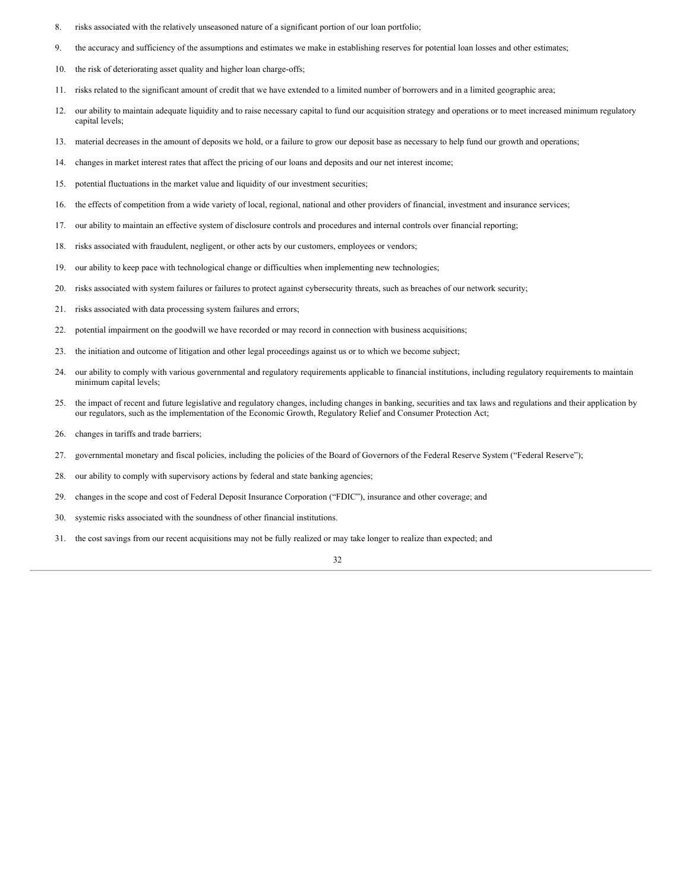8. risks associated with the relatively unseasoned nature of a significant portion of our loan portfolio;
9. the accuracy and sufficiency of the assumptions and estimates we make in establishing reserves for potential loan losses and other estimates;
10. the risk of deteriorating asset quality and higher loan charge-offs;
11. risks related to the significant amount of credit that we have extended to a limited number of borrowers and in a limited geographic area;
12. our ability to maintain adequate liquidity and to raise necessary capital to fund our acquisition strategy and operations or to meet increased minimum regulatory capital levels;
13. material decreases in the amount of deposits we hold, or a failure to grow our deposit base as necessary to help fund our growth and operations;
14. changes in market interest rates that affect the pricing of our loans and deposits and our net interest income;
15. potential fluctuations in the market value and liquidity of our investment securities;
16. the effects of competition from a wide variety of local, regional, national and other providers of financial, investment and insurance services;
17. our ability to maintain an effective system of disclosure controls and procedures and internal controls over financial reporting;
18. risks associated with fraudulent, negligent, or other acts by our customers, employees or vendors;
19. our ability to keep pace with technological change or difficulties when implementing new technologies;
20. risks associated with system failures or failures to protect against cybersecurity threats, such as breaches of our network security;
21. risks associated with data processing system failures and errors;
22. potential impairment on the goodwill we have recorded or may record in connection with business acquisitions;
23. the initiation and outcome of litigation and other legal proceedings against us or to which we become subject;
24. our ability to comply with various governmental and regulatory requirements applicable to financial institutions, including regulatory requirements to maintain minimum capital levels;
25. the impact of recent and future legislative and regulatory changes, including changes in banking, securities and tax laws and regulations and their application by our regulators, such as the implementation of the Economic Growth, Regulatory Relief and Consumer Protection Act;
26. changes in tariffs and trade barriers;
27. governmental monetary and fiscal policies, including the policies of the Board of Governors of the Federal Reserve System ("Federal Reserve");
28. our ability to comply with supervisory actions by federal and state banking agencies;
29. changes in the scope and cost of Federal Deposit Insurance Corporation ("FDIC"), insurance and other coverage; and
30. systemic risks associated with the soundness of other financial institutions.
31. the cost savings from our recent acquisitions may not be fully realized or may take longer to realize than expected; and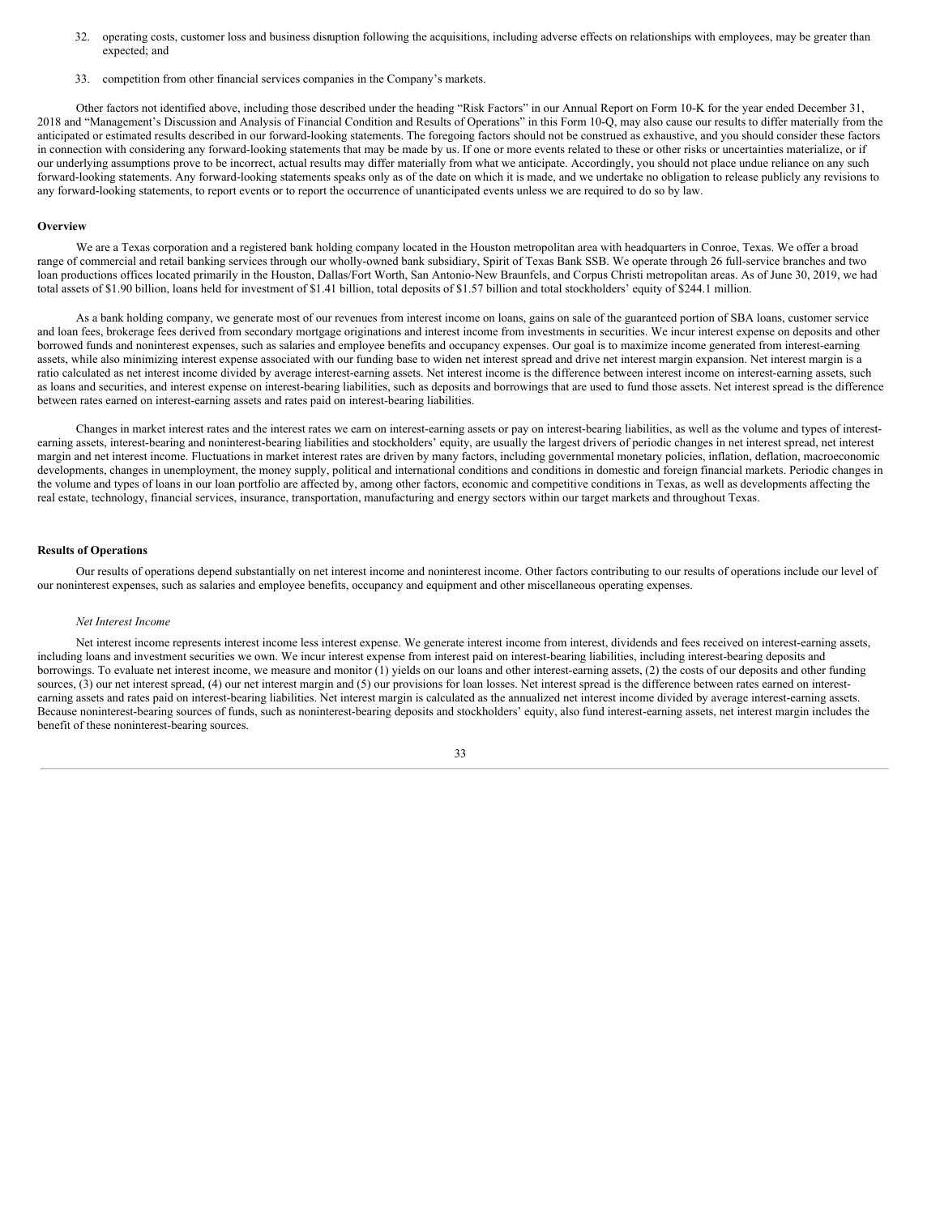32. operating costs, customer loss and business disruption following the acquisitions, including adverse effects on relationships with employees, may be greater than expected; and

33. competition from other financial services companies in the Company's markets.

Other factors not identified above, including those described under the heading "Risk Factors" in our Annual Report on Form 10-K for the year ended December 31, 2018 and "Management's Discussion and Analysis of Financial Condition and Results of Operations" in this Form 10-Q, may also cause our results to differ materially from the anticipated or estimated results described in our forward-looking statements. The foregoing factors should not be construed as exhaustive, and you should consider these factors in connection with considering any forward-looking statements that may be made by us. If one or more events related to these or other risks or uncertainties materialize, or if our underlying assumptions prove to be incorrect, actual results may differ materially from what we anticipate. Accordingly, you should not place undue reliance on any such forward-looking statements. Any forward-looking statements speaks only as of the date on which it is made, and we undertake no obligation to release publicly any revisions to any forward-looking statements, to report events or to report the occurrence of unanticipated events unless we are required to do so by law.

**Overview**

We are a Texas corporation and a registered bank holding company located in the Houston metropolitan area with headquarters in Conroe, Texas. We offer a broad range of commercial and retail banking services through our wholly-owned bank subsidiary, Spirit of Texas Bank SSB. We operate through 26 full-service branches and two loan productions offices located primarily in the Houston, Dallas/Fort Worth, San Antonio-New Braunfels, and Corpus Christi metropolitan areas. As of June 30, 2019, we had total assets of $1.90 billion, loans held for investment of $1.41 billion, total deposits of $1.57 billion and total stockholders' equity of $244.1 million.

As a bank holding company, we generate most of our revenues from interest income on loans, gains on sale of the guaranteed portion of SBA loans, customer service and loan fees, brokerage fees derived from secondary mortgage originations and interest income from investments in securities. We incur interest expense on deposits and other borrowed funds and noninterest expenses, such as salaries and employee benefits and occupancy expenses. Our goal is to maximize income generated from interest-earning assets, while also minimizing interest expense associated with our funding base to widen net interest spread and drive net interest margin expansion. Net interest margin is a ratio calculated as net interest income divided by average interest-earning assets. Net interest income is the difference between interest income on interest-earning assets, such as loans and securities, and interest expense on interest-bearing liabilities, such as deposits and borrowings that are used to fund those assets. Net interest spread is the difference between rates earned on interest-earning assets and rates paid on interest-bearing liabilities.

Changes in market interest rates and the interest rates we earn on interest-earning assets or pay on interest-bearing liabilities, as well as the volume and types of interest-earning assets, interest-bearing and noninterest-bearing liabilities and stockholders' equity, are usually the largest drivers of periodic changes in net interest spread, net interest margin and net interest income. Fluctuations in market interest rates are driven by many factors, including governmental monetary policies, inflation, deflation, macroeconomic developments, changes in unemployment, the money supply, political and international conditions and conditions in domestic and foreign financial markets. Periodic changes in the volume and types of loans in our loan portfolio are affected by, among other factors, economic and competitive conditions in Texas, as well as developments affecting the real estate, technology, financial services, insurance, transportation, manufacturing and energy sectors within our target markets and throughout Texas.

**Results of Operations**

Our results of operations depend substantially on net interest income and noninterest income. Other factors contributing to our results of operations include our level of our noninterest expenses, such as salaries and employee benefits, occupancy and equipment and other miscellaneous operating expenses.

*Net Interest Income*

Net interest income represents interest income less interest expense. We generate interest income from interest, dividends and fees received on interest-earning assets, including loans and investment securities we own. We incur interest expense from interest paid on interest-bearing liabilities, including interest-bearing deposits and borrowings. To evaluate net interest income, we measure and monitor (1) yields on our loans and other interest-earning assets, (2) the costs of our deposits and other funding sources, (3) our net interest spread, (4) our net interest margin and (5) our provisions for loan losses. Net interest spread is the difference between rates earned on interest-earning assets and rates paid on interest-bearing liabilities. Net interest margin is calculated as the annualized net interest income divided by average interest-earning assets. Because noninterest-bearing sources of funds, such as noninterest-bearing deposits and stockholders' equity, also fund interest-earning assets, net interest margin includes the benefit of these noninterest-bearing sources.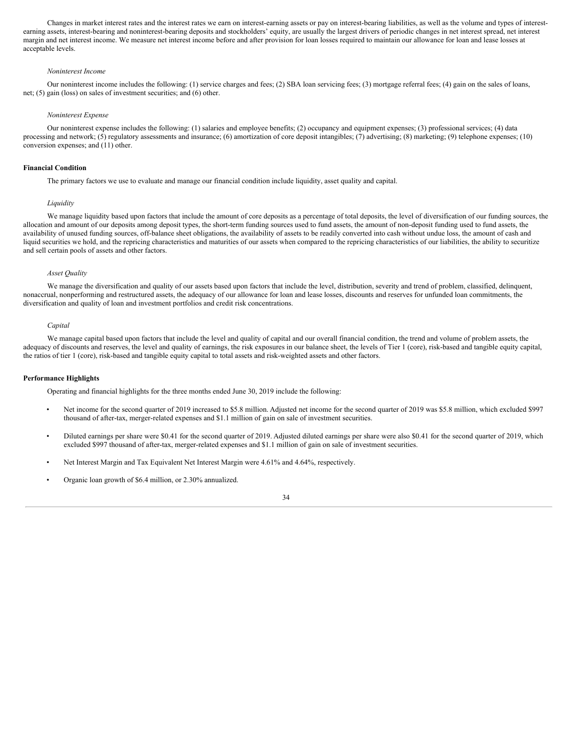Changes in market interest rates and the interest rates we earn on interest-earning assets or pay on interest-bearing liabilities, as well as the volume and types of interest-earning assets, interest-bearing and noninterest-bearing deposits and stockholders' equity, are usually the largest drivers of periodic changes in net interest spread, net interest margin and net interest income. We measure net interest income before and after provision for loan losses required to maintain our allowance for loan and lease losses at acceptable levels.

*Noninterest Income*

Our noninterest income includes the following: (1) service charges and fees; (2) SBA loan servicing fees; (3) mortgage referral fees; (4) gain on the sales of loans, net; (5) gain (loss) on sales of investment securities; and (6) other.

*Noninterest Expense*

Our noninterest expense includes the following: (1) salaries and employee benefits; (2) occupancy and equipment expenses; (3) professional services; (4) data processing and network; (5) regulatory assessments and insurance; (6) amortization of core deposit intangibles; (7) advertising; (8) marketing; (9) telephone expenses; (10) conversion expenses; and (11) other.

**Financial Condition**

The primary factors we use to evaluate and manage our financial condition include liquidity, asset quality and capital.

*Liquidity*

We manage liquidity based upon factors that include the amount of core deposits as a percentage of total deposits, the level of diversification of our funding sources, the allocation and amount of our deposits among deposit types, the short-term funding sources used to fund assets, the amount of non-deposit funding used to fund assets, the availability of unused funding sources, off-balance sheet obligations, the availability of assets to be readily converted into cash without undue loss, the amount of cash and liquid securities we hold, and the repricing characteristics and maturities of our assets when compared to the repricing characteristics of our liabilities, the ability to securitize and sell certain pools of assets and other factors.

*Asset Quality*

We manage the diversification and quality of our assets based upon factors that include the level, distribution, severity and trend of problem, classified, delinquent, nonaccrual, nonperforming and restructured assets, the adequacy of our allowance for loan and lease losses, discounts and reserves for unfunded loan commitments, the diversification and quality of loan and investment portfolios and credit risk concentrations.

*Capital*

We manage capital based upon factors that include the level and quality of capital and our overall financial condition, the trend and volume of problem assets, the adequacy of discounts and reserves, the level and quality of earnings, the risk exposures in our balance sheet, the levels of Tier 1 (core), risk-based and tangible equity capital, the ratios of tier 1 (core), risk-based and tangible equity capital to total assets and risk-weighted assets and other factors.

**Performance Highlights**

Operating and financial highlights for the three months ended June 30, 2019 include the following:

- Net income for the second quarter of 2019 increased to $5.8 million. Adjusted net income for the second quarter of 2019 was $5.8 million, which excluded $997 thousand of after-tax, merger-related expenses and $1.1 million of gain on sale of investment securities.
- Diluted earnings per share were $0.41 for the second quarter of 2019. Adjusted diluted earnings per share were also $0.41 for the second quarter of 2019, which excluded $997 thousand of after-tax, merger-related expenses and $1.1 million of gain on sale of investment securities.
- Net Interest Margin and Tax Equivalent Net Interest Margin were 4.61% and 4.64%, respectively.
- Organic loan growth of $6.4 million, or 2.30% annualized.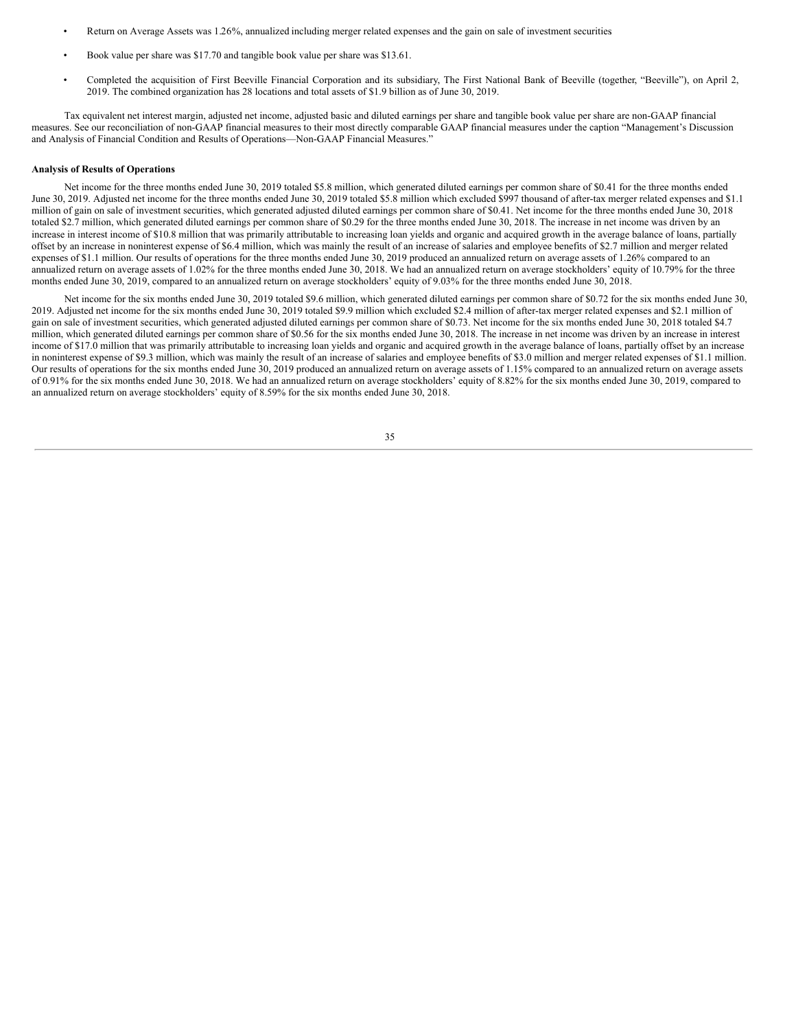- Return on Average Assets was 1.26%, annualized including merger related expenses and the gain on sale of investment securities

- Book value per share was $17.70 and tangible book value per share was $13.61.

- Completed the acquisition of First Beeville Financial Corporation and its subsidiary, The First National Bank of Beeville (together, "Beeville"), on April 2, 2019. The combined organization has 28 locations and total assets of $1.9 billion as of June 30, 2019.

Tax equivalent net interest margin, adjusted net income, adjusted basic and diluted earnings per share and tangible book value per share are non-GAAP financial measures. See our reconciliation of non-GAAP financial measures to their most directly comparable GAAP financial measures under the caption "Management's Discussion and Analysis of Financial Condition and Results of Operations—Non-GAAP Financial Measures."

**Analysis of Results of Operations**

Net income for the three months ended June 30, 2019 totaled $5.8 million, which generated diluted earnings per common share of $0.41 for the three months ended June 30, 2019. Adjusted net income for the three months ended June 30, 2019 totaled $5.8 million which excluded $997 thousand of after-tax merger related expenses and $1.1 million of gain on sale of investment securities, which generated adjusted diluted earnings per common share of $0.41. Net income for the three months ended June 30, 2018 totaled $2.7 million, which generated diluted earnings per common share of $0.29 for the three months ended June 30, 2018. The increase in net income was driven by an increase in interest income of $10.8 million that was primarily attributable to increasing loan yields and organic and acquired growth in the average balance of loans, partially offset by an increase in noninterest expense of $6.4 million, which was mainly the result of an increase of salaries and employee benefits of $2.7 million and merger related expenses of $1.1 million. Our results of operations for the three months ended June 30, 2019 produced an annualized return on average assets of 1.26% compared to an annualized return on average assets of 1.02% for the three months ended June 30, 2018. We had an annualized return on average stockholders' equity of 10.79% for the three months ended June 30, 2019, compared to an annualized return on average stockholders' equity of 9.03% for the three months ended June 30, 2018.

Net income for the six months ended June 30, 2019 totaled $9.6 million, which generated diluted earnings per common share of $0.72 for the six months ended June 30, 2019. Adjusted net income for the six months ended June 30, 2019 totaled $9.9 million which excluded $2.4 million of after-tax merger related expenses and $2.1 million of gain on sale of investment securities, which generated adjusted diluted earnings per common share of $0.73. Net income for the six months ended June 30, 2018 totaled $4.7 million, which generated diluted earnings per common share of $0.56 for the six months ended June 30, 2018. The increase in net income was driven by an increase in interest income of $17.0 million that was primarily attributable to increasing loan yields and organic and acquired growth in the average balance of loans, partially offset by an increase in noninterest expense of $9.3 million, which was mainly the result of an increase of salaries and employee benefits of $3.0 million and merger related expenses of $1.1 million. Our results of operations for the six months ended June 30, 2019 produced an annualized return on average assets of 1.15% compared to an annualized return on average assets of 0.91% for the six months ended June 30, 2018. We had an annualized return on average stockholders' equity of 8.82% for the six months ended June 30, 2019, compared to an annualized return on average stockholders' equity of 8.59% for the six months ended June 30, 2018.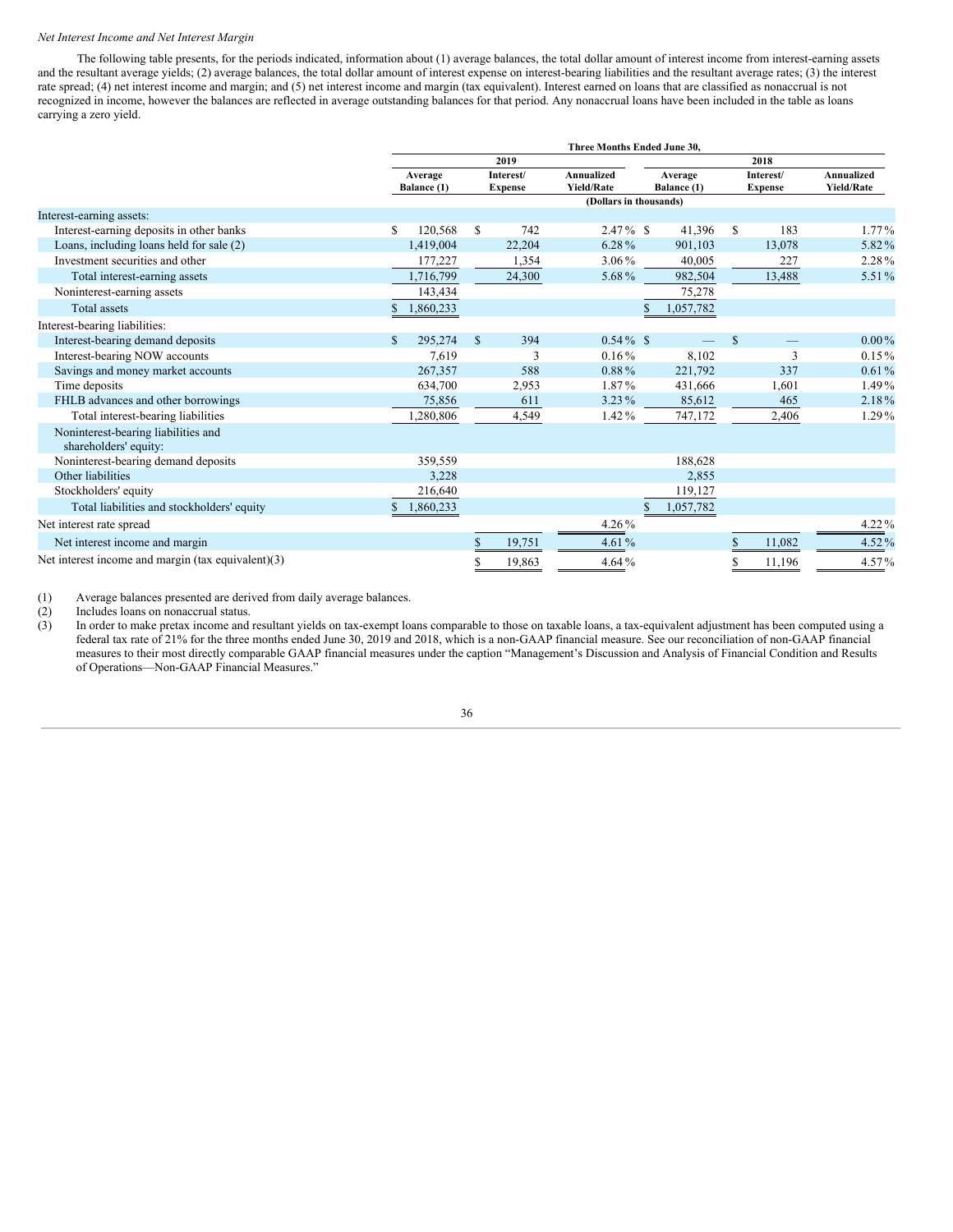*Net Interest Income and Net Interest Margin*

The following table presents, for the periods indicated, information about (1) average balances, the total dollar amount of interest income from interest-earning assets and the resultant average yields; (2) average balances, the total dollar amount of interest expense on interest-bearing liabilities and the resultant average rates; (3) the interest rate spread; (4) net interest income and margin; and (5) net interest income and margin (tax equivalent). Interest earned on loans that are classified as nonaccrual is not recognized in income, however the balances are reflected in average outstanding balances for that period. Any nonaccrual loans have been included in the table as loans carrying a zero yield.

| | Three Months Ended June 30, | | | | | |
|---|---|---|---|---|---|---|
| | 2019 | | | 2018 | | |
| | Average Balance (1) | Interest/ Expense | Annualized Yield/Rate | Average Balance (1) | Interest/ Expense | Annualized Yield/Rate |
| | (Dollars in thousands) | | | | | |
| Interest-earning assets: | | | | | | |
| Interest-earning deposits in other banks | $ 120,568 | $ 742 | 2.47 % | $ 41,396 | $ 183 | 1.77 % |
| Loans, including loans held for sale (2) | 1,419,004 | 22,204 | 6.28 % | 901,103 | 13,078 | 5.82 % |
| Investment securities and other | 177,227 | 1,354 | 3.06 % | 40,005 | 227 | 2.28 % |
| Total interest-earning assets | 1,716,799 | 24,300 | 5.68 % | 982,504 | 13,488 | 5.51 % |
| Noninterest-earning assets | 143,434 | | | 75,278 | | |
| Total assets | $ 1,860,233 | | | $ 1,057,782 | | |
| Interest-bearing liabilities: | | | | | | |
| Interest-bearing demand deposits | $ 295,274 | $ 394 | 0.54 % | $ — | $ — | 0.00 % |
| Interest-bearing NOW accounts | 7,619 | 3 | 0.16 % | 8,102 | 3 | 0.15 % |
| Savings and money market accounts | 267,357 | 588 | 0.88 % | 221,792 | 337 | 0.61 % |
| Time deposits | 634,700 | 2,953 | 1.87 % | 431,666 | 1,601 | 1.49 % |
| FHLB advances and other borrowings | 75,856 | 611 | 3.23 % | 85,612 | 465 | 2.18 % |
| Total interest-bearing liabilities | 1,280,806 | 4,549 | 1.42 % | 747,172 | 2,406 | 1.29 % |
| Noninterest-bearing liabilities and shareholders' equity: | | | | | | |
| Noninterest-bearing demand deposits | 359,559 | | | 188,628 | | |
| Other liabilities | 3,228 | | | 2,855 | | |
| Stockholders' equity | 216,640 | | | 119,127 | | |
| Total liabilities and stockholders' equity | $ 1,860,233 | | | $ 1,057,782 | | |
| Net interest rate spread | | | 4.26 % | | | 4.22 % |
| Net interest income and margin | | $ 19,751 | 4.61 % | | $ 11,082 | 4.52 % |
| Net interest income and margin (tax equivalent)(3) | | $ 19,863 | 4.64 % | | $ 11,196 | 4.57 % |

(1) Average balances presented are derived from daily average balances.

(2) Includes loans on nonaccrual status.

(3) In order to make pretax income and resultant yields on tax-exempt loans comparable to those on taxable loans, a tax-equivalent adjustment has been computed using a federal tax rate of 21% for the three months ended June 30, 2019 and 2018, which is a non-GAAP financial measure. See our reconciliation of non-GAAP financial measures to their most directly comparable GAAP financial measures under the caption "Management's Discussion and Analysis of Financial Condition and Results of Operations—Non-GAAP Financial Measures."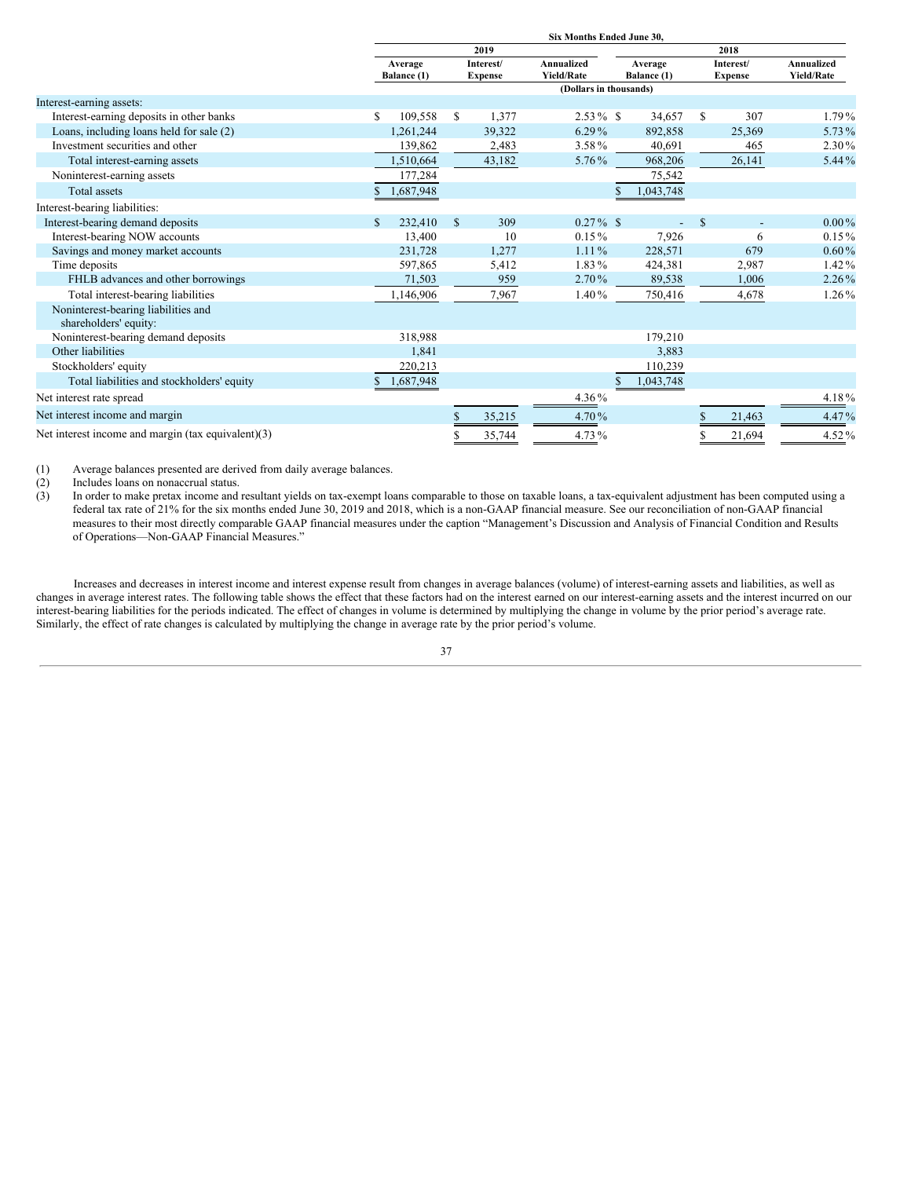| | Six Months Ended June 30, | | | | | |
|---|---|---|---|---|---|---|
| | 2019 | | | 2018 | | |
| | Average Balance (1) | Interest/ Expense | Annualized Yield/Rate | Average Balance (1) | Interest/ Expense | Annualized Yield/Rate |
| | (Dollars in thousands) | | | | | |
| Interest-earning assets: | | | | | | |
| Interest-earning deposits in other banks | $ 109,558 | $ 1,377 | 2.53 % | $ 34,657 | $ 307 | 1.79 % |
| Loans, including loans held for sale (2) | 1,261,244 | 39,322 | 6.29 % | 892,858 | 25,369 | 5.73 % |
| Investment securities and other | 139,862 | 2,483 | 3.58 % | 40,691 | 465 | 2.30 % |
| Total interest-earning assets | 1,510,664 | 43,182 | 5.76 % | 968,206 | 26,141 | 5.44 % |
| Noninterest-earning assets | 177,284 | | | 75,542 | | |
| Total assets | $ 1,687,948 | | | $ 1,043,748 | | |
| Interest-bearing liabilities: | | | | | | |
| Interest-bearing demand deposits | $ 232,410 | $ 309 | 0.27 % | $ - | $ - | 0.00 % |
| Interest-bearing NOW accounts | 13,400 | 10 | 0.15 % | 7,926 | 6 | 0.15 % |
| Savings and money market accounts | 231,728 | 1,277 | 1.11 % | 228,571 | 679 | 0.60 % |
| Time deposits | 597,865 | 5,412 | 1.83 % | 424,381 | 2,987 | 1.42 % |
| FHLB advances and other borrowings | 71,503 | 959 | 2.70 % | 89,538 | 1,006 | 2.26 % |
| Total interest-bearing liabilities | 1,146,906 | 7,967 | 1.40 % | 750,416 | 4,678 | 1.26 % |
| Noninterest-bearing liabilities and shareholders' equity: | | | | | | |
| Noninterest-bearing demand deposits | 318,988 | | | 179,210 | | |
| Other liabilities | 1,841 | | | 3,883 | | |
| Stockholders' equity | 220,213 | | | 110,239 | | |
| Total liabilities and stockholders' equity | $ 1,687,948 | | | $ 1,043,748 | | |
| Net interest rate spread | | | 4.36 % | | | 4.18 % |
| Net interest income and margin | | $ 35,215 | 4.70 % | | $ 21,463 | 4.47 % |
| Net interest income and margin (tax equivalent)(3) | | $ 35,744 | 4.73 % | | $ 21,694 | 4.52 % |

(1) Average balances presented are derived from daily average balances.

(2) Includes loans on nonaccrual status.

(3) In order to make pretax income and resultant yields on tax-exempt loans comparable to those on taxable loans, a tax-equivalent adjustment has been computed using a federal tax rate of 21% for the six months ended June 30, 2019 and 2018, which is a non-GAAP financial measure. See our reconciliation of non-GAAP financial measures to their most directly comparable GAAP financial measures under the caption "Management's Discussion and Analysis of Financial Condition and Results of Operations—Non-GAAP Financial Measures."

Increases and decreases in interest income and interest expense result from changes in average balances (volume) of interest-earning assets and liabilities, as well as changes in average interest rates. The following table shows the effect that these factors had on the interest earned on our interest-earning assets and the interest incurred on our interest-bearing liabilities for the periods indicated. The effect of changes in volume is determined by multiplying the change in volume by the prior year's average rate. Similarly, the effect of rate changes is calculated by multiplying the change in average rate by the prior period's volume.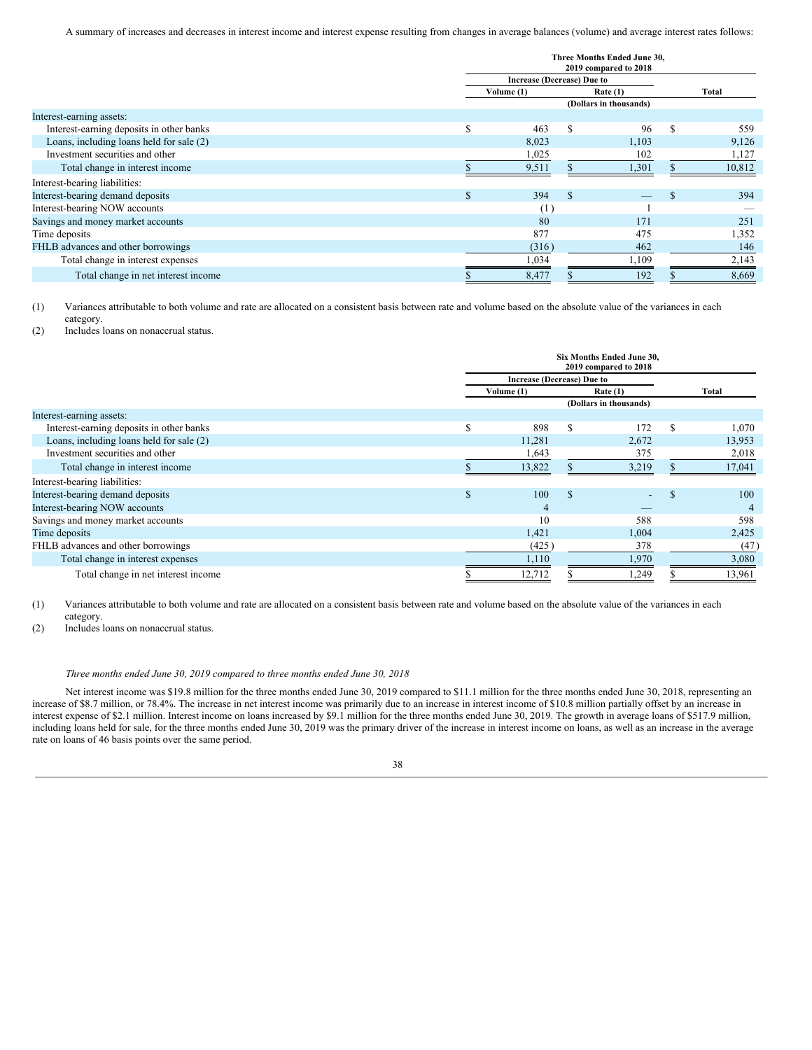A summary of increases and decreases in interest income and interest expense resulting from changes in average balances (volume) and average interest rates follows:

| | Three Months Ended June 30, 2019 compared to 2018 | | |
|---|---|---|---|
| | Increase (Decrease) Due to | | |
| | Volume (1) | Rate (1) | Total |
| | (Dollars in thousands) | | |
| Interest-earning assets: | | | |
| Interest-earning deposits in other banks | $ 463 | $ 96 | $ 559 |
| Loans, including loans held for sale (2) | 8,023 | 1,103 | 9,126 |
| Investment securities and other | 1,025 | 102 | 1,127 |
| Total change in interest income | $ 9,511 | $ 1,301 | $ 10,812 |
| Interest-bearing liabilities: | | | |
| Interest-bearing demand deposits | $ 394 | $ — | $ 394 |
| Interest-bearing NOW accounts | (1) | 1 | — |
| Savings and money market accounts | 80 | 171 | 251 |
| Time deposits | 877 | 475 | 1,352 |
| FHLB advances and other borrowings | (316) | 462 | 146 |
| Total change in interest expenses | 1,034 | 1,109 | 2,143 |
| Total change in net interest income | $ 8,477 | $ 192 | $ 8,669 |

(1) Variances attributable to both volume and rate are allocated on a consistent basis between rate and volume based on the absolute value of the variances in each category.
(2) Includes loans on nonaccrual status.

| | Six Months Ended June 30, 2019 compared to 2018 | | |
|---|---|---|---|
| | Increase (Decrease) Due to | | |
| | Volume (1) | Rate (1) | Total |
| | (Dollars in thousands) | | |
| Interest-earning assets: | | | |
| Interest-earning deposits in other banks | $ 898 | $ 172 | $ 1,070 |
| Loans, including loans held for sale (2) | 11,281 | 2,672 | 13,953 |
| Investment securities and other | 1,643 | 375 | 2,018 |
| Total change in interest income | $ 13,822 | $ 3,219 | $ 17,041 |
| Interest-bearing liabilities: | | | |
| Interest-bearing demand deposits | $ 100 | $ - | $ 100 |
| Interest-bearing NOW accounts | 4 | — | 4 |
| Savings and money market accounts | 10 | 588 | 598 |
| Time deposits | 1,421 | 1,004 | 2,425 |
| FHLB advances and other borrowings | (425) | 378 | (47) |
| Total change in interest expenses | 1,110 | 1,970 | 3,080 |
| Total change in net interest income | $ 12,712 | $ 1,249 | $ 13,961 |

(1) Variances attributable to both volume and rate are allocated on a consistent basis between rate and volume based on the absolute value of the variances in each category.
(2) Includes loans on nonaccrual status.

*Three months ended June 30, 2019 compared to three months ended June 30, 2018*

Net interest income was $19.8 million for the three months ended June 30, 2019 compared to $11.1 million for the three months ended June 30, 2018, representing an increase of $8.7 million, or 78.4%. The increase in net interest income was primarily due to an increase in interest income of $10.8 million partially offset by an increase in interest expense of $2.1 million. Interest income on loans increased by $9.1 million for the three months ended June 30, 2019. The growth in average loans of $517.9 million, including loans held for sale, for the three months ended June 30, 2019 was the primary driver of the increase in interest income on loans, as well as an increase in the average rate on loans of 46 basis points over the same period.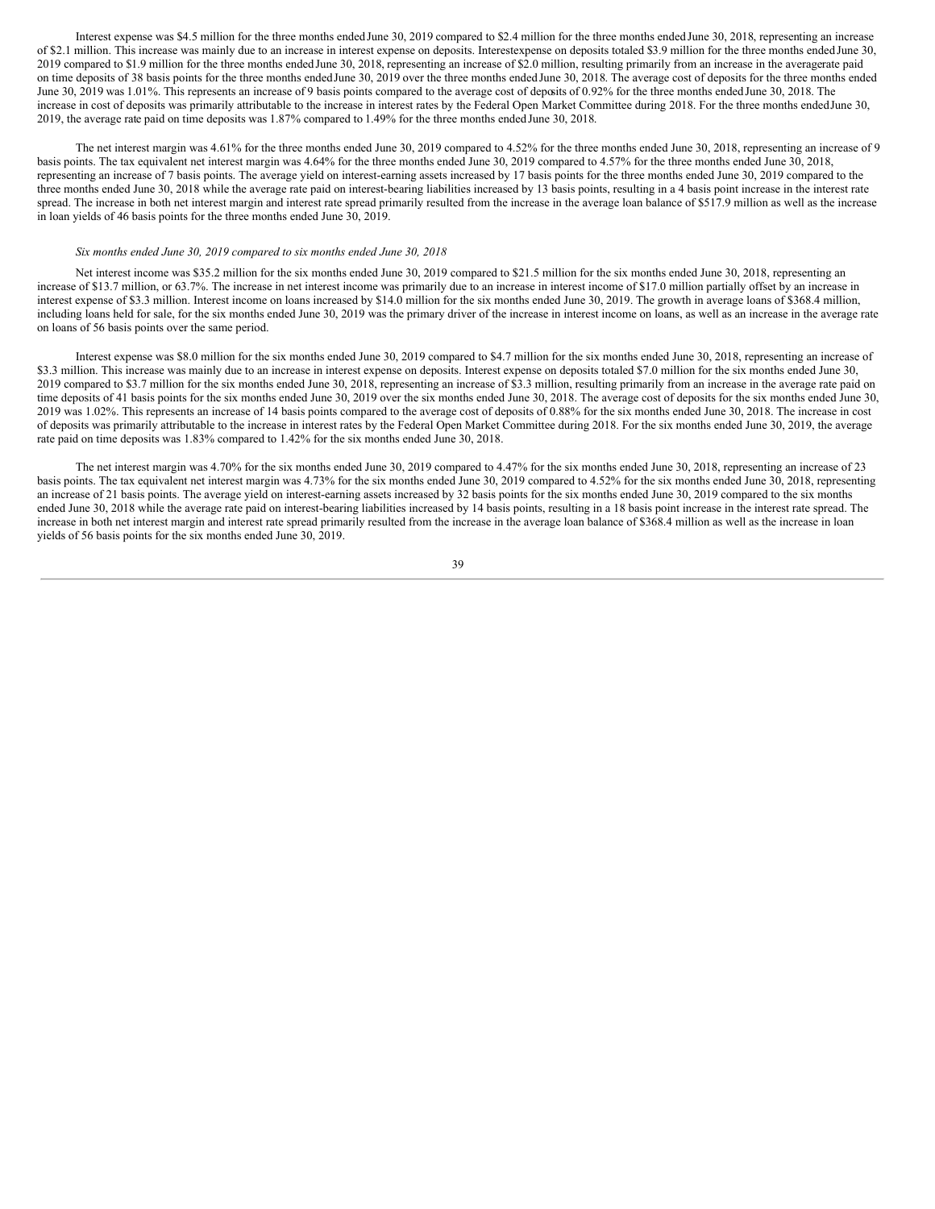Interest expense was $4.5 million for the three months ended June 30, 2019 compared to $2.4 million for the three months ended June 30, 2018, representing an increase of $2.1 million. This increase was mainly due to an increase in interest expense on deposits. Interest expense on deposits totaled $3.9 million for the three months ended June 30, 2019 compared to $1.9 million for the three months ended June 30, 2018, representing an increase of $2.0 million, resulting primarily from an increase in the average rate paid on time deposits of 38 basis points for the three months ended June 30, 2019 over the three months ended June 30, 2018. The average cost of deposits for the three months ended June 30, 2019 was 1.01%. This represents an increase of 9 basis points compared to the average cost of deposits of 0.92% for the three months ended June 30, 2018. The increase in cost of deposits was primarily attributable to the increase in interest rates by the Federal Open Market Committee during 2018. For the three months ended June 30, 2019, the average rate paid on time deposits was 1.87% compared to 1.49% for the three months ended June 30, 2018.

The net interest margin was 4.61% for the three months ended June 30, 2019 compared to 4.52% for the three months ended June 30, 2018, representing an increase of 9 basis points. The tax equivalent net interest margin was 4.64% for the three months ended June 30, 2019 compared to 4.57% for the three months ended June 30, 2018, representing an increase of 7 basis points. The average yield on interest-earning assets increased by 17 basis points for the three months ended June 30, 2019 compared to the three months ended June 30, 2018 while the average rate paid on interest-bearing liabilities increased by 13 basis points, resulting in a 4 basis point increase in the interest rate spread. The increase in both net interest margin and interest rate spread primarily resulted from the increase in the average loan balance of $517.9 million as well as the increase in loan yields of 46 basis points for the three months ended June 30, 2019.

*Six months ended June 30, 2019 compared to six months ended June 30, 2018*

Net interest income was $35.2 million for the six months ended June 30, 2019 compared to $21.5 million for the six months ended June 30, 2018, representing an increase of $13.7 million, or 63.7%. The increase in net interest income was primarily due to an increase in interest income of $17.0 million partially offset by an increase in interest expense of $3.3 million. Interest income on loans increased by $14.0 million for the six months ended June 30, 2019. The growth in average loans of $368.4 million, including loans held for sale, for the six months ended June 30, 2019 was the primary driver of the increase in interest income on loans, as well as an increase in the average rate on loans of 56 basis points over the same period.

Interest expense was $8.0 million for the six months ended June 30, 2019 compared to $4.7 million for the six months ended June 30, 2018, representing an increase of $3.3 million. This increase was mainly due to an increase in interest expense on deposits. Interest expense on deposits totaled $7.0 million for the six months ended June 30, 2019 compared to $3.7 million for the six months ended June 30, 2018, representing an increase of $3.3 million, resulting primarily from an increase in the average rate paid on time deposits of 41 basis points for the six months ended June 30, 2019 over the six months ended June 30, 2018. The average cost of deposits for the six months ended June 30, 2019 was 1.02%. This represents an increase of 14 basis points compared to the average cost of deposits of 0.88% for the six months ended June 30, 2018. The increase in cost of deposits was primarily attributable to the increase in interest rates by the Federal Open Market Committee during 2018. For the six months ended June 30, 2019, the average rate paid on time deposits was 1.83% compared to 1.42% for the six months ended June 30, 2018.

The net interest margin was 4.70% for the six months ended June 30, 2019 compared to 4.47% for the six months ended June 30, 2018, representing an increase of 23 basis points. The tax equivalent net interest margin was 4.73% for the six months ended June 30, 2019 compared to 4.52% for the six months ended June 30, 2018, representing an increase of 21 basis points. The average yield on interest-earning assets increased by 32 basis points for the six months ended June 30, 2019 compared to the six months ended June 30, 2018 while the average rate paid on interest-bearing liabilities increased by 14 basis points, resulting in a 18 basis point increase in the interest rate spread. The increase in both net interest margin and interest rate spread primarily resulted from the increase in the average loan balance of $368.4 million as well as the increase in loan yields of 56 basis points for the six months ended June 30, 2019.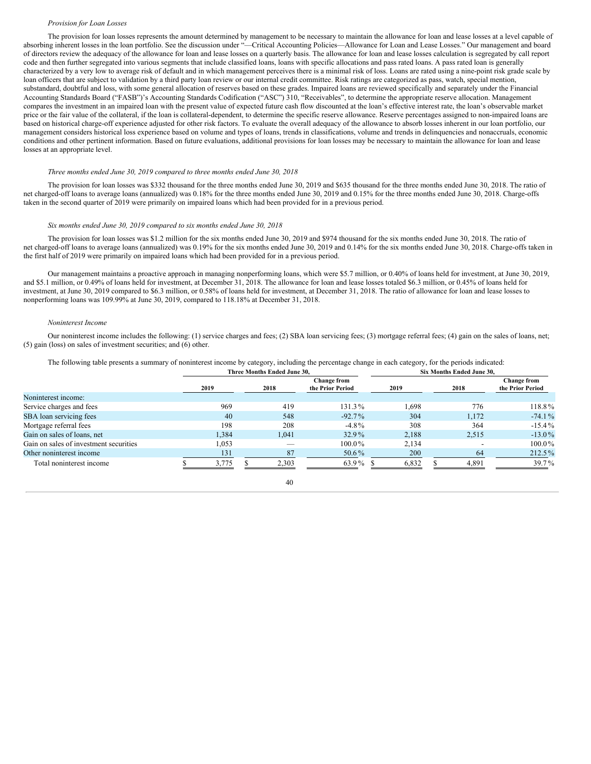*Provision for Loan Losses*

The provision for loan losses represents the amount determined by management to be necessary to maintain the allowance for loan and lease losses at a level capable of absorbing inherent losses in the loan portfolio. See the discussion under "—Critical Accounting Policies—Allowance for Loan and Lease Losses." Our management and board of directors review the adequacy of the allowance for loan and lease losses on a quarterly basis. The allowance for loan and lease losses calculation is segregated by call report code and then further segregated into various segments that include classified loans, loans with specific allocations and pass rated loans. A pass rated loan is generally characterized by a very low to average risk of default and in which management perceives there is a minimal risk of loss. Loans are rated using a nine-point risk grade scale by loan officers that are subject to validation by a third party loan review or our internal credit committee. Risk ratings are categorized as pass, watch, special mention, substandard, doubtful and loss, with some general allocation of reserves based on these grades. Impaired loans are reviewed specifically and separately under the Financial Accounting Standards Board ("FASB")'s Accounting Standards Codification ("ASC") 310, "Receivables", to determine the appropriate reserve allocation. Management compares the investment in an impaired loan with the present value of expected future cash flow discounted at the loan's effective interest rate, the loan's observable market price or the fair value of the collateral, if the loan is collateral-dependent, to determine the specific reserve allowance. Reserve percentages assigned to non-impaired loans are based on historical charge-off experience adjusted for other risk factors. To evaluate the overall adequacy of the allowance to absorb losses inherent in our loan portfolio, our management considers historical loss experience based on volume and types of loans, trends in classifications, volume and trends in delinquencies and nonaccruals, economic conditions and other pertinent information. Based on future evaluations, additional provisions for loan losses may be necessary to maintain the allowance for loan and lease losses at an appropriate level.

*Three months ended June 30, 2019 compared to three months ended June 30, 2018*

The provision for loan losses was $332 thousand for the three months ended June 30, 2019 and $635 thousand for the three months ended June 30, 2018. The ratio of net charged-off loans to average loans (annualized) was 0.18% for the three months ended June 30, 2019 and 0.15% for the three months ended June 30, 2018. Charge-offs taken in the second quarter of 2019 were primarily on impaired loans which had been provided for in a previous period.

*Six months ended June 30, 2019 compared to six months ended June 30, 2018*

The provision for loan losses was $1.2 million for the six months ended June 30, 2019 and $974 thousand for the six months ended June 30, 2018. The ratio of net charged-off loans to average loans (annualized) was 0.19% for the six months ended June 30, 2019 and 0.14% for the six months ended June 30, 2018. Charge-offs taken in the first half of 2019 were primarily on impaired loans which had been provided for in a previous period.

Our management maintains a proactive approach in managing nonperforming loans, which were $5.7 million, or 0.40% of loans held for investment, at June 30, 2019, and $5.1 million, or 0.49% of loans held for investment, at December 31, 2018. The allowance for loan and lease losses totaled $6.3 million, or 0.45% of loans held for investment, at June 30, 2019 compared to $6.3 million, or 0.58% of loans held for investment, at December 31, 2018. The ratio of allowance for loan and lease losses to nonperforming loans was 109.99% at June 30, 2019, compared to 118.18% at December 31, 2018.

*Noninterest Income*

Our noninterest income includes the following: (1) service charges and fees; (2) SBA loan servicing fees; (3) mortgage referral fees; (4) gain on the sales of loans, net; (5) gain (loss) on sales of investment securities; and (6) other.

The following table presents a summary of noninterest income by category, including the percentage change in each category, for the periods indicated:

| | Three Months Ended June 30, | | | Six Months Ended June 30, | | |
|---|---|---|---|---|---|---|
| | 2019 | 2018 | Change from the Prior Period | 2019 | 2018 | Change from the Prior Period |
| Noninterest income: | | | | | | |
| Service charges and fees | 969 | 419 | 131.3% | 1,698 | 776 | 118.8% |
| SBA loan servicing fees | 40 | 548 | -92.7% | 304 | 1,172 | -74.1% |
| Mortgage referral fees | 198 | 208 | -4.8% | 308 | 364 | -15.4% |
| Gain on sales of loans, net | 1,384 | 1,041 | 32.9% | 2,188 | 2,515 | -13.0% |
| Gain on sales of investment securities | 1,053 | — | 100.0% | 2,134 | - | 100.0% |
| Other noninterest income | 131 | 87 | 50.6% | 200 | 64 | 212.5% |
| Total noninterest income | $ 3,775 | $ 2,303 | 63.9% | $ 6,832 | $ 4,891 | 39.7% |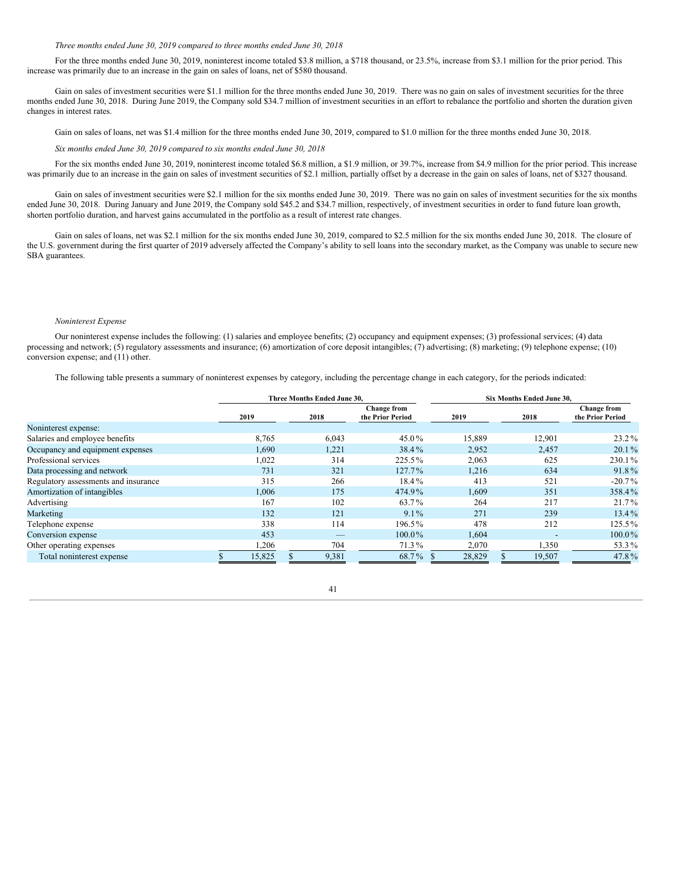*Three months ended June 30, 2019 compared to three months ended June 30, 2018*

For the three months ended June 30, 2019, noninterest income totaled $3.8 million, a $718 thousand, or 23.5%, increase from $3.1 million for the prior period. This increase was primarily due to an increase in the gain on sales of loans, net of $580 thousand.

Gain on sales of investment securities were $1.1 million for the three months ended June 30, 2019. There was no gain on sales of investment securities for the three months ended June 30, 2018. During June 2019, the Company sold $34.7 million of investment securities in an effort to rebalance the portfolio and shorten the duration given changes in interest rates.

Gain on sales of loans, net was $1.4 million for the three months ended June 30, 2019, compared to $1.0 million for the three months ended June 30, 2018.

*Six months ended June 30, 2019 compared to six months ended June 30, 2018*

For the six months ended June 30, 2019, noninterest income totaled $6.8 million, a $1.9 million, or 39.7%, increase from $4.9 million for the prior period. This increase was primarily due to an increase in the gain on sales of investment securities of $2.1 million, partially offset by a decrease in the gain on sales of loans, net of $327 thousand.

Gain on sales of investment securities were $2.1 million for the six months ended June 30, 2019. There was no gain on sales of investment securities for the six months ended June 30, 2018. During January and June 2019, the Company sold $45.2 and $34.7 million, respectively, of investment securities in order to fund future loan growth, shorten portfolio duration, and harvest gains accumulated in the portfolio as a result of interest rate changes.

Gain on sales of loans, net was $2.1 million for the six months ended June 30, 2019, compared to $2.5 million for the six months ended June 30, 2018. The closure of the U.S. government during the first quarter of 2019 adversely affected the Company's ability to sell loans into the secondary market, as the Company was unable to secure new SBA guarantees.

*Noninterest Expense*

Our noninterest expense includes the following: (1) salaries and employee benefits; (2) occupancy and equipment expenses; (3) professional services; (4) data processing and network; (5) regulatory assessments and insurance; (6) amortization of core deposit intangibles; (7) advertising; (8) marketing; (9) telephone expense; (10) conversion expense; and (11) other.

The following table presents a summary of noninterest expenses by category, including the percentage change in each category, for the periods indicated:

| | Three Months Ended June 30, | | | Six Months Ended June 30, | | |
|---|---|---|---|---|---|---|
| | 2019 | 2018 | Change from the Prior Period | 2019 | 2018 | Change from the Prior Period |
| Noninterest expense: | | | | | | |
| Salaries and employee benefits | 8,765 | 6,043 | 45.0 % | 15,889 | 12,901 | 23.2 % |
| Occupancy and equipment expenses | 1,690 | 1,221 | 38.4 % | 2,952 | 2,457 | 20.1 % |
| Professional services | 1,022 | 314 | 225.5 % | 2,063 | 625 | 230.1 % |
| Data processing and network | 731 | 321 | 127.7 % | 1,216 | 634 | 91.8 % |
| Regulatory assessments and insurance | 315 | 266 | 18.4 % | 413 | 521 | -20.7 % |
| Amortization of intangibles | 1,006 | 175 | 474.9 % | 1,609 | 351 | 358.4 % |
| Advertising | 167 | 102 | 63.7 % | 264 | 217 | 21.7 % |
| Marketing | 132 | 121 | 9.1 % | 271 | 239 | 13.4 % |
| Telephone expense | 338 | 114 | 196.5 % | 478 | 212 | 125.5 % |
| Conversion expense | 453 | — | 100.0 % | 1,604 | - | 100.0 % |
| Other operating expenses | 1,206 | 704 | 71.3 % | 2,070 | 1,350 | 53.3 % |
| Total noninterest expense | $ 15,825 | $ 9,381 | 68.7 % | $ 28,829 | $ 19,507 | 47.8 % |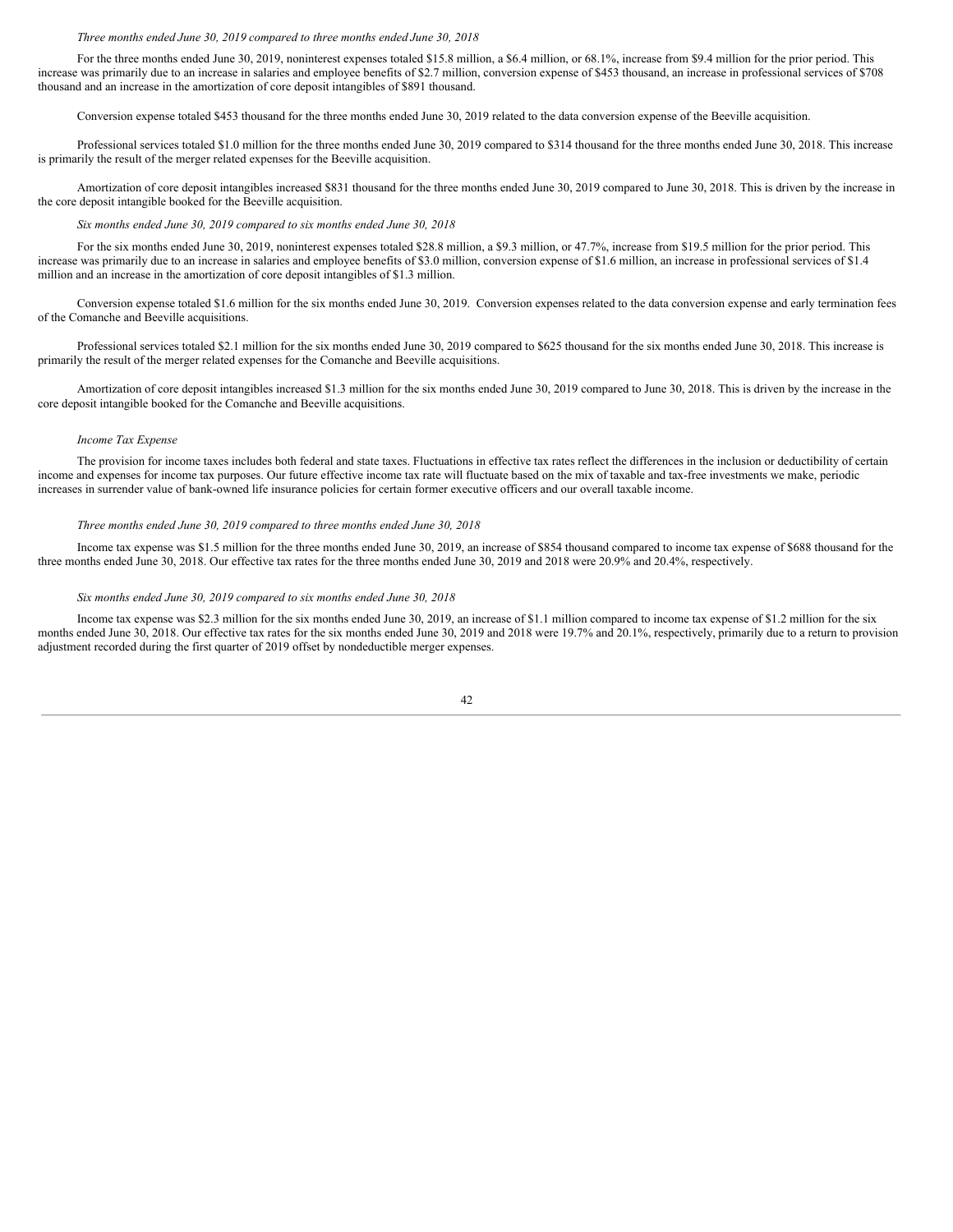*Three months ended June 30, 2019 compared to three months ended June 30, 2018*

For the three months ended June 30, 2019, noninterest expenses totaled $15.8 million, a $6.4 million, or 68.1%, increase from $9.4 million for the prior period. This increase was primarily due to an increase in salaries and employee benefits of $2.7 million, conversion expense of $453 thousand, an increase in professional services of $708 thousand and an increase in the amortization of core deposit intangibles of $891 thousand.

Conversion expense totaled $453 thousand for the three months ended June 30, 2019 related to the data conversion expense of the Beeville acquisition.

Professional services totaled $1.0 million for the three months ended June 30, 2019 compared to $314 thousand for the three months ended June 30, 2018. This increase is primarily the result of the merger related expenses for the Beeville acquisition.

Amortization of core deposit intangibles increased $831 thousand for the three months ended June 30, 2019 compared to June 30, 2018. This is driven by the increase in the core deposit intangible booked for the Beeville acquisition.

*Six months ended June 30, 2019 compared to six months ended June 30, 2018*

For the six months ended June 30, 2019, noninterest expenses totaled $28.8 million, a $9.3 million, or 47.7%, increase from $19.5 million for the prior period. This increase was primarily due to an increase in salaries and employee benefits of $3.0 million, conversion expense of $1.6 million, an increase in professional services of $1.4 million and an increase in the amortization of core deposit intangibles of $1.3 million.

Conversion expense totaled $1.6 million for the six months ended June 30, 2019. Conversion expenses related to the data conversion expense and early termination fees of the Comanche and Beeville acquisitions.

Professional services totaled $2.1 million for the six months ended June 30, 2019 compared to $625 thousand for the six months ended June 30, 2018. This increase is primarily the result of the merger related expenses for the Comanche and Beeville acquisitions.

Amortization of core deposit intangibles increased $1.3 million for the six months ended June 30, 2019 compared to June 30, 2018. This is driven by the increase in the core deposit intangible booked for the Comanche and Beeville acquisitions.

*Income Tax Expense*

The provision for income taxes includes both federal and state taxes. Fluctuations in effective tax rates reflect the differences in the inclusion or deductibility of certain income and expenses for income tax purposes. Our future effective income tax rate will fluctuate based on the mix of taxable and tax-free investments we make, periodic increases in surrender value of bank-owned life insurance policies for certain former executive officers and our overall taxable income.

*Three months ended June 30, 2019 compared to three months ended June 30, 2018*

Income tax expense was $1.5 million for the three months ended June 30, 2019, an increase of $854 thousand compared to income tax expense of $688 thousand for the three months ended June 30, 2018. Our effective tax rates for the three months ended June 30, 2019 and 2018 were 20.9% and 20.4%, respectively.

*Six months ended June 30, 2019 compared to six months ended June 30, 2018*

Income tax expense was $2.3 million for the six months ended June 30, 2019, an increase of $1.1 million compared to income tax expense of $1.2 million for the six months ended June 30, 2018. Our effective tax rates for the six months ended June 30, 2019 and 2018 were 19.7% and 20.1%, respectively, primarily due to a return to provision adjustment recorded during the first quarter of 2019 offset by nondeductible merger expenses.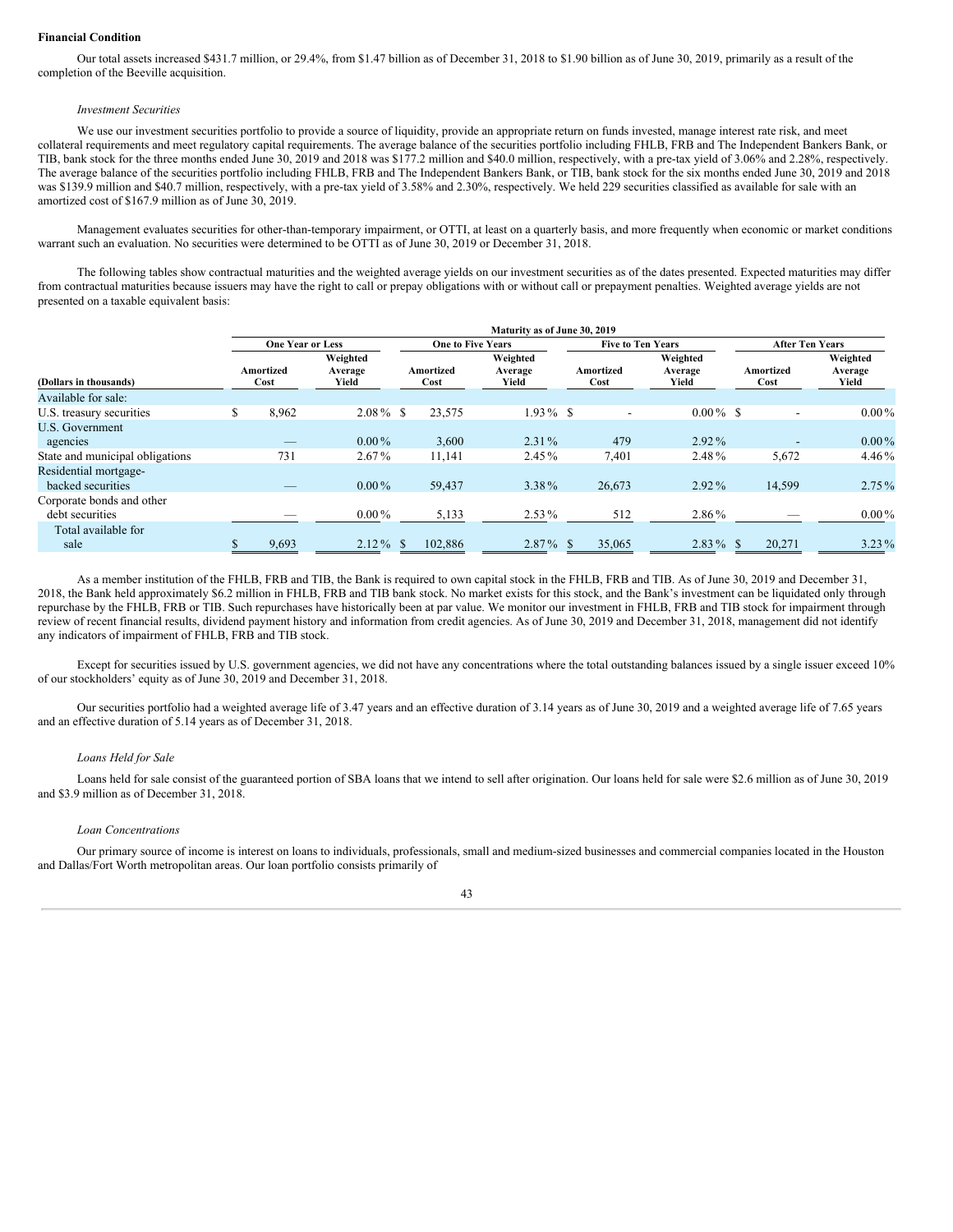## Financial Condition

Our total assets increased $431.7 million, or 29.4%, from $1.47 billion as of December 31, 2018 to $1.90 billion as of June 30, 2019, primarily as a result of the completion of the Beeville acquisition.

*Investment Securities*

We use our investment securities portfolio to provide a source of liquidity, provide an appropriate return on funds invested, manage interest rate risk, and meet collateral requirements and meet regulatory capital requirements. The average balance of the securities portfolio including FHLB, FRB and The Independent Bankers Bank, or TIB, bank stock for the three months ended June 30, 2019 and 2018 was $177.2 million and $40.0 million, respectively, with a pre-tax yield of 3.06% and 2.28%, respectively. The average balance of the securities portfolio including FHLB, FRB and The Independent Bankers Bank, or TIB, bank stock for the six months ended June 30, 2019 and 2018 was $139.9 million and $40.7 million, respectively, with a pre-tax yield of 3.58% and 2.30%, respectively. We held 229 securities classified as available for sale with an amortized cost of $167.9 million as of June 30, 2019.

Management evaluates securities for other-than-temporary impairment, or OTTI, at least on a quarterly basis, and more frequently when economic or market conditions warrant such an evaluation. No securities were determined to be OTTI as of June 30, 2019 or December 31, 2018.

The following tables show contractual maturities and the weighted average yields on our investment securities as of the dates presented. Expected maturities may differ from contractual maturities because issuers may have the right to call or prepay obligations with or without call or prepayment penalties. Weighted average yields are not presented on a taxable equivalent basis:

| | Maturity as of June 30, 2019 | | | | | | | |
|---|---|---|---|---|---|---|---|---|
| | One Year or Less | | One to Five Years | | Five to Ten Years | | After Ten Years | |
| (Dollars in thousands) | Amortized Cost | Weighted Average Yield | Amortized Cost | Weighted Average Yield | Amortized Cost | Weighted Average Yield | Amortized Cost | Weighted Average Yield |
| Available for sale: | | | | | | | | |
| U.S. treasury securities | $ 8,962 | 2.08 % | $ 23,575 | 1.93 % | $ - | 0.00 % | $ - | 0.00 % |
| U.S. Government agencies | — | 0.00 % | 3,600 | 2.31 % | 479 | 2.92 % | - | 0.00 % |
| State and municipal obligations | 731 | 2.67 % | 11,141 | 2.45 % | 7,401 | 2.48 % | 5,672 | 4.46 % |
| Residential mortgage-backed securities | — | 0.00 % | 59,437 | 3.38 % | 26,673 | 2.92 % | 14,599 | 2.75 % |
| Corporate bonds and other debt securities | — | 0.00 % | 5,133 | 2.53 % | 512 | 2.86 % | — | 0.00 % |
| Total available for sale | $ 9,693 | 2.12 % | $ 102,886 | 2.87 % | $ 35,065 | 2.83 % | $ 20,271 | 3.23 % |

As a member institution of the FHLB, FRB and TIB, the Bank is required to own capital stock in the FHLB, FRB and TIB. As of June 30, 2019 and December 31, 2018, the Bank held approximately $6.2 million in FHLB, FRB and TIB bank stock. No market exists for this stock, and the Bank's investment can be liquidated only through repurchase by the FHLB, FRB or TIB. Such repurchases have historically been at par value. We monitor our investment in FHLB, FRB and TIB stock for impairment through review of recent financial results, dividend payment history and information from credit agencies. As of June 30, 2019 and December 31, 2018, management did not identify any indicators of impairment of FHLB, FRB and TIB stock.

Except for securities issued by U.S. government agencies, we did not have any concentrations where the total outstanding balances issued by a single issuer exceed 10% of our stockholders' equity as of June 30, 2019 and December 31, 2018.

Our securities portfolio had a weighted average life of 3.47 years and an effective duration of 3.14 years as of June 30, 2019 and a weighted average life of 7.65 years and an effective duration of 5.14 years as of December 31, 2018.

*Loans Held for Sale*

Loans held for sale consist of the guaranteed portion of SBA loans that we intend to sell after origination. Our loans held for sale were $2.6 million as of June 30, 2019 and $3.9 million as of December 31, 2018.

*Loan Concentrations*

Our primary source of income is interest on loans to individuals, professionals, small and medium-sized businesses and commercial companies located in the Houston and Dallas/Fort Worth metropolitan areas. Our loan portfolio consists primarily of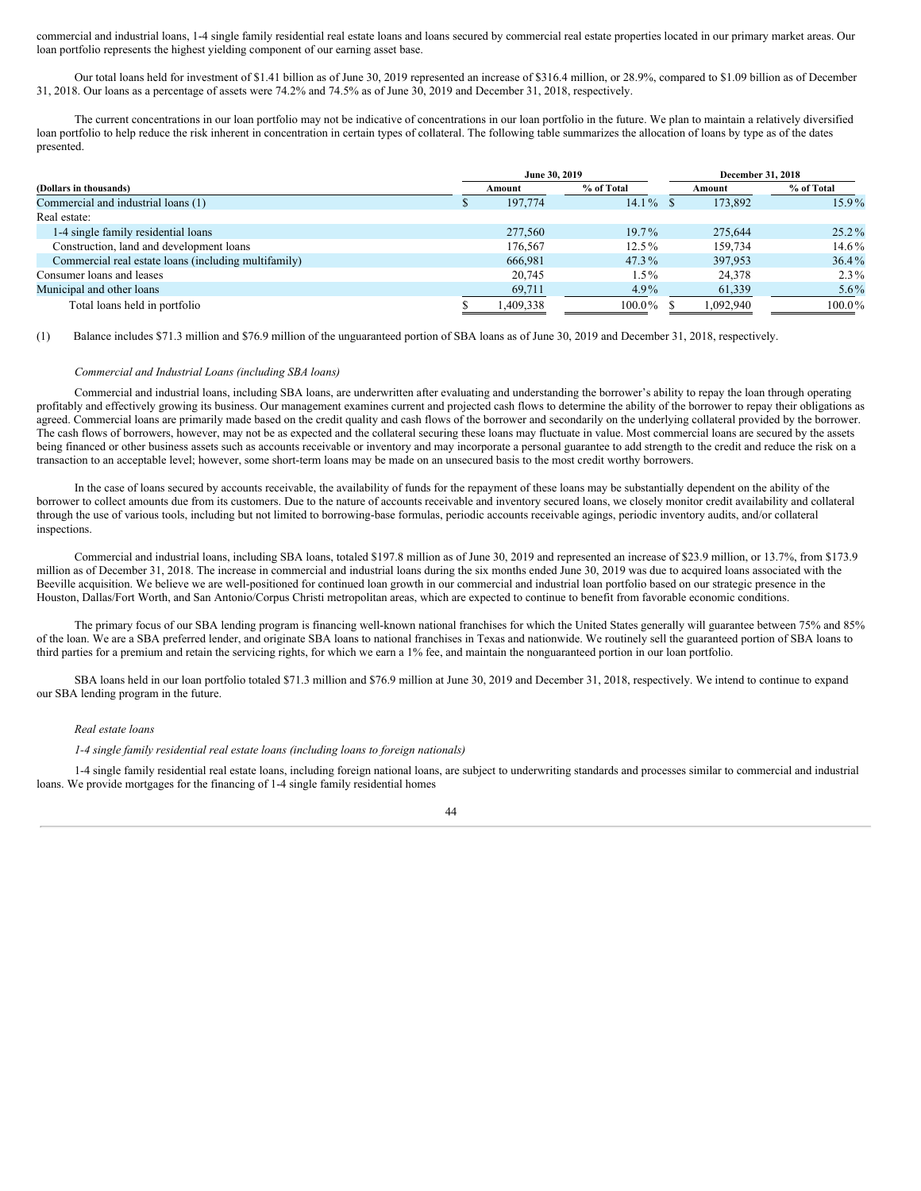commercial and industrial loans, 1-4 single family residential real estate loans and loans secured by commercial real estate properties located in our primary market areas. Our loan portfolio represents the highest yielding component of our earning asset base.

Our total loans held for investment of $1.41 billion as of June 30, 2019 represented an increase of $316.4 million, or 28.9%, compared to $1.09 billion as of December 31, 2018. Our loans as a percentage of assets were 74.2% and 74.5% as of June 30, 2019 and December 31, 2018, respectively.

The current concentrations in our loan portfolio may not be indicative of concentrations in our loan portfolio in the future. We plan to maintain a relatively diversified loan portfolio to help reduce the risk inherent in concentration in certain types of collateral. The following table summarizes the allocation of loans by type as of the dates presented.

| | June 30, 2019 | | December 31, 2018 | |
|---|---|---|---|---|
| (Dollars in thousands) | Amount | % of Total | Amount | % of Total |
| Commercial and industrial loans (1) | $ 197,774 | 14.1% | $ 173,892 | 15.9% |
| Real estate: | | | | |
| 1-4 single family residential loans | 277,560 | 19.7% | 275,644 | 25.2% |
| Construction, land and development loans | 176,567 | 12.5% | 159,734 | 14.6% |
| Commercial real estate loans (including multifamily) | 666,981 | 47.3% | 397,953 | 36.4% |
| Consumer loans and leases | 20,745 | 1.5% | 24,378 | 2.3% |
| Municipal and other loans | 69,711 | 4.9% | 61,339 | 5.6% |
| Total loans held in portfolio | $ 1,409,338 | 100.0% | $ 1,092,940 | 100.0% |

(1) Balance includes $71.3 million and $76.9 million of the unguaranteed portion of SBA loans as of June 30, 2019 and December 31, 2018, respectively.

*Commercial and Industrial Loans (including SBA loans)*

Commercial and industrial loans, including SBA loans, are underwritten after evaluating and understanding the borrower's ability to repay the loan through operating profitably and effectively growing its business. Our management examines current and projected cash flows to determine the ability of the borrower to repay their obligations as agreed. Commercial loans are primarily made based on the credit quality and cash flows of the borrower and secondarily on the underlying collateral provided by the borrower. The cash flows of borrowers, however, may not be as expected and the collateral securing these loans may fluctuate in value. Most commercial loans are secured by the assets being financed or other business assets such as accounts receivable or inventory and may incorporate a personal guarantee to add strength to the credit and reduce the risk on a transaction to an acceptable level; however, some short-term loans may be made on an unsecured basis to the most credit worthy borrowers.

In the case of loans secured by accounts receivable, the availability of funds for the repayment of these loans may be substantially dependent on the ability of the borrower to collect amounts due from its customers. Due to the nature of accounts receivable and inventory secured loans, we closely monitor credit availability and collateral through the use of various tools, including but not limited to borrowing-base formulas, periodic accounts receivable agings, periodic inventory audits, and/or collateral inspections.

Commercial and industrial loans, including SBA loans, totaled $197.8 million as of June 30, 2019 and represented an increase of $23.9 million, or 13.7%, from $173.9 million as of December 31, 2018. The increase in commercial and industrial loans during the six months ended June 30, 2019 was due to acquired loans associated with the Beeville acquisition. We believe we are well-positioned for continued loan growth in our commercial and industrial loan portfolio based on our strategic presence in the Houston, Dallas/Fort Worth, and San Antonio/Corpus Christi metropolitan areas, which are expected to continue to benefit from favorable economic conditions.

The primary focus of our SBA lending program is financing well-known national franchises for which the United States generally will guarantee between 75% and 85% of the loan. We are a SBA preferred lender, and originate SBA loans to national franchises in Texas and nationwide. We routinely sell the guaranteed portion of SBA loans to third parties for a premium and retain the servicing rights, for which we earn a 1% fee, and maintain the nonguaranteed portion in our loan portfolio.

SBA loans held in our loan portfolio totaled $71.3 million and $76.9 million at June 30, 2019 and December 31, 2018, respectively. We intend to continue to expand our SBA lending program in the future.

*Real estate loans*

*1-4 single family residential real estate loans (including loans to foreign nationals)*

1-4 single family residential real estate loans, including foreign national loans, are subject to underwriting standards and processes similar to commercial and industrial loans. We provide mortgages for the financing of 1-4 single family residential homes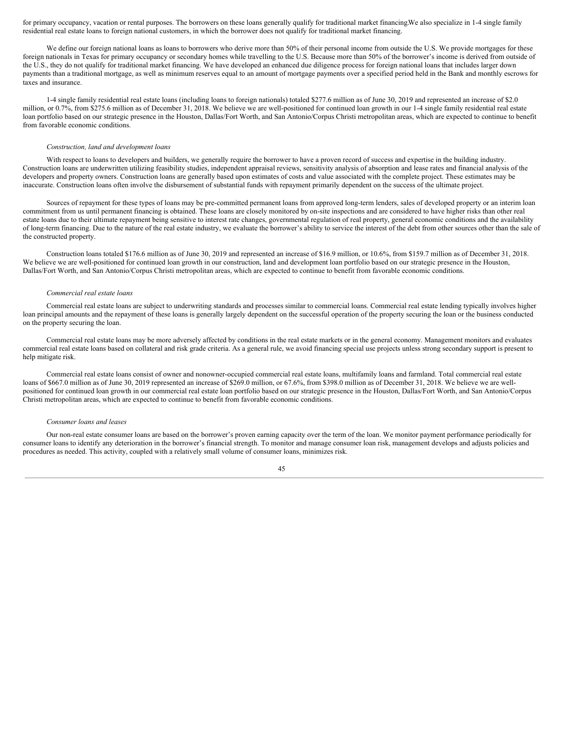for primary occupancy, vacation or rental purposes. The borrowers on these loans generally qualify for traditional market financing.We also specialize in 1-4 single family residential real estate loans to foreign national customers, in which the borrower does not qualify for traditional market financing.

We define our foreign national loans as loans to borrowers who derive more than 50% of their personal income from outside the U.S. We provide mortgages for these foreign nationals in Texas for primary occupancy or secondary homes while travelling to the U.S. Because more than 50% of the borrower's income is derived from outside of the U.S., they do not qualify for traditional market financing. We have developed an enhanced due diligence process for foreign national loans that includes larger down payments than a traditional mortgage, as well as minimum reserves equal to an amount of mortgage payments over a specified period held in the Bank and monthly escrows for taxes and insurance.

1-4 single family residential real estate loans (including loans to foreign nationals) totaled $277.6 million as of June 30, 2019 and represented an increase of $2.0 million, or 0.7%, from $275.6 million as of December 31, 2018. We believe we are well-positioned for continued loan growth in our 1-4 single family residential real estate loan portfolio based on our strategic presence in the Houston, Dallas/Fort Worth, and San Antonio/Corpus Christi metropolitan areas, which are expected to continue to benefit from favorable economic conditions.

*Construction, land and development loans*

With respect to loans to developers and builders, we generally require the borrower to have a proven record of success and expertise in the building industry. Construction loans are underwritten utilizing feasibility studies, independent appraisal reviews, sensitivity analysis of absorption and lease rates and financial analysis of the developers and property owners. Construction loans are generally based upon estimates of costs and value associated with the complete project. These estimates may be inaccurate. Construction loans often involve the disbursement of substantial funds with repayment primarily dependent on the success of the ultimate project.

Sources of repayment for these types of loans may be pre-committed permanent loans from approved long-term lenders, sales of developed property or an interim loan commitment from us until permanent financing is obtained. These loans are closely monitored by on-site inspections and are considered to have higher risks than other real estate loans due to their ultimate repayment being sensitive to interest rate changes, governmental regulation of real property, general economic conditions and the availability of long-term financing. Due to the nature of the real estate industry, we evaluate the borrower's ability to service the interest of the debt from other sources other than the sale of the constructed property.

Construction loans totaled $176.6 million as of June 30, 2019 and represented an increase of $16.9 million, or 10.6%, from $159.7 million as of December 31, 2018. We believe we are well-positioned for continued loan growth in our construction, land and development loan portfolio based on our strategic presence in the Houston, Dallas/Fort Worth, and San Antonio/Corpus Christi metropolitan areas, which are expected to continue to benefit from favorable economic conditions.

*Commercial real estate loans*

Commercial real estate loans are subject to underwriting standards and processes similar to commercial loans. Commercial real estate lending typically involves higher loan principal amounts and the repayment of these loans is generally largely dependent on the successful operation of the property securing the loan or the business conducted on the property securing the loan.

Commercial real estate loans may be more adversely affected by conditions in the real estate markets or in the general economy. Management monitors and evaluates commercial real estate loans based on collateral and risk grade criteria. As a general rule, we avoid financing special use projects unless strong secondary support is present to help mitigate risk.

Commercial real estate loans consist of owner and nonowner-occupied commercial real estate loans, multifamily loans and farmland. Total commercial real estate loans of $667.0 million as of June 30, 2019 represented an increase of $269.0 million, or 67.6%, from $398.0 million as of December 31, 2018. We believe we are well-positioned for continued loan growth in our commercial real estate loan portfolio based on our strategic presence in the Houston, Dallas/Fort Worth, and San Antonio/Corpus Christi metropolitan areas, which are expected to continue to benefit from favorable economic conditions.

*Consumer loans and leases*

Our non-real estate consumer loans are based on the borrower's proven earning capacity over the term of the loan. We monitor payment performance periodically for consumer loans to identify any deterioration in the borrower's financial strength. To monitor and manage consumer loan risk, management develops and adjusts policies and procedures as needed. This activity, coupled with a relatively small volume of consumer loans, minimizes risk.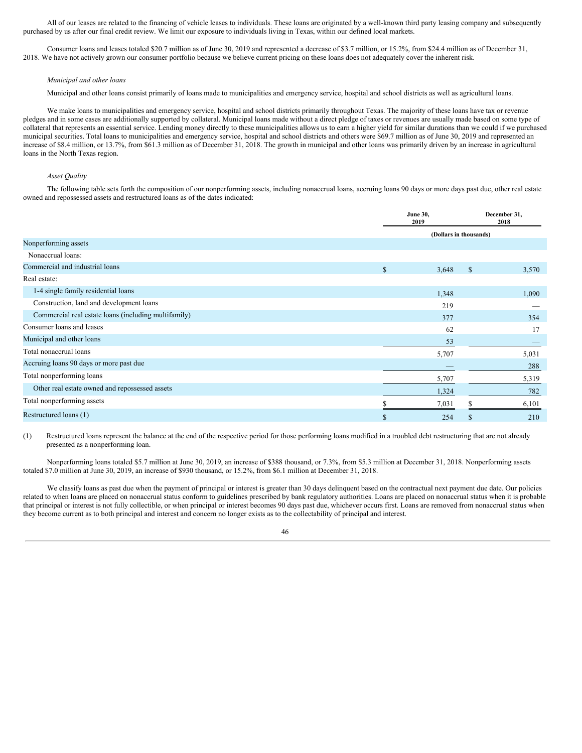All of our leases are related to the financing of vehicle leases to individuals. These loans are originated by a well-known third party leasing company and subsequently purchased by us after our final credit review. We limit our exposure to individuals living in Texas, within our defined local markets.

Consumer loans and leases totaled $20.7 million as of June 30, 2019 and represented a decrease of $3.7 million, or 15.2%, from $24.4 million as of December 31, 2018. We have not actively grown our consumer portfolio because we believe current pricing on these loans does not adequately cover the inherent risk.

*Municipal and other loans*

Municipal and other loans consist primarily of loans made to municipalities and emergency service, hospital and school districts as well as agricultural loans.

We make loans to municipalities and emergency service, hospital and school districts primarily throughout Texas. The majority of these loans have tax or revenue pledges and in some cases are additionally supported by collateral. Municipal loans made without a direct pledge of taxes or revenues are usually made based on some type of collateral that represents an essential service. Lending money directly to these municipalities allows us to earn a higher yield for similar durations than we could if we purchased municipal securities. Total loans to municipalities and emergency service, hospital and school districts and others were $69.7 million as of June 30, 2019 and represented an increase of $8.4 million, or 13.7%, from $61.3 million as of December 31, 2018. The growth in municipal and other loans was primarily driven by an increase in agricultural loans in the North Texas region.

*Asset Quality*

The following table sets forth the composition of our nonperforming assets, including nonaccrual loans, accruing loans 90 days or more days past due, other real estate owned and repossessed assets and restructured loans as of the dates indicated:

| | June 30, 2019 | December 31, 2018 |
|---|---|---|
| | (Dollars in thousands) | |
| Nonperforming assets | | |
| Nonaccrual loans: | | |
| Commercial and industrial loans | $ 3,648 | $ 3,570 |
| Real estate: | | |
| 1-4 single family residential loans | 1,348 | 1,090 |
| Construction, land and development loans | 219 | — |
| Commercial real estate loans (including multifamily) | 377 | 354 |
| Consumer loans and leases | 62 | 17 |
| Municipal and other loans | 53 | — |
| Total nonaccrual loans | 5,707 | 5,031 |
| Accruing loans 90 days or more past due | — | 288 |
| Total nonperforming loans | 5,707 | 5,319 |
| Other real estate owned and repossessed assets | 1,324 | 782 |
| Total nonperforming assets | $ 7,031 | $ 6,101 |
| Restructured loans (1) | $ 254 | $ 210 |

(1) Restructured loans represent the balance at the end of the respective period for those performing loans modified in a troubled debt restructuring that are not already presented as a nonperforming loan.

Nonperforming loans totaled $5.7 million at June 30, 2019, an increase of $388 thousand, or 7.3%, from $5.3 million at December 31, 2018. Nonperforming assets totaled $7.0 million at June 30, 2019, an increase of $930 thousand, or 15.2%, from $6.1 million at December 31, 2018.

We classify loans as past due when the payment of principal or interest is greater than 30 days delinquent based on the contractual next payment due date. Our policies related to when loans are placed on nonaccrual status conform to guidelines prescribed by bank regulatory authorities. Loans are placed on nonaccrual status when it is probable that principal or interest is not fully collectible, or when principal or interest becomes 90 days past due, whichever occurs first. Loans are removed from nonaccrual status when they become current as to both principal and interest and concern no longer exists as to the collectability of principal and interest.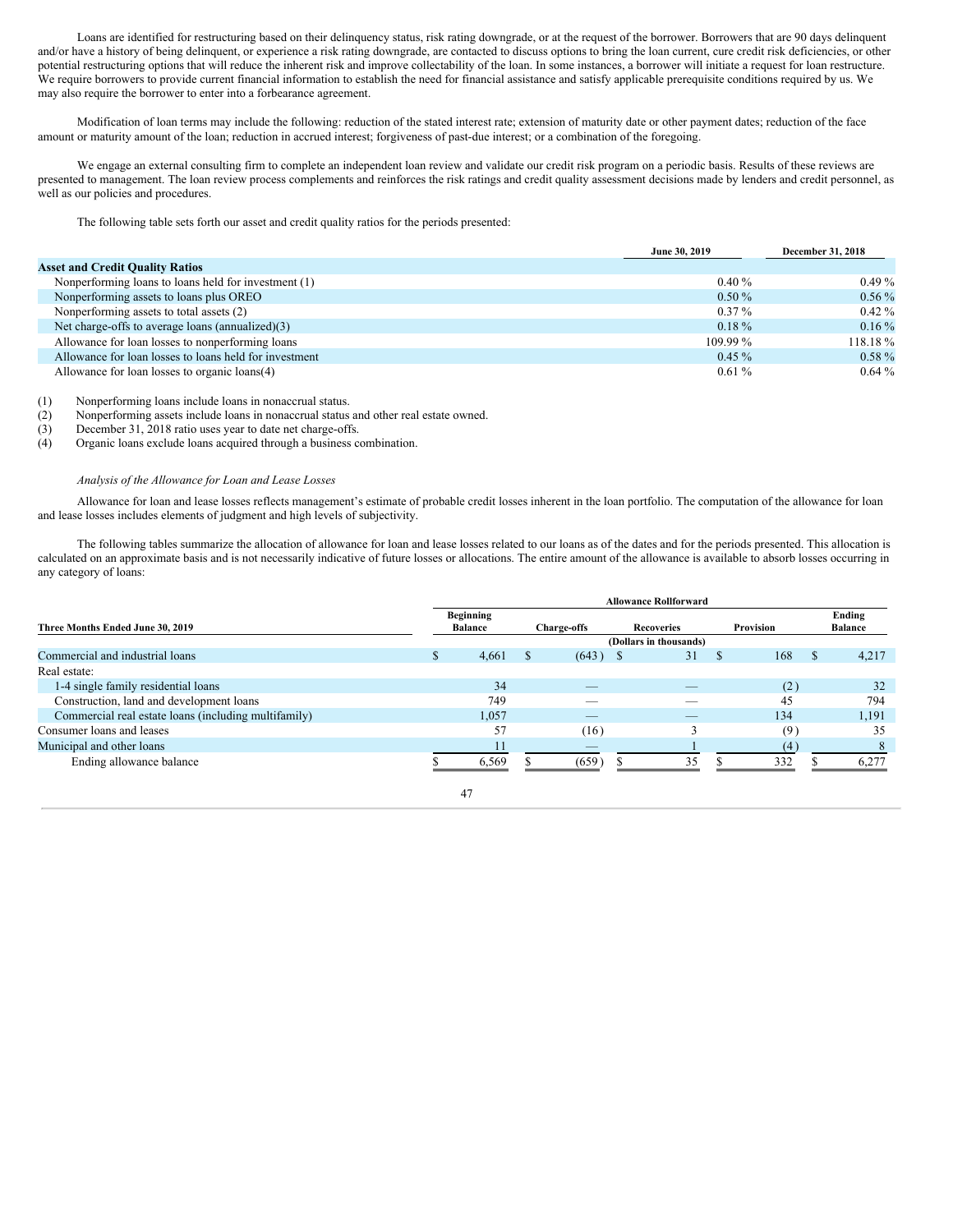Loans are identified for restructuring based on their delinquency status, risk rating downgrade, or at the request of the borrower. Borrowers that are 90 days delinquent and/or have a history of being delinquent, or experience a risk rating downgrade, are contacted to discuss options to bring the loan current, cure credit risk deficiencies, or other potential restructuring options that will reduce the inherent risk and improve collectability of the loan. In some instances, a borrower will initiate a request for loan restructure. We require borrowers to provide current financial information to establish the need for financial assistance and satisfy applicable prerequisite conditions required by us. We may also require the borrower to enter into a forbearance agreement.

Modification of loan terms may include the following: reduction of the stated interest rate; extension of maturity date or other payment dates; reduction of the face amount or maturity amount of the loan; reduction in accrued interest; forgiveness of past-due interest; or a combination of the foregoing.

We engage an external consulting firm to complete an independent loan review and validate our credit risk program on a periodic basis. Results of these reviews are presented to management. The loan review process complements and reinforces the risk ratings and credit quality assessment decisions made by lenders and credit personnel, as well as our policies and procedures.

The following table sets forth our asset and credit quality ratios for the periods presented:

| | June 30, 2019 | December 31, 2018 |
|---|---|---|
| **Asset and Credit Quality Ratios** | | |
| Nonperforming loans to loans held for investment (1) | 0.40 % | 0.49 % |
| Nonperforming assets to loans plus OREO | 0.50 % | 0.56 % |
| Nonperforming assets to total assets (2) | 0.37 % | 0.42 % |
| Net charge-offs to average loans (annualized)(3) | 0.18 % | 0.16 % |
| Allowance for loan losses to nonperforming loans | 109.99 % | 118.18 % |
| Allowance for loan losses to loans held for investment | 0.45 % | 0.58 % |
| Allowance for loan losses to organic loans(4) | 0.61 % | 0.64 % |

(1) Nonperforming loans include loans in nonaccrual status.
(2) Nonperforming assets include loans in nonaccrual status and other real estate owned.
(3) December 31, 2018 ratio uses year to date net charge-offs.
(4) Organic loans exclude loans acquired through a business combination.

*Analysis of the Allowance for Loan and Lease Losses*

Allowance for loan and lease losses reflects management's estimate of probable credit losses inherent in the loan portfolio. The computation of the allowance for loan and lease losses includes elements of judgment and high levels of subjectivity.

The following tables summarize the allocation of allowance for loan and lease losses related to our loans as of the dates and for the periods presented. This allocation is calculated on an approximate basis and is not necessarily indicative of future losses or allocations. The entire amount of the allowance is available to absorb losses occurring in any category of loans:

| | Allowance Rollforward | | | | |
|---|---|---|---|---|---|
| **Three Months Ended June 30, 2019** | Beginning Balance | Charge-offs | Recoveries | Provision | Ending Balance |
| | (Dollars in thousands) | | | | |
| Commercial and industrial loans | $ 4,661 | $ (643) | $ 31 | $ 168 | $ 4,217 |
| Real estate: | | | | | |
| 1-4 single family residential loans | 34 | — | — | (2) | 32 |
| Construction, land and development loans | 749 | — | — | 45 | 794 |
| Commercial real estate loans (including multifamily) | 1,057 | — | — | 134 | 1,191 |
| Consumer loans and leases | 57 | (16) | 3 | (9) | 35 |
| Municipal and other loans | 11 | — | 1 | (4) | 8 |
| Ending allowance balance | $ 6,569 | $ (659) | $ 35 | $ 332 | $ 6,277 |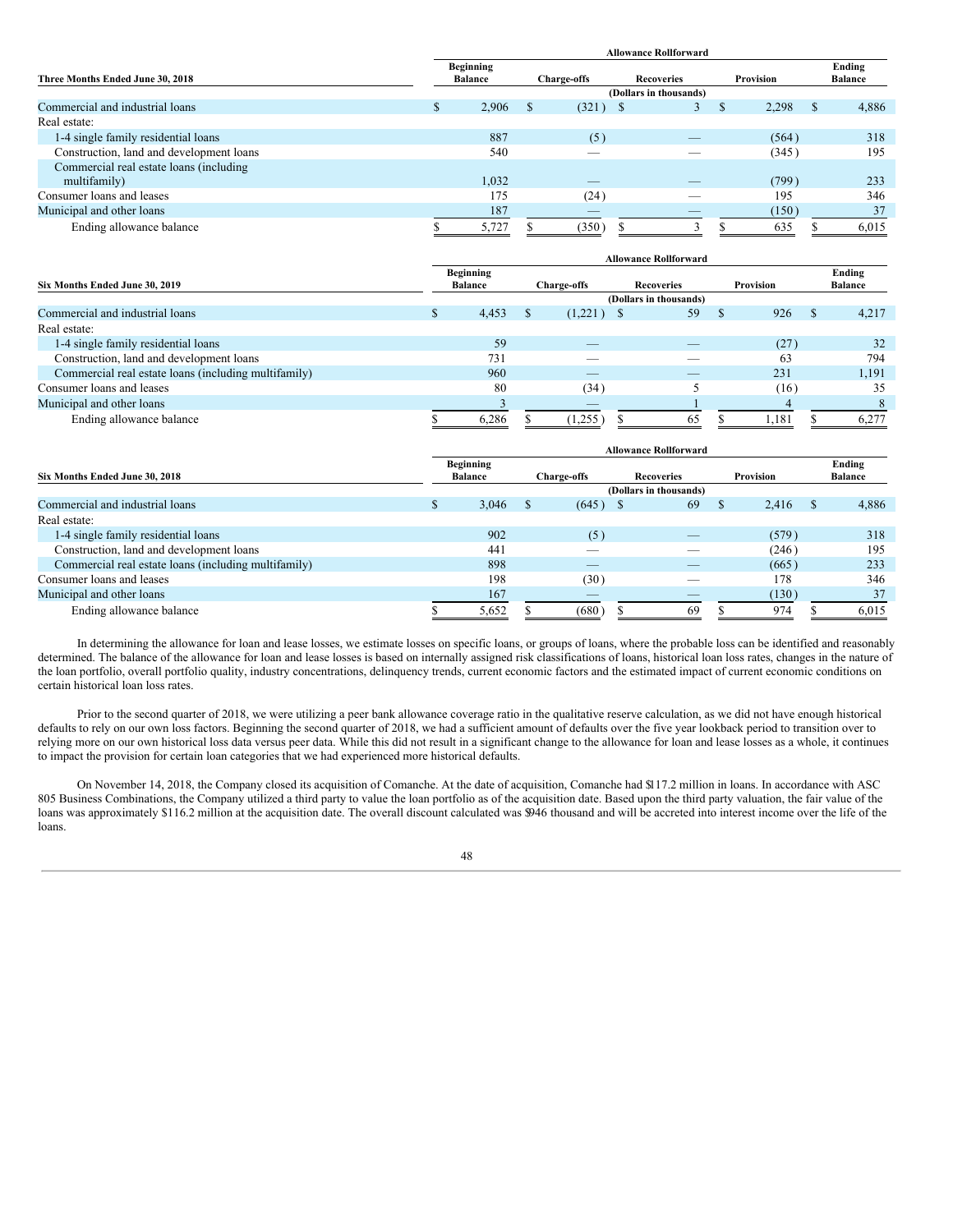| Three Months Ended June 30, 2018 | Allowance Rollforward | | | | |
|---|---|---|---|---|---|
| | Beginning Balance | Charge-offs | Recoveries | Provision | Ending Balance |
| | (Dollars in thousands) | | | | |
| Commercial and industrial loans | $ 2,906 | $ (321) | $ 3 | $ 2,298 | $ 4,886 |
| Real estate: | | | | | |
| 1-4 single family residential loans | 887 | (5) | — | (564) | 318 |
| Construction, land and development loans | 540 | — | — | (345) | 195 |
| Commercial real estate loans (including multifamily) | 1,032 | — | — | (799) | 233 |
| Consumer loans and leases | 175 | (24) | — | 195 | 346 |
| Municipal and other loans | 187 | — | — | (150) | 37 |
| Ending allowance balance | $ 5,727 | $ (350) | $ 3 | $ 635 | $ 6,015 |

| Six Months Ended June 30, 2019 | Allowance Rollforward | | | | |
|---|---|---|---|---|---|
| | Beginning Balance | Charge-offs | Recoveries | Provision | Ending Balance |
| | (Dollars in thousands) | | | | |
| Commercial and industrial loans | $ 4,453 | $ (1,221) | $ 59 | $ 926 | $ 4,217 |
| Real estate: | | | | | |
| 1-4 single family residential loans | 59 | — | — | (27) | 32 |
| Construction, land and development loans | 731 | — | — | 63 | 794 |
| Commercial real estate loans (including multifamily) | 960 | — | — | 231 | 1,191 |
| Consumer loans and leases | 80 | (34) | 5 | (16) | 35 |
| Municipal and other loans | 3 | — | 1 | 4 | 8 |
| Ending allowance balance | $ 6,286 | $ (1,255) | $ 65 | $ 1,181 | $ 6,277 |

| Six Months Ended June 30, 2018 | Allowance Rollforward | | | | |
|---|---|---|---|---|---|
| | Beginning Balance | Charge-offs | Recoveries | Provision | Ending Balance |
| | (Dollars in thousands) | | | | |
| Commercial and industrial loans | $ 3,046 | $ (645) | $ 69 | $ 2,416 | $ 4,886 |
| Real estate: | | | | | |
| 1-4 single family residential loans | 902 | (5) | — | (579) | 318 |
| Construction, land and development loans | 441 | — | — | (246) | 195 |
| Commercial real estate loans (including multifamily) | 898 | — | — | (665) | 233 |
| Consumer loans and leases | 198 | (30) | — | 178 | 346 |
| Municipal and other loans | 167 | — | — | (130) | 37 |
| Ending allowance balance | $ 5,652 | $ (680) | $ 69 | $ 974 | $ 6,015 |

In determining the allowance for loan and lease losses, we estimate losses on specific loans, or groups of loans, where the probable loss can be identified and reasonably determined. The balance of the allowance for loan and lease losses is based on internally assigned risk classifications of loans, historical loan loss rates, changes in the nature of the loan portfolio, overall portfolio quality, industry concentrations, delinquency trends, current economic factors and the estimated impact of current economic conditions on certain historical loan loss rates.

Prior to the second quarter of 2018, we were utilizing a peer bank allowance coverage ratio in the qualitative reserve calculation, as we did not have enough historical defaults to rely on our own loss factors. Beginning the second quarter of 2018, we had a sufficient amount of defaults over the five year lookback period to transition over to relying more on our own historical loss data versus peer data. While this did not result in a significant change to the allowance for loan and lease losses as a whole, it continues to impact the provision for certain loan categories that we had experienced more historical defaults.

On November 14, 2018, the Company closed its acquisition of Comanche. At the date of acquisition, Comanche had $117.2 million in loans. In accordance with ASC 805 Business Combinations, the Company utilized a third party to value the loan portfolio as of the acquisition date. Based upon the third party valuation, the fair value of the loans was approximately $116.2 million at the acquisition date. The overall discount calculated was $946 thousand and will be accreted into interest income over the life of the loans.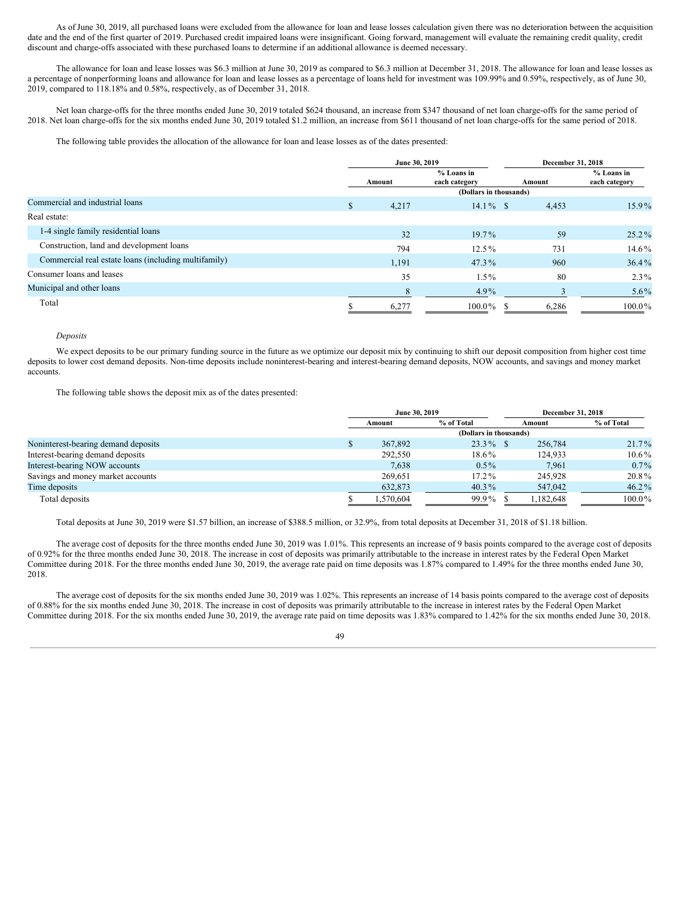As of June 30, 2019, all purchased loans were excluded from the allowance for loan and lease losses calculation given there was no deterioration between the acquisition date and the end of the first quarter of 2019. Purchased credit impaired loans were insignificant. Going forward, management will evaluate the remaining credit quality, credit discount and charge-offs associated with these purchased loans to determine if an additional allowance is deemed necessary.

The allowance for loan and lease losses was $6.3 million at June 30, 2019 as compared to $6.3 million at December 31, 2018. The allowance for loan and lease losses as a percentage of nonperforming loans and allowance for loan and lease losses as a percentage of loans held for investment was 109.99% and 0.59%, respectively, as of June 30, 2019, compared to 118.18% and 0.58%, respectively, as of December 31, 2018.

Net loan charge-offs for the three months ended June 30, 2019 totaled $624 thousand, an increase from $347 thousand of net loan charge-offs for the same period of 2018. Net loan charge-offs for the six months ended June 30, 2019 totaled $1.2 million, an increase from $611 thousand of net loan charge-offs for the same period of 2018.

The following table provides the allocation of the allowance for loan and lease losses as of the dates presented:

| | June 30, 2019 | | December 31, 2018 | |
|---|---|---|---|---|
| | Amount | % Loans in each category | Amount | % Loans in each category |
| | (Dollars in thousands) | | | |
| Commercial and industrial loans | $ 4,217 | 14.1% | $ 4,453 | 15.9% |
| Real estate: | | | | |
| 1-4 single family residential loans | 32 | 19.7% | 59 | 25.2% |
| Construction, land and development loans | 794 | 12.5% | 731 | 14.6% |
| Commercial real estate loans (including multifamily) | 1,191 | 47.3% | 960 | 36.4% |
| Consumer loans and leases | 35 | 1.5% | 80 | 2.3% |
| Municipal and other loans | 8 | 4.9% | 3 | 5.6% |
| Total | $ 6,277 | 100.0% | $ 6,286 | 100.0% |

*Deposits*

We expect deposits to be our primary funding source in the future as we optimize our deposit mix by continuing to shift our deposit composition from higher cost time deposits to lower cost demand deposits. Non-time deposits include noninterest-bearing and interest-bearing demand deposits, NOW accounts, and savings and money market accounts.

The following table shows the deposit mix as of the dates presented:

| | June 30, 2019 | | December 31, 2018 | |
|---|---|---|---|---|
| | Amount | % of Total | Amount | % of Total |
| | (Dollars in thousands) | | | |
| Noninterest-bearing demand deposits | $ 367,892 | 23.3% | $ 256,784 | 21.7% |
| Interest-bearing demand deposits | 292,550 | 18.6% | 124,933 | 10.6% |
| Interest-bearing NOW accounts | 7,638 | 0.5% | 7,961 | 0.7% |
| Savings and money market accounts | 269,651 | 17.2% | 245,928 | 20.8% |
| Time deposits | 632,873 | 40.3% | 547,042 | 46.2% |
| Total deposits | $ 1,570,604 | 99.9% | $ 1,182,648 | 100.0% |

Total deposits at June 30, 2019 were $1.57 billion, an increase of $388.5 million, or 32.9%, from total deposits at December 31, 2018 of $1.18 billion.

The average cost of deposits for the three months ended June 30, 2019 was 1.01%. This represents an increase of 9 basis points compared to the average cost of deposits of 0.92% for the three months ended June 30, 2018. The increase in cost of deposits was primarily attributable to the increase in interest rates by the Federal Open Market Committee during 2018. For the three months ended June 30, 2019, the average rate paid on time deposits was 1.87% compared to 1.49% for the three months ended June 30, 2018.

The average cost of deposits for the six months ended June 30, 2019 was 1.02%. This represents an increase of 14 basis points compared to the average cost of deposits of 0.88% for the six months ended June 30, 2018. The increase in cost of deposits was primarily attributable to the increase in interest rates by the Federal Open Market Committee during 2018. For the six months ended June 30, 2019, the average rate paid on time deposits was 1.83% compared to 1.42% for the six months ended June 30, 2018.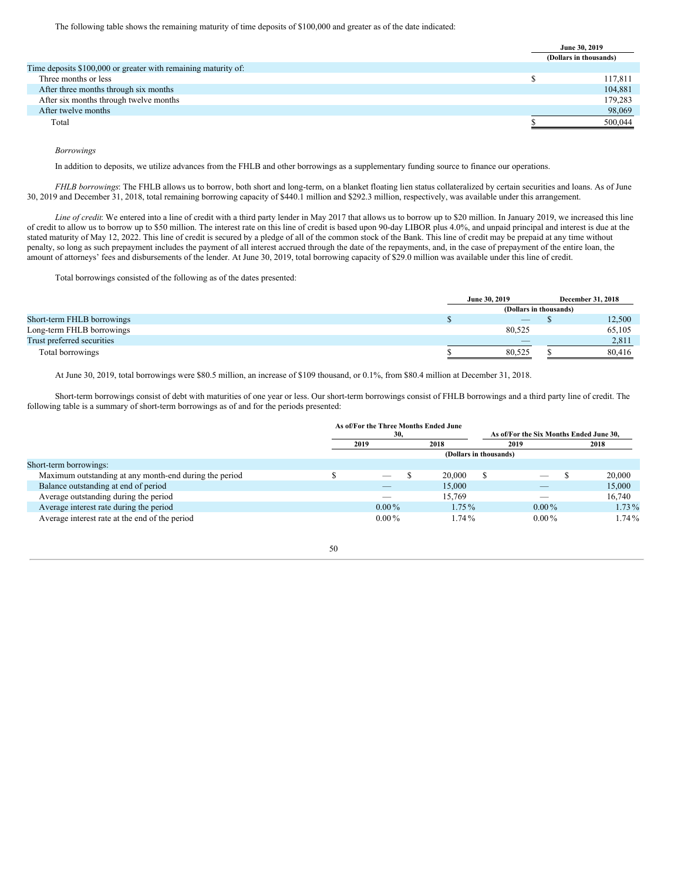The following table shows the remaining maturity of time deposits of $100,000 and greater as of the date indicated:

| | June 30, 2019 |
|---|---|
| | (Dollars in thousands) |
| Time deposits $100,000 or greater with remaining maturity of: | |
| Three months or less | $ 117,811 |
| After three months through six months | 104,881 |
| After six months through twelve months | 179,283 |
| After twelve months | 98,069 |
| Total | $ 500,044 |

*Borrowings*

In addition to deposits, we utilize advances from the FHLB and other borrowings as a supplementary funding source to finance our operations.

*FHLB borrowings*: The FHLB allows us to borrow, both short and long-term, on a blanket floating lien status collateralized by certain securities and loans. As of June 30, 2019 and December 31, 2018, total remaining borrowing capacity of $440.1 million and $292.3 million, respectively, was available under this arrangement.

*Line of credit*: We entered into a line of credit with a third party lender in May 2017 that allows us to borrow up to $20 million. In January 2019, we increased this line of credit to allow us to borrow up to $50 million. The interest rate on this line of credit is based upon 90-day LIBOR plus 4.0%, and unpaid principal and interest is due at the stated maturity of May 12, 2022. This line of credit is secured by a pledge of all of the common stock of the Bank. This line of credit may be prepaid at any time without penalty, so long as such prepayment includes the payment of all interest accrued through the date of the repayments, and, in the case of prepayment of the entire loan, the amount of attorneys' fees and disbursements of the lender. At June 30, 2019, total borrowing capacity of $29.0 million was available under this line of credit.

Total borrowings consisted of the following as of the dates presented:

| | June 30, 2019 | December 31, 2018 |
|---|---|---|
| | (Dollars in thousands) | |
| Short-term FHLB borrowings | $ — | $ 12,500 |
| Long-term FHLB borrowings | 80,525 | 65,105 |
| Trust preferred securities | — | 2,811 |
| Total borrowings | $ 80,525 | $ 80,416 |

At June 30, 2019, total borrowings were $80.5 million, an increase of $109 thousand, or 0.1%, from $80.4 million at December 31, 2018.

Short-term borrowings consist of debt with maturities of one year or less. Our short-term borrowings consist of FHLB borrowings and a third party line of credit. The following table is a summary of short-term borrowings as of and for the periods presented:

| | As of/For the Three Months Ended June 30, | | As of/For the Six Months Ended June 30, | |
|---|---|---|---|---|
| | 2019 | 2018 | 2019 | 2018 |
| | (Dollars in thousands) | | | |
| Short-term borrowings: | | | | |
| Maximum outstanding at any month-end during the period | $ — | $ 20,000 | $ — | $ 20,000 |
| Balance outstanding at end of period | — | 15,000 | — | 15,000 |
| Average outstanding during the period | — | 15,769 | — | 16,740 |
| Average interest rate during the period | 0.00 % | 1.75 % | 0.00 % | 1.73 % |
| Average interest rate at the end of the period | 0.00 % | 1.74 % | 0.00 % | 1.74 % |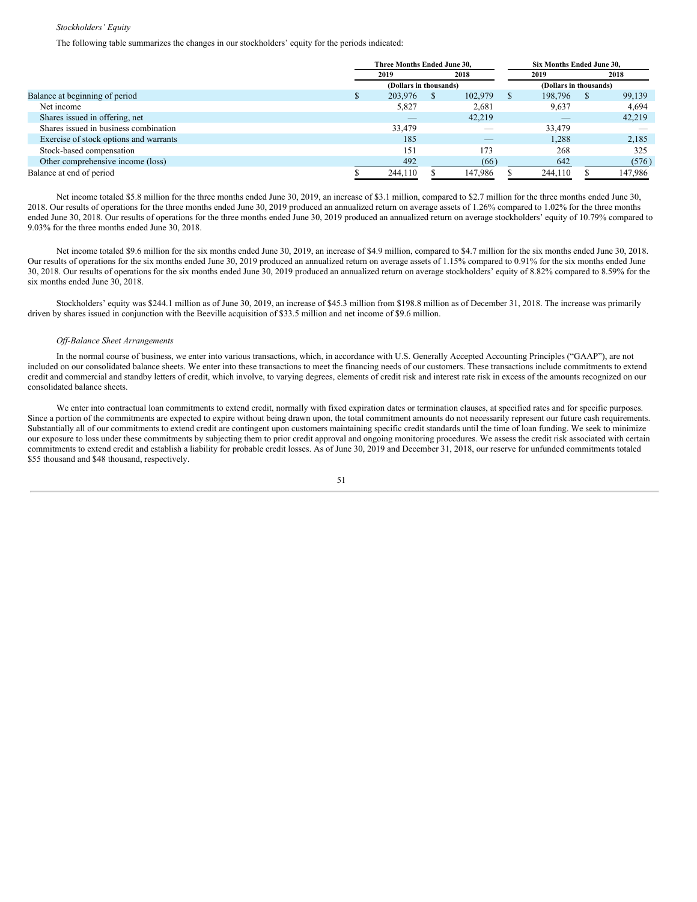*Stockholders' Equity*

The following table summarizes the changes in our stockholders' equity for the periods indicated:

| | Three Months Ended June 30, | | Six Months Ended June 30, | |
|---|---|---|---|---|
| | 2019 | 2018 | 2019 | 2018 |
| | (Dollars in thousands) | | (Dollars in thousands) | |
| Balance at beginning of period | $ 203,976 | $ 102,979 | $ 198,796 | $ 99,139 |
| Net income | 5,827 | 2,681 | 9,637 | 4,694 |
| Shares issued in offering, net | — | 42,219 | — | 42,219 |
| Shares issued in business combination | 33,479 | — | 33,479 | — |
| Exercise of stock options and warrants | 185 | — | 1,288 | 2,185 |
| Stock-based compensation | 151 | 173 | 268 | 325 |
| Other comprehensive income (loss) | 492 | (66) | 642 | (576) |
| Balance at end of period | $ 244,110 | $ 147,986 | $ 244,110 | $ 147,986 |

Net income totaled $5.8 million for the three months ended June 30, 2019, an increase of $3.1 million, compared to $2.7 million for the three months ended June 30, 2018. Our results of operations for the three months ended June 30, 2019 produced an annualized return on average assets of 1.26% compared to 1.02% for the three months ended June 30, 2018. Our results of operations for the three months ended June 30, 2019 produced an annualized return on average stockholders' equity of 10.79% compared to 9.03% for the three months ended June 30, 2018.

Net income totaled $9.6 million for the six months ended June 30, 2019, an increase of $4.9 million, compared to $4.7 million for the six months ended June 30, 2018. Our results of operations for the six months ended June 30, 2019 produced an annualized return on average assets of 1.15% compared to 0.91% for the six months ended June 30, 2018. Our results of operations for the six months ended June 30, 2019 produced an annualized return on average stockholders' equity of 8.82% compared to 8.59% for the six months ended June 30, 2018.

Stockholders' equity was $244.1 million as of June 30, 2019, an increase of $45.3 million from $198.8 million as of December 31, 2018. The increase was primarily driven by shares issued in conjunction with the Beeville acquisition of $33.5 million and net income of $9.6 million.

*Off-Balance Sheet Arrangements*

In the normal course of business, we enter into various transactions, which, in accordance with U.S. Generally Accepted Accounting Principles ("GAAP"), are not included on our consolidated balance sheets. We enter into these transactions to meet the financing needs of our customers. These transactions include commitments to extend credit and commercial and standby letters of credit, which involve, to varying degrees, elements of credit risk and interest rate risk in excess of the amounts recognized on our consolidated balance sheets.

We enter into contractual loan commitments to extend credit, normally with fixed expiration dates or termination clauses, at specified rates and for specific purposes. Since a portion of the commitments are expected to expire without being drawn upon, the total commitment amounts do not necessarily represent our future cash requirements. Substantially all of our commitments to extend credit are contingent upon customers maintaining specific credit standards until the time of loan funding. We seek to minimize our exposure to loss under these commitments by subjecting them to prior credit approval and ongoing monitoring procedures. We assess the credit risk associated with certain commitments to extend credit and establish a liability for probable credit losses. As of June 30, 2019 and December 31, 2018, our reserve for unfunded commitments totaled $55 thousand and $48 thousand, respectively.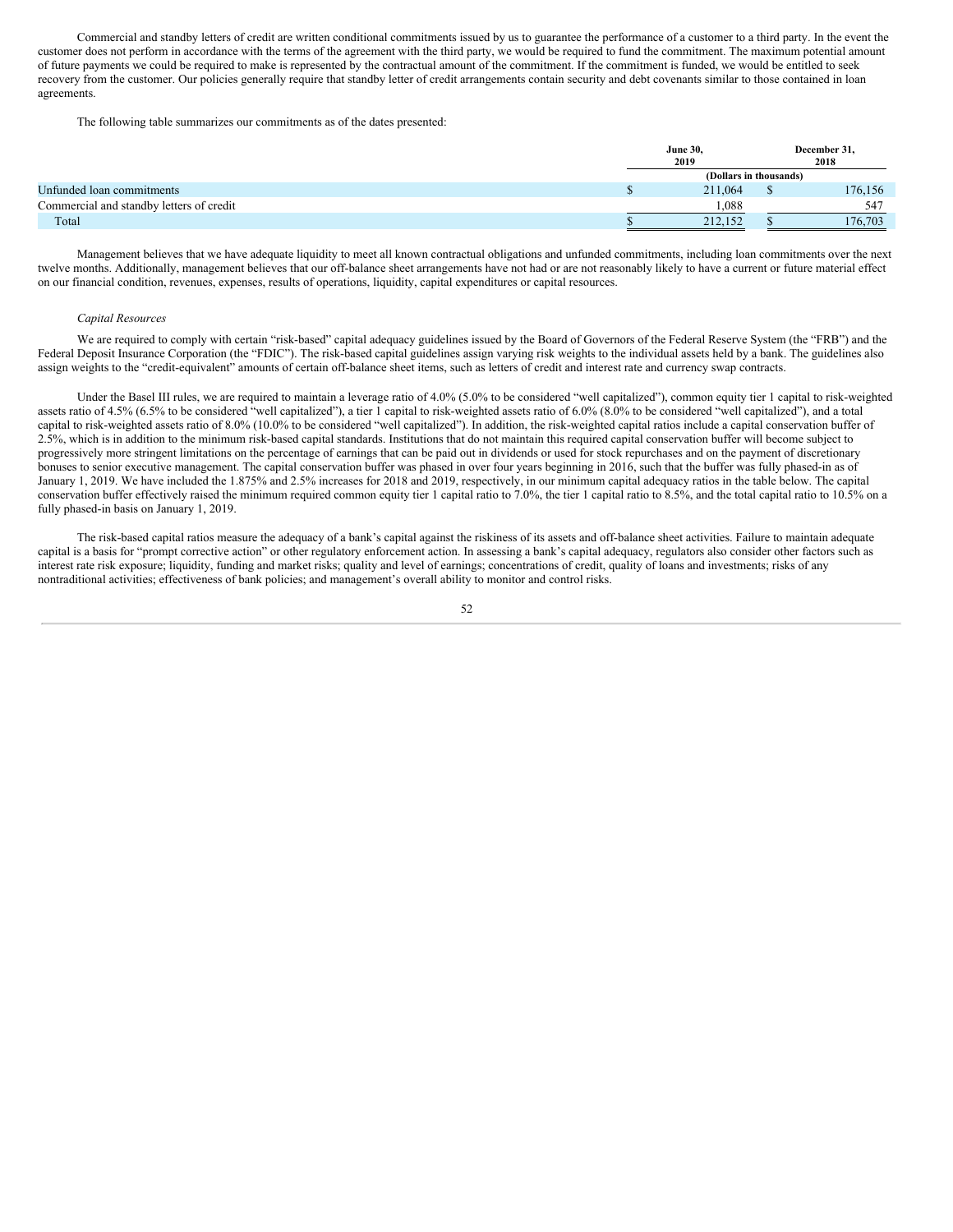Commercial and standby letters of credit are written conditional commitments issued by us to guarantee the performance of a customer to a third party. In the event the customer does not perform in accordance with the terms of the agreement with the third party, we would be required to fund the commitment. The maximum potential amount of future payments we could be required to make is represented by the contractual amount of the commitment. If the commitment is funded, we would be entitled to seek recovery from the customer. Our policies generally require that standby letter of credit arrangements contain security and debt covenants similar to those contained in loan agreements.

The following table summarizes our commitments as of the dates presented:

| | June 30, 2019 | December 31, 2018 |
|---|---|---|
| | (Dollars in thousands) | |
| Unfunded loan commitments | $ 211,064 | $ 176,156 |
| Commercial and standby letters of credit | 1,088 | 547 |
| Total | $ 212,152 | $ 176,703 |

Management believes that we have adequate liquidity to meet all known contractual obligations and unfunded commitments, including loan commitments over the next twelve months. Additionally, management believes that our off-balance sheet arrangements have not had or are not reasonably likely to have a current or future material effect on our financial condition, revenues, expenses, results of operations, liquidity, capital expenditures or capital resources.

*Capital Resources*

We are required to comply with certain "risk-based" capital adequacy guidelines issued by the Board of Governors of the Federal Reserve System (the "FRB") and the Federal Deposit Insurance Corporation (the "FDIC"). The risk-based capital guidelines assign varying risk weights to the individual assets held by a bank. The guidelines also assign weights to the "credit-equivalent" amounts of certain off-balance sheet items, such as letters of credit and interest rate and currency swap contracts.

Under the Basel III rules, we are required to maintain a leverage ratio of 4.0% (5.0% to be considered "well capitalized"), common equity tier 1 capital to risk-weighted assets ratio of 4.5% (6.5% to be considered "well capitalized"), a tier 1 capital to risk-weighted assets ratio of 6.0% (8.0% to be considered "well capitalized"), and a total capital to risk-weighted assets ratio of 8.0% (10.0% to be considered "well capitalized"). In addition, the risk-weighted capital ratios include a capital conservation buffer of 2.5%, which is in addition to the minimum risk-based capital standards. Institutions that do not maintain this required capital conservation buffer will become subject to progressively more stringent limitations on the percentage of earnings that can be paid out in dividends or used for stock repurchases and on the payment of discretionary bonuses to senior executive management. The capital conservation buffer was phased in over four years beginning in 2016, such that the buffer was fully phased-in as of January 1, 2019. We have included the 1.875% and 2.5% increases for 2018 and 2019, respectively, in our minimum capital adequacy ratios in the table below. The capital conservation buffer effectively raised the minimum required common equity tier 1 capital ratio to 7.0%, the tier 1 capital ratio to 8.5%, and the total capital ratio to 10.5% on a fully phased-in basis on January 1, 2019.

The risk-based capital ratios measure the adequacy of a bank's capital against the riskiness of its assets and off-balance sheet activities. Failure to maintain adequate capital is a basis for "prompt corrective action" or other regulatory enforcement action. In assessing a bank's capital adequacy, regulators also consider other factors such as interest rate risk exposure; liquidity, funding and market risks; quality and level of earnings; concentrations of credit, quality of loans and investments; risks of any nontraditional activities; effectiveness of bank policies; and management's overall ability to monitor and control risks.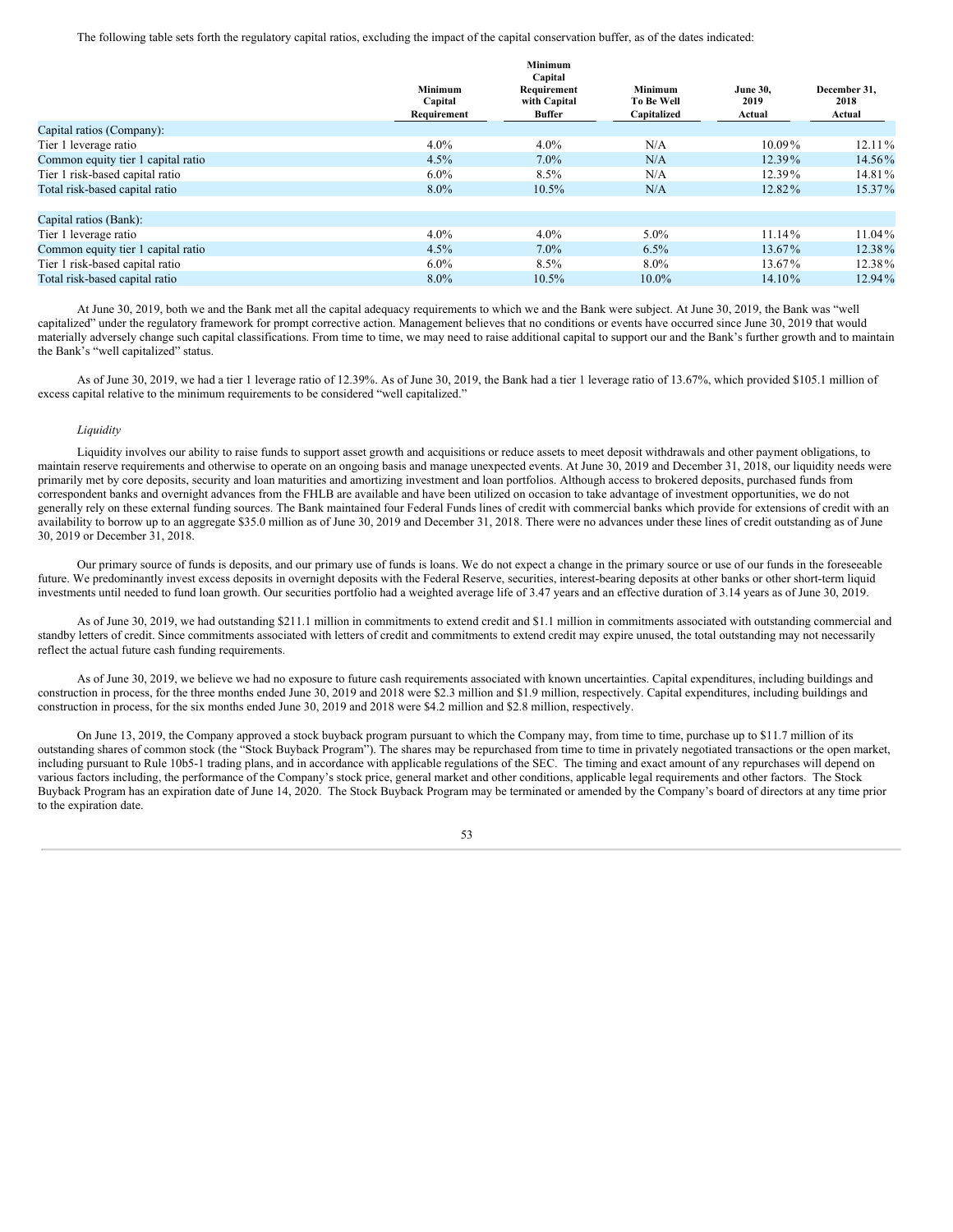The following table sets forth the regulatory capital ratios, excluding the impact of the capital conservation buffer, as of the dates indicated:

| | Minimum Capital Requirement | Minimum Capital Requirement with Capital Buffer | Minimum To Be Well Capitalized | June 30, 2019 Actual | December 31, 2018 Actual |
|---|---|---|---|---|---|
| Capital ratios (Company): | | | | | |
| Tier 1 leverage ratio | 4.0% | 4.0% | N/A | 10.09% | 12.11% |
| Common equity tier 1 capital ratio | 4.5% | 7.0% | N/A | 12.39% | 14.56% |
| Tier 1 risk-based capital ratio | 6.0% | 8.5% | N/A | 12.39% | 14.81% |
| Total risk-based capital ratio | 8.0% | 10.5% | N/A | 12.82% | 15.37% |
| | | | | | |
| Capital ratios (Bank): | | | | | |
| Tier 1 leverage ratio | 4.0% | 4.0% | 5.0% | 11.14% | 11.04% |
| Common equity tier 1 capital ratio | 4.5% | 7.0% | 6.5% | 13.67% | 12.38% |
| Tier 1 risk-based capital ratio | 6.0% | 8.5% | 8.0% | 13.67% | 12.38% |
| Total risk-based capital ratio | 8.0% | 10.5% | 10.0% | 14.10% | 12.94% |

At June 30, 2019, both we and the Bank met all the capital adequacy requirements to which we and the Bank were subject. At June 30, 2019, the Bank was "well capitalized" under the regulatory framework for prompt corrective action. Management believes that no conditions or events have occurred since June 30, 2019 that would materially adversely change such capital classifications. From time to time, we may need to raise additional capital to support our and the Bank's further growth and to maintain the Bank's "well capitalized" status.

As of June 30, 2019, we had a tier 1 leverage ratio of 12.39%. As of June 30, 2019, the Bank had a tier 1 leverage ratio of 13.67%, which provided $105.1 million of excess capital relative to the minimum requirements to be considered "well capitalized."

*Liquidity*

Liquidity involves our ability to raise funds to support asset growth and acquisitions or reduce assets to meet deposit withdrawals and other payment obligations, to maintain reserve requirements and otherwise to operate on an ongoing basis and manage unexpected events. At June 30, 2019 and December 31, 2018, our liquidity needs were primarily met by core deposits, security and loan maturities and amortizing investment and loan portfolios. Although access to brokered deposits, purchased funds from correspondent banks and overnight advances from the FHLB are available and have been utilized on occasion to take advantage of investment opportunities, we do not generally rely on these external funding sources. The Bank maintained four Federal Funds lines of credit with commercial banks which provide for extensions of credit with an availability to borrow up to an aggregate $35.0 million as of June 30, 2019 and December 31, 2018. There were no advances under these lines of credit outstanding as of June 30, 2019 or December 31, 2018.

Our primary source of funds is deposits, and our primary use of funds is loans. We do not expect a change in the primary source or use of our funds in the foreseeable future. We predominantly invest excess deposits in overnight deposits with the Federal Reserve, securities, interest-bearing deposits at other banks or other short-term liquid investments until needed to fund loan growth. Our securities portfolio had a weighted average life of 3.47 years and an effective duration of 3.14 years as of June 30, 2019.

As of June 30, 2019, we had outstanding $211.1 million in commitments to extend credit and $1.1 million in commitments associated with outstanding commercial and standby letters of credit. Since commitments associated with letters of credit and commitments to extend credit may expire unused, the total outstanding may not necessarily reflect the actual future cash funding requirements.

As of June 30, 2019, we believe we had no exposure to future cash requirements associated with known uncertainties. Capital expenditures, including buildings and construction in process, for the three months ended June 30, 2019 and 2018 were $2.3 million and $1.9 million, respectively. Capital expenditures, including buildings and construction in process, for the six months ended June 30, 2019 and 2018 were $4.2 million and $2.8 million, respectively.

On June 13, 2019, the Company approved a stock buyback program pursuant to which the Company may, from time to time, purchase up to $11.7 million of its outstanding shares of common stock (the "Stock Buyback Program"). The shares may be repurchased from time to time in privately negotiated transactions or the open market, including pursuant to Rule 10b5-1 trading plans, and in accordance with applicable regulations of the SEC. The timing and exact amount of any repurchases will depend on various factors including, the performance of the Company's stock price, general market and other conditions, applicable legal requirements and other factors. The Stock Buyback Program has an expiration date of June 14, 2020. The Stock Buyback Program may be terminated or amended by the Company's board of directors at any time prior to the expiration date.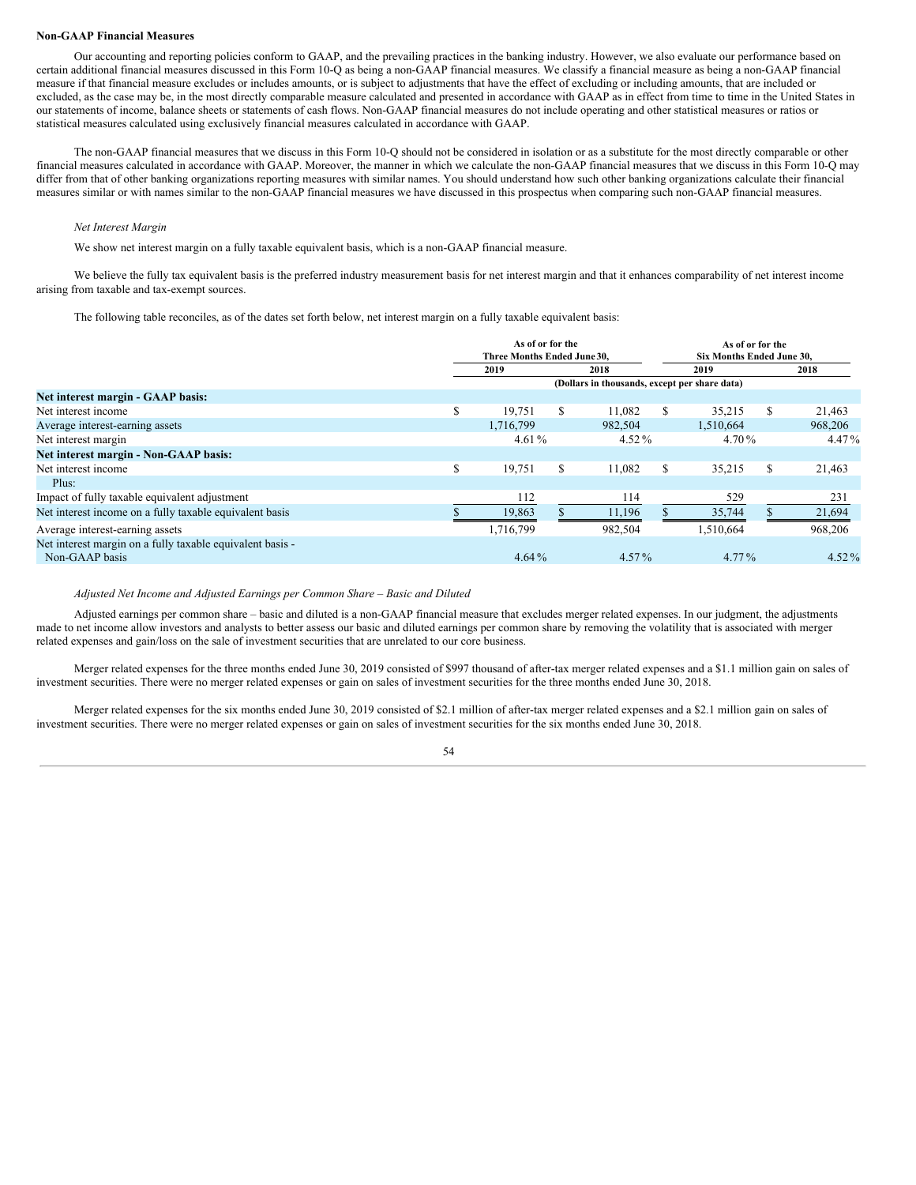**Non-GAAP Financial Measures**

Our accounting and reporting policies conform to GAAP, and the prevailing practices in the banking industry. However, we also evaluate our performance based on certain additional financial measures discussed in this Form 10-Q as being a non-GAAP financial measures. We classify a financial measure as being a non-GAAP financial measure if that financial measure excludes or includes amounts, or is subject to adjustments that have the effect of excluding or including amounts, that are included or excluded, as the case may be, in the most directly comparable measure calculated and presented in accordance with GAAP as in effect from time to time in the United States in our statements of income, balance sheets or statements of cash flows. Non-GAAP financial measures do not include operating and other statistical measures or ratios or statistical measures calculated using exclusively financial measures calculated in accordance with GAAP.

The non-GAAP financial measures that we discuss in this Form 10-Q should not be considered in isolation or as a substitute for the most directly comparable or other financial measures calculated in accordance with GAAP. Moreover, the manner in which we calculate the non-GAAP financial measures that we discuss in this Form 10-Q may differ from that of other banking organizations reporting measures with similar names. You should understand how such other banking organizations calculate their financial measures similar or with names similar to the non-GAAP financial measures we have discussed in this prospectus when comparing such non-GAAP financial measures.

*Net Interest Margin*

We show net interest margin on a fully taxable equivalent basis, which is a non-GAAP financial measure.

We believe the fully tax equivalent basis is the preferred industry measurement basis for net interest margin and that it enhances comparability of net interest income arising from taxable and tax-exempt sources.

The following table reconciles, as of the dates set forth below, net interest margin on a fully taxable equivalent basis:

| | As of or for the Three Months Ended June 30, | | As of or for the Six Months Ended June 30, | |
|---|---|---|---|---|
| | 2019 | 2018 | 2019 | 2018 |
| | (Dollars in thousands, except per share data) | | | |
| **Net interest margin - GAAP basis:** | | | | |
| Net interest income | $ 19,751 | $ 11,082 | $ 35,215 | $ 21,463 |
| Average interest-earning assets | 1,716,799 | 982,504 | 1,510,664 | 968,206 |
| Net interest margin | 4.61 % | 4.52 % | 4.70 % | 4.47 % |
| **Net interest margin - Non-GAAP basis:** | | | | |
| Net interest income | $ 19,751 | $ 11,082 | $ 35,215 | $ 21,463 |
| Plus: | | | | |
| Impact of fully taxable equivalent adjustment | 112 | 114 | 529 | 231 |
| Net interest income on a fully taxable equivalent basis | $ 19,863 | $ 11,196 | $ 35,744 | $ 21,694 |
| Average interest-earning assets | 1,716,799 | 982,504 | 1,510,664 | 968,206 |
| Net interest margin on a fully taxable equivalent basis - Non-GAAP basis | 4.64 % | 4.57 % | 4.77 % | 4.52 % |

*Adjusted Net Income and Adjusted Earnings per Common Share – Basic and Diluted*

Adjusted earnings per common share – basic and diluted is a non-GAAP financial measure that excludes merger related expenses. In our judgment, the adjustments made to net income allow investors and analysts to better assess our basic and diluted earnings per common share by removing the volatility that is associated with merger related expenses and gain/loss on the sale of investment securities that are unrelated to our core business.

Merger related expenses for the three months ended June 30, 2019 consisted of $997 thousand of after-tax merger related expenses and a $1.1 million gain on sales of investment securities. There were no merger related expenses or gain on sales of investment securities for the three months ended June 30, 2018.

Merger related expenses for the six months ended June 30, 2019 consisted of $2.1 million of after-tax merger related expenses and a $2.1 million gain on sales of investment securities. There were no merger related expenses or gain on sales of investment securities for the six months ended June 30, 2018.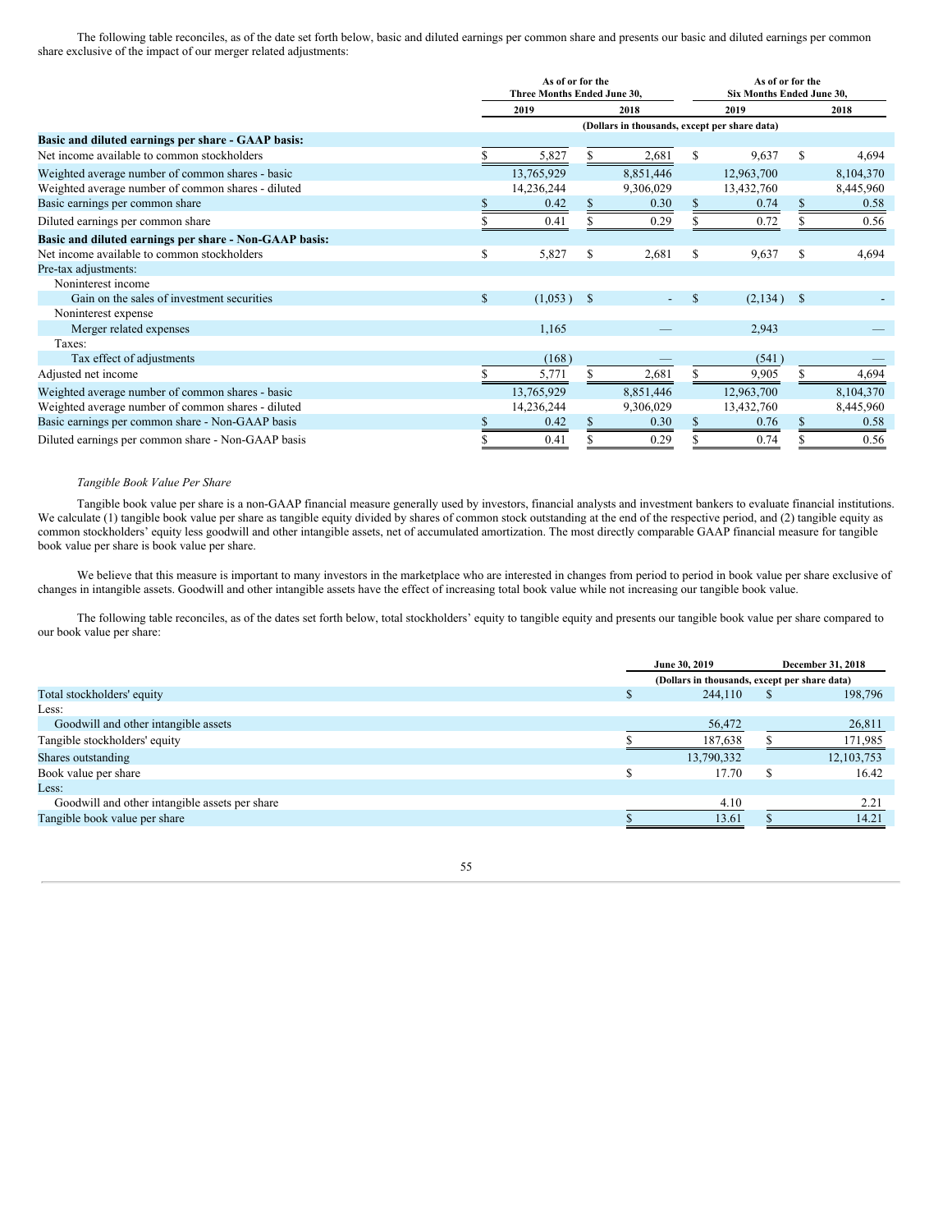The following table reconciles, as of the date set forth below, basic and diluted earnings per common share and presents our basic and diluted earnings per common share exclusive of the impact of our merger related adjustments:

| | As of or for the Three Months Ended June 30, | | As of or for the Six Months Ended June 30, | |
|---|---|---|---|---|
| | 2019 | 2018 | 2019 | 2018 |
| | (Dollars in thousands, except per share data) | | | |
| **Basic and diluted earnings per share - GAAP basis:** | | | | |
| Net income available to common stockholders | $ 5,827 | $ 2,681 | $ 9,637 | $ 4,694 |
| Weighted average number of common shares - basic | 13,765,929 | 8,851,446 | 12,963,700 | 8,104,370 |
| Weighted average number of common shares - diluted | 14,236,244 | 9,306,029 | 13,432,760 | 8,445,960 |
| Basic earnings per common share | $ 0.42 | $ 0.30 | $ 0.74 | $ 0.58 |
| Diluted earnings per common share | $ 0.41 | $ 0.29 | $ 0.72 | $ 0.56 |
| **Basic and diluted earnings per share - Non-GAAP basis:** | | | | |
| Net income available to common stockholders | $ 5,827 | $ 2,681 | $ 9,637 | $ 4,694 |
| Pre-tax adjustments: | | | | |
| Noninterest income | | | | |
| Gain on the sales of investment securities | $ (1,053 ) | $ - | $ (2,134 ) | $ - |
| Noninterest expense | | | | |
| Merger related expenses | 1,165 | — | 2,943 | — |
| Taxes: | | | | |
| Tax effect of adjustments | (168 ) | — | (541 ) | — |
| Adjusted net income | $ 5,771 | $ 2,681 | $ 9,905 | $ 4,694 |
| Weighted average number of common shares - basic | 13,765,929 | 8,851,446 | 12,963,700 | 8,104,370 |
| Weighted average number of common shares - diluted | 14,236,244 | 9,306,029 | 13,432,760 | 8,445,960 |
| Basic earnings per common share - Non-GAAP basis | $ 0.42 | $ 0.30 | $ 0.76 | $ 0.58 |
| Diluted earnings per common share - Non-GAAP basis | $ 0.41 | $ 0.29 | $ 0.74 | $ 0.56 |

*Tangible Book Value Per Share*

Tangible book value per share is a non-GAAP financial measure generally used by investors, financial analysts and investment bankers to evaluate financial institutions. We calculate (1) tangible book value per share as tangible equity divided by shares of common stock outstanding at the end of the respective period, and (2) tangible equity as common stockholders' equity less goodwill and other intangible assets, net of accumulated amortization. The most directly comparable GAAP financial measure for tangible book value per share is book value per share.

We believe that this measure is important to many investors in the marketplace who are interested in changes from period to period in book value per share exclusive of changes in intangible assets. Goodwill and other intangible assets have the effect of increasing total book value while not increasing our tangible book value.

The following table reconciles, as of the dates set forth below, total stockholders' equity to tangible equity and presents our tangible book value per share compared to our book value per share:

| | June 30, 2019 | December 31, 2018 |
|---|---|---|
| | (Dollars in thousands, except per share data) | |
| Total stockholders' equity | $ 244,110 | $ 198,796 |
| Less: | | |
| Goodwill and other intangible assets | 56,472 | 26,811 |
| Tangible stockholders' equity | $ 187,638 | $ 171,985 |
| Shares outstanding | 13,790,332 | 12,103,753 |
| Book value per share | $ 17.70 | $ 16.42 |
| Less: | | |
| Goodwill and other intangible assets per share | 4.10 | 2.21 |
| Tangible book value per share | $ 13.61 | $ 14.21 |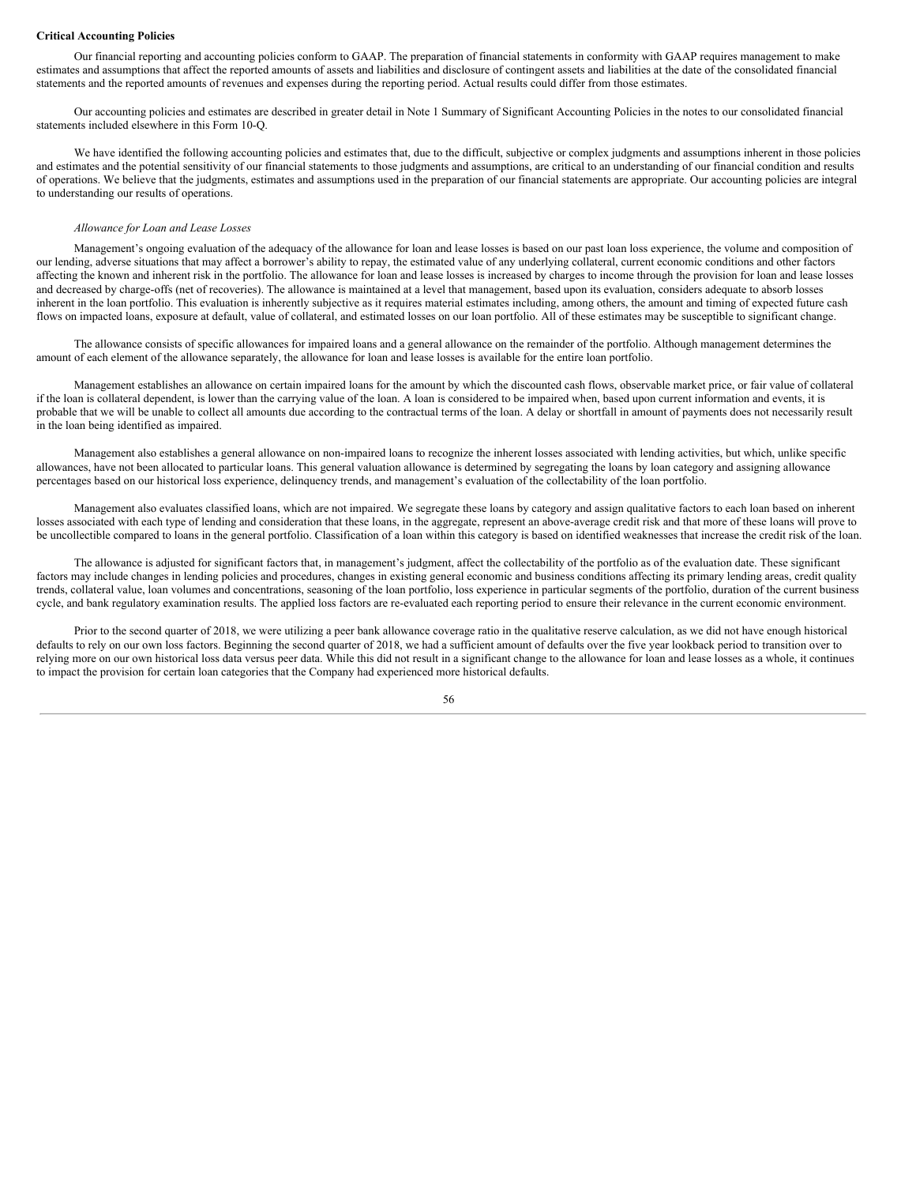**Critical Accounting Policies**

Our financial reporting and accounting policies conform to GAAP. The preparation of financial statements in conformity with GAAP requires management to make estimates and assumptions that affect the reported amounts of assets and liabilities and disclosure of contingent assets and liabilities at the date of the consolidated financial statements and the reported amounts of revenues and expenses during the reporting period. Actual results could differ from those estimates.

Our accounting policies and estimates are described in greater detail in Note 1 Summary of Significant Accounting Policies in the notes to our consolidated financial statements included elsewhere in this Form 10-Q.

We have identified the following accounting policies and estimates that, due to the difficult, subjective or complex judgments and assumptions inherent in those policies and estimates and the potential sensitivity of our financial statements to those judgments and assumptions, are critical to an understanding of our financial condition and results of operations. We believe that the judgments, estimates and assumptions used in the preparation of our financial statements are appropriate. Our accounting policies are integral to understanding our results of operations.

*Allowance for Loan and Lease Losses*

Management's ongoing evaluation of the adequacy of the allowance for loan and lease losses is based on our past loan loss experience, the volume and composition of our lending, adverse situations that may affect a borrower's ability to repay, the estimated value of any underlying collateral, current economic conditions and other factors affecting the known and inherent risk in the portfolio. The allowance for loan and lease losses is increased by charges to income through the provision for loan and lease losses and decreased by charge-offs (net of recoveries). The allowance is maintained at a level that management, based upon its evaluation, considers adequate to absorb losses inherent in the loan portfolio. This evaluation is inherently subjective as it requires material estimates including, among others, the amount and timing of expected future cash flows on impacted loans, exposure at default, value of collateral, and estimated losses on our loan portfolio. All of these estimates may be susceptible to significant change.

The allowance consists of specific allowances for impaired loans and a general allowance on the remainder of the portfolio. Although management determines the amount of each element of the allowance separately, the allowance for loan and lease losses is available for the entire loan portfolio.

Management establishes an allowance on certain impaired loans for the amount by which the discounted cash flows, observable market price, or fair value of collateral if the loan is collateral dependent, is lower than the carrying value of the loan. A loan is considered to be impaired when, based upon current information and events, it is probable that we will be unable to collect all amounts due according to the contractual terms of the loan. A delay or shortfall in amount of payments does not necessarily result in the loan being identified as impaired.

Management also establishes a general allowance on non-impaired loans to recognize the inherent losses associated with lending activities, but which, unlike specific allowances, have not been allocated to particular loans. This general valuation allowance is determined by segregating the loans by loan category and assigning allowance percentages based on our historical loss experience, delinquency trends, and management's evaluation of the collectability of the loan portfolio.

Management also evaluates classified loans, which are not impaired. We segregate these loans by category and assign qualitative factors to each loan based on inherent losses associated with each type of lending and consideration that these loans, in the aggregate, represent an above-average credit risk and that more of these loans will prove to be uncollectible compared to loans in the general portfolio. Classification of a loan within this category is based on identified weaknesses that increase the credit risk of the loan.

The allowance is adjusted for significant factors that, in management's judgment, affect the collectability of the portfolio as of the evaluation date. These significant factors may include changes in lending policies and procedures, changes in existing general economic and business conditions affecting its primary lending areas, credit quality trends, collateral value, loan volumes and concentrations, seasoning of the loan portfolio, loss experience in particular segments of the portfolio, duration of the current business cycle, and bank regulatory examination results. The applied loss factors are re-evaluated each reporting period to ensure their relevance in the current economic environment.

Prior to the second quarter of 2018, we were utilizing a peer bank allowance coverage ratio in the qualitative reserve calculation, as we did not have enough historical defaults to rely on our own loss factors. Beginning the second quarter of 2018, we had a sufficient amount of defaults over the five year lookback period to transition over to relying more on our own historical loss data versus peer data. While this did not result in a significant change to the allowance for loan and lease losses as a whole, it continues to impact the provision for certain loan categories that the Company had experienced more historical defaults.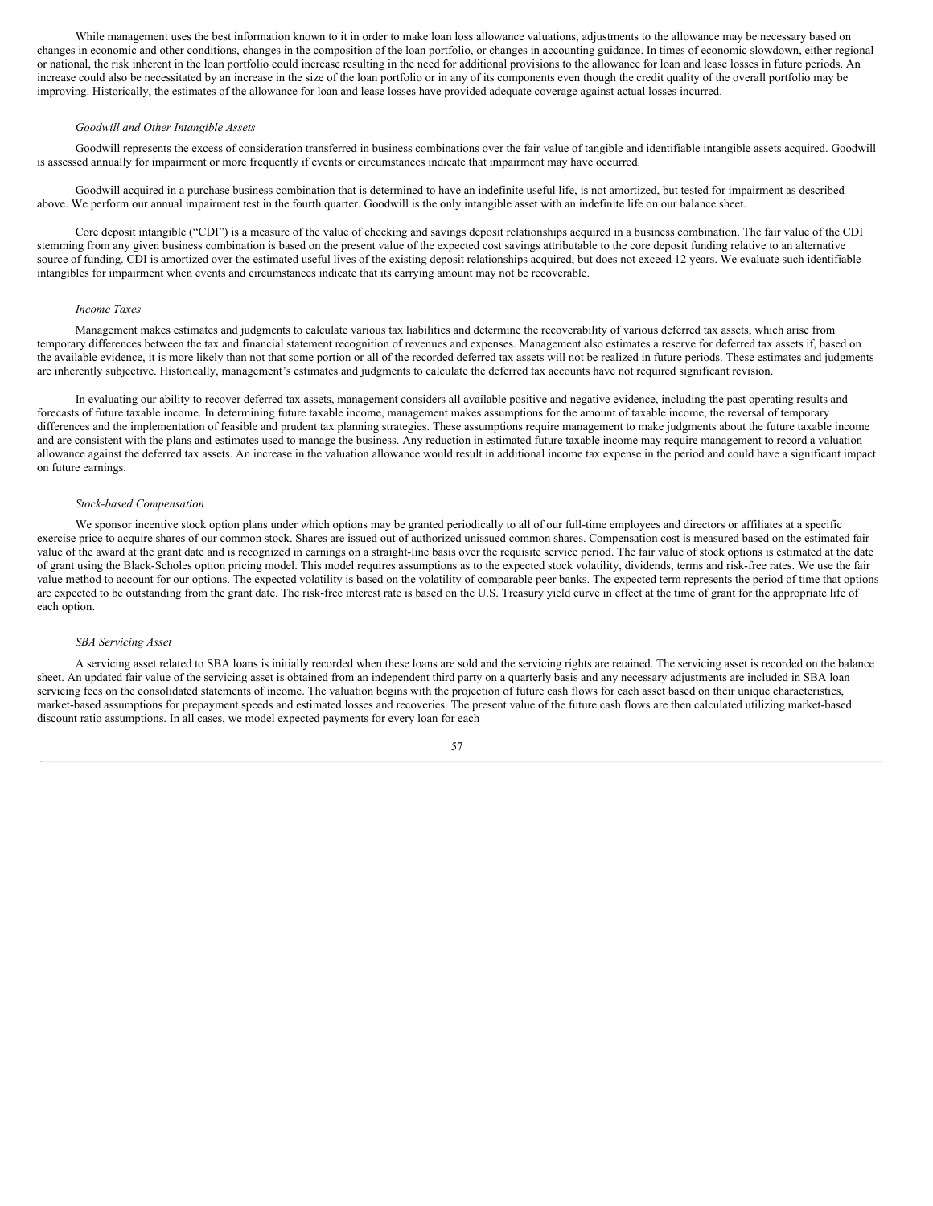While management uses the best information known to it in order to make loan loss allowance valuations, adjustments to the allowance may be necessary based on changes in economic and other conditions, changes in the composition of the loan portfolio, or changes in accounting guidance. In times of economic slowdown, either regional or national, the risk inherent in the loan portfolio could increase resulting in the need for additional provisions to the allowance for loan and lease losses in future periods. An increase could also be necessitated by an increase in the size of the loan portfolio or in any of its components even though the credit quality of the overall portfolio may be improving. Historically, the estimates of the allowance for loan and lease losses have provided adequate coverage against actual losses incurred.

*Goodwill and Other Intangible Assets*

Goodwill represents the excess of consideration transferred in business combinations over the fair value of tangible and identifiable intangible assets acquired. Goodwill is assessed annually for impairment or more frequently if events or circumstances indicate that impairment may have occurred.

Goodwill acquired in a purchase business combination that is determined to have an indefinite useful life, is not amortized, but tested for impairment as described above. We perform our annual impairment test in the fourth quarter. Goodwill is the only intangible asset with an indefinite life on our balance sheet.

Core deposit intangible ("CDI") is a measure of the value of checking and savings deposit relationships acquired in a business combination. The fair value of the CDI stemming from any given business combination is based on the present value of the expected cost savings attributable to the core deposit funding relative to an alternative source of funding. CDI is amortized over the estimated useful lives of the existing deposit relationships acquired, but does not exceed 12 years. We evaluate such identifiable intangibles for impairment when events and circumstances indicate that its carrying amount may not be recoverable.

*Income Taxes*

Management makes estimates and judgments to calculate various tax liabilities and determine the recoverability of various deferred tax assets, which arise from temporary differences between the tax and financial statement recognition of revenues and expenses. Management also estimates a reserve for deferred tax assets if, based on the available evidence, it is more likely than not that some portion or all of the recorded deferred tax assets will not be realized in future periods. These estimates and judgments are inherently subjective. Historically, management's estimates and judgments to calculate the deferred tax accounts have not required significant revision.

In evaluating our ability to recover deferred tax assets, management considers all available positive and negative evidence, including the past operating results and forecasts of future taxable income. In determining future taxable income, management makes assumptions for the amount of taxable income, the reversal of temporary differences and the implementation of feasible and prudent tax planning strategies. These assumptions require management to make judgments about the future taxable income and are consistent with the plans and estimates used to manage the business. Any reduction in estimated future taxable income may require management to record a valuation allowance against the deferred tax assets. An increase in the valuation allowance would result in additional income tax expense in the period and could have a significant impact on future earnings.

*Stock-based Compensation*

We sponsor incentive stock option plans under which options may be granted periodically to all of our full-time employees and directors or affiliates at a specific exercise price to acquire shares of our common stock. Shares are issued out of authorized unissued common shares. Compensation cost is measured based on the estimated fair value of the award at the grant date and is recognized in earnings on a straight-line basis over the requisite service period. The fair value of stock options is estimated at the date of grant using the Black-Scholes option pricing model. This model requires assumptions as to the expected stock volatility, dividends, terms and risk-free rates. We use the fair value method to account for our options. The expected volatility is based on the volatility of comparable peer banks. The expected term represents the period of time that options are expected to be outstanding from the grant date. The risk-free interest rate is based on the U.S. Treasury yield curve in effect at the time of grant for the appropriate life of each option.

*SBA Servicing Asset*

A servicing asset related to SBA loans is initially recorded when these loans are sold and the servicing rights are retained. The servicing asset is recorded on the balance sheet. An updated fair value of the servicing asset is obtained from an independent third party on a quarterly basis and any necessary adjustments are included in SBA loan servicing fees on the consolidated statements of income. The valuation begins with the projection of future cash flows for each asset based on their unique characteristics, market-based assumptions for prepayment speeds and estimated losses and recoveries. The present value of the future cash flows are then calculated utilizing market-based discount ratio assumptions. In all cases, we model expected payments for every loan for each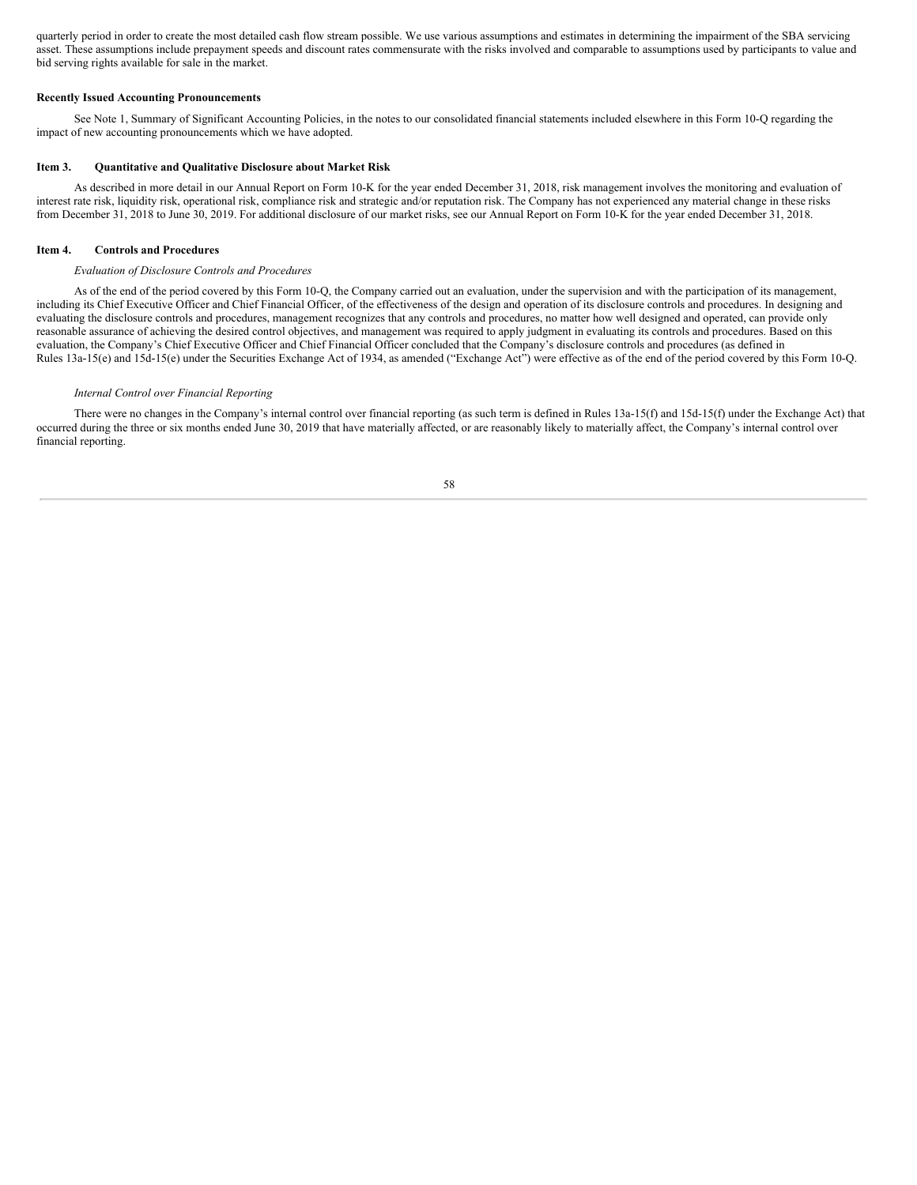quarterly period in order to create the most detailed cash flow stream possible. We use various assumptions and estimates in determining the impairment of the SBA servicing asset. These assumptions include prepayment speeds and discount rates commensurate with the risks involved and comparable to assumptions used by participants to value and bid serving rights available for sale in the market.

**Recently Issued Accounting Pronouncements**

See Note 1, Summary of Significant Accounting Policies, in the notes to our consolidated financial statements included elsewhere in this Form 10-Q regarding the impact of new accounting pronouncements which we have adopted.

**Item 3. Quantitative and Qualitative Disclosure about Market Risk**

As described in more detail in our Annual Report on Form 10-K for the year ended December 31, 2018, risk management involves the monitoring and evaluation of interest rate risk, liquidity risk, operational risk, compliance risk and strategic and/or reputation risk. The Company has not experienced any material change in these risks from December 31, 2018 to June 30, 2019. For additional disclosure of our market risks, see our Annual Report on Form 10-K for the year ended December 31, 2018.

**Item 4. Controls and Procedures**

*Evaluation of Disclosure Controls and Procedures*

As of the end of the period covered by this Form 10-Q, the Company carried out an evaluation, under the supervision and with the participation of its management, including its Chief Executive Officer and Chief Financial Officer, of the effectiveness of the design and operation of its disclosure controls and procedures. In designing and evaluating the disclosure controls and procedures, management recognizes that any controls and procedures, no matter how well designed and operated, can provide only reasonable assurance of achieving the desired control objectives, and management was required to apply judgment in evaluating its controls and procedures. Based on this evaluation, the Company's Chief Executive Officer and Chief Financial Officer concluded that the Company's disclosure controls and procedures (as defined in Rules 13a-15(e) and 15d-15(e) under the Securities Exchange Act of 1934, as amended ("Exchange Act") were effective as of the end of the period covered by this Form 10-Q.

*Internal Control over Financial Reporting*

There were no changes in the Company's internal control over financial reporting (as such term is defined in Rules 13a-15(f) and 15d-15(f) under the Exchange Act) that occurred during the three or six months ended June 30, 2019 that have materially affected, or are reasonably likely to materially affect, the Company's internal control over financial reporting.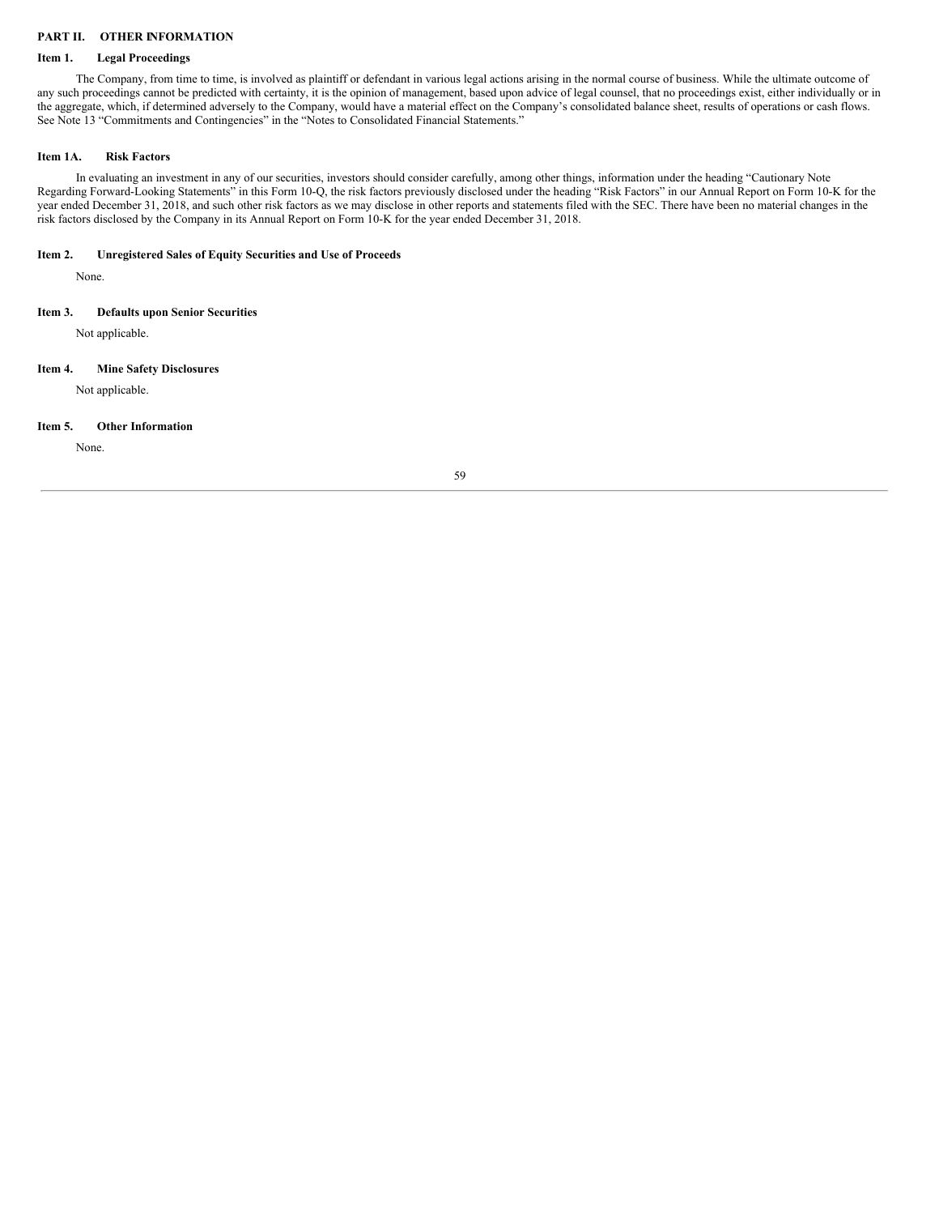## PART II. OTHER INFORMATION

### Item 1. Legal Proceedings

The Company, from time to time, is involved as plaintiff or defendant in various legal actions arising in the normal course of business. While the ultimate outcome of any such proceedings cannot be predicted with certainty, it is the opinion of management, based upon advice of legal counsel, that no proceedings exist, either individually or in the aggregate, which, if determined adversely to the Company, would have a material effect on the Company's consolidated balance sheet, results of operations or cash flows. See Note 13 "Commitments and Contingencies" in the "Notes to Consolidated Financial Statements."

### Item 1A. Risk Factors

In evaluating an investment in any of our securities, investors should consider carefully, among other things, information under the heading "Cautionary Note Regarding Forward-Looking Statements" in this Form 10-Q, the risk factors previously disclosed under the heading "Risk Factors" in our Annual Report on Form 10-K for the year ended December 31, 2018, and such other risk factors as we may disclose in other reports and statements filed with the SEC. There have been no material changes in the risk factors disclosed by the Company in its Annual Report on Form 10-K for the year ended December 31, 2018.

### Item 2. Unregistered Sales of Equity Securities and Use of Proceeds

None.

### Item 3. Defaults upon Senior Securities

Not applicable.

### Item 4. Mine Safety Disclosures

Not applicable.

### Item 5. Other Information

None.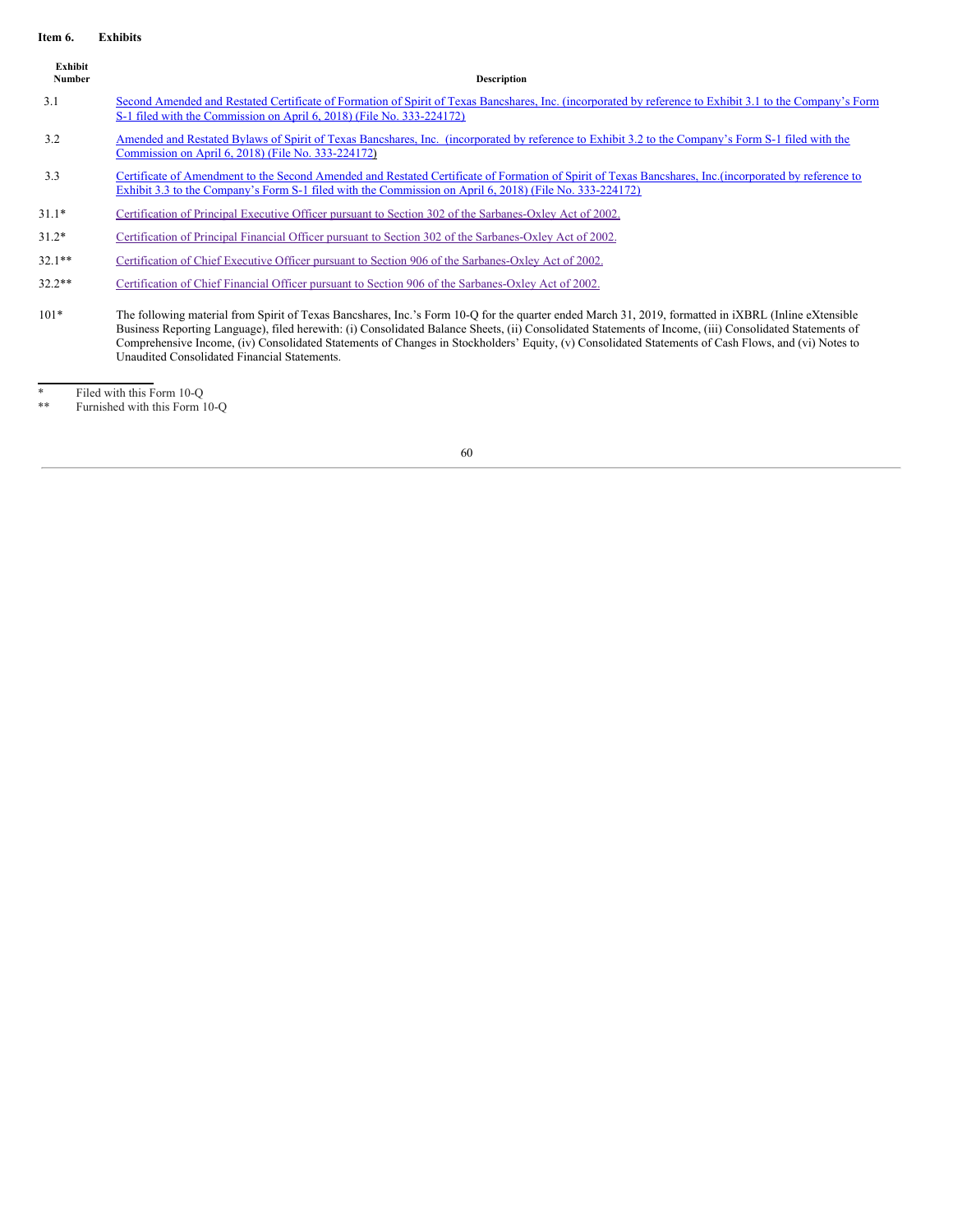**Item 6. Exhibits**

| Exhibit Number | Description |
|---|---|
| 3.1 | Second Amended and Restated Certificate of Formation of Spirit of Texas Bancshares, Inc. (incorporated by reference to Exhibit 3.1 to the Company's Form S-1 filed with the Commission on April 6, 2018) (File No. 333-224172) |
| 3.2 | Amended and Restated Bylaws of Spirit of Texas Bancshares, Inc. (incorporated by reference to Exhibit 3.2 to the Company's Form S-1 filed with the Commission on April 6, 2018) (File No. 333-224172) |
| 3.3 | Certificate of Amendment to the Second Amended and Restated Certificate of Formation of Spirit of Texas Bancshares, Inc.(incorporated by reference to Exhibit 3.3 to the Company's Form S-1 filed with the Commission on April 6, 2018) (File No. 333-224172) |
| 31.1* | Certification of Principal Executive Officer pursuant to Section 302 of the Sarbanes-Oxley Act of 2002. |
| 31.2* | Certification of Principal Financial Officer pursuant to Section 302 of the Sarbanes-Oxley Act of 2002. |
| 32.1** | Certification of Chief Executive Officer pursuant to Section 906 of the Sarbanes-Oxley Act of 2002. |
| 32.2** | Certification of Chief Financial Officer pursuant to Section 906 of the Sarbanes-Oxley Act of 2002. |
| 101* | The following material from Spirit of Texas Bancshares, Inc.'s Form 10-Q for the quarter ended March 31, 2019, formatted in iXBRL (Inline eXtensible Business Reporting Language), filed herewith: (i) Consolidated Balance Sheets, (ii) Consolidated Statements of Income, (iii) Consolidated Statements of Comprehensive Income, (iv) Consolidated Statements of Changes in Stockholders' Equity, (v) Consolidated Statements of Cash Flows, and (vi) Notes to Unaudited Consolidated Financial Statements. |

\* Filed with this Form 10-Q

\*\* Furnished with this Form 10-Q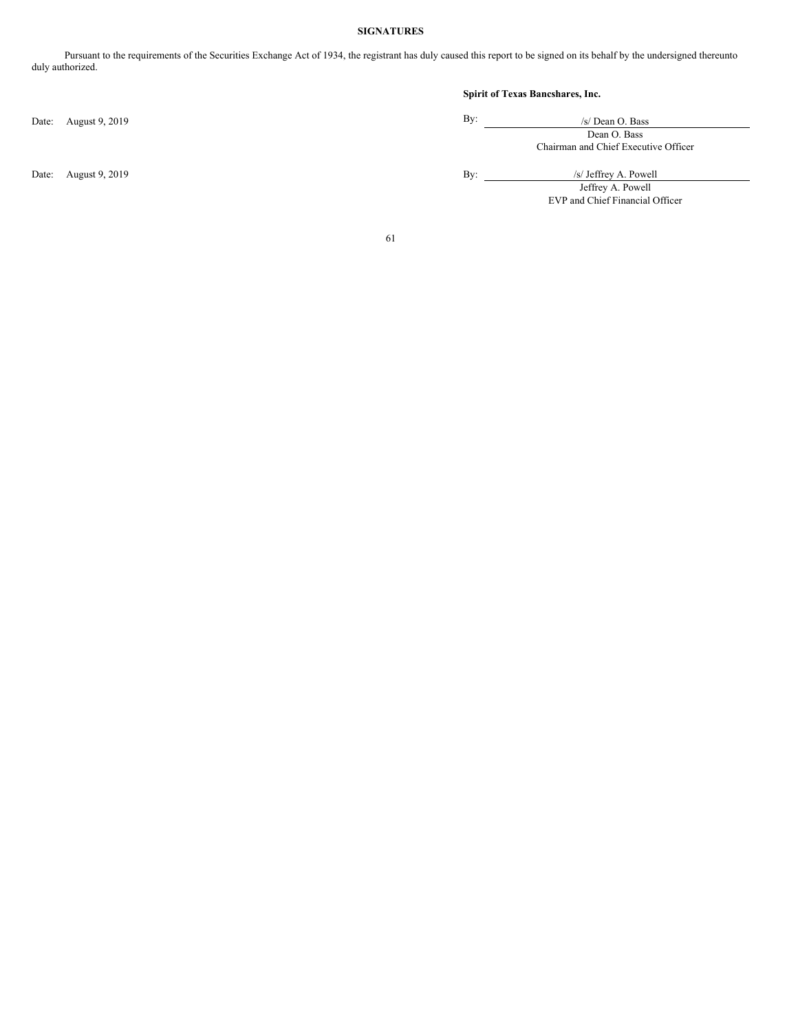**SIGNATURES**

Pursuant to the requirements of the Securities Exchange Act of 1934, the registrant has duly caused this report to be signed on its behalf by the undersigned thereunto duly authorized.

**Spirit of Texas Bancshares, Inc.**

| | |
|---|---|
| Date: August 9, 2019 | By: /s/ Dean O. Bass<br>Dean O. Bass<br>Chairman and Chief Executive Officer |
| Date: August 9, 2019 | By: /s/ Jeffrey A. Powell<br>Jeffrey A. Powell<br>EVP and Chief Financial Officer |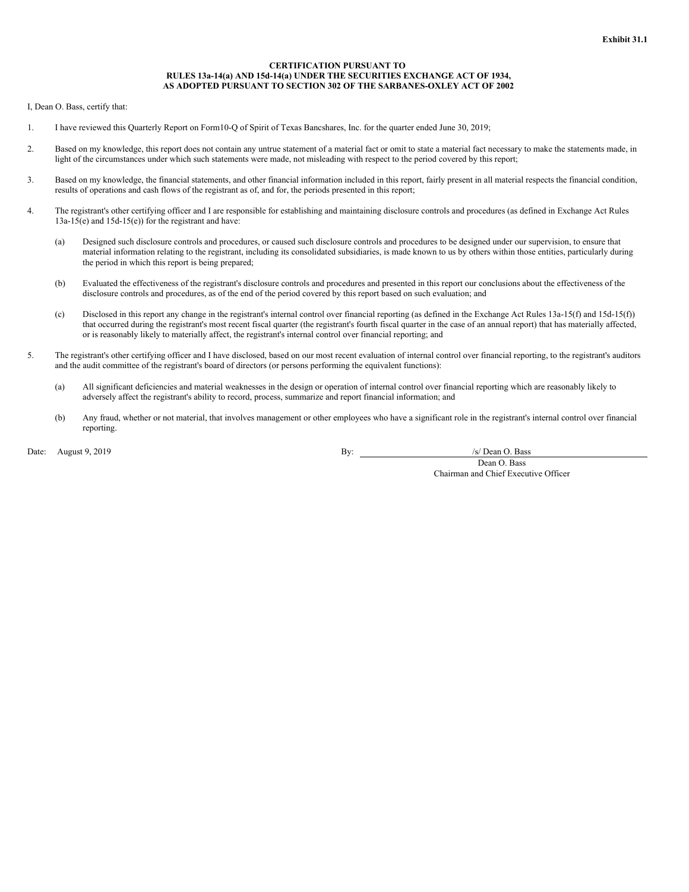**Exhibit 31.1**

**CERTIFICATION PURSUANT TO**
**RULES 13a-14(a) AND 15d-14(a) UNDER THE SECURITIES EXCHANGE ACT OF 1934,**
**AS ADOPTED PURSUANT TO SECTION 302 OF THE SARBANES-OXLEY ACT OF 2002**

I, Dean O. Bass, certify that:

1. I have reviewed this Quarterly Report on Form10-Q of Spirit of Texas Bancshares, Inc. for the quarter ended June 30, 2019;

2. Based on my knowledge, this report does not contain any untrue statement of a material fact or omit to state a material fact necessary to make the statements made, in light of the circumstances under which such statements were made, not misleading with respect to the period covered by this report;

3. Based on my knowledge, the financial statements, and other financial information included in this report, fairly present in all material respects the financial condition, results of operations and cash flows of the registrant as of, and for, the periods presented in this report;

4. The registrant's other certifying officer and I are responsible for establishing and maintaining disclosure controls and procedures (as defined in Exchange Act Rules 13a-15(e) and 15d-15(e)) for the registrant and have:

   (a) Designed such disclosure controls and procedures, or caused such disclosure controls and procedures to be designed under our supervision, to ensure that material information relating to the registrant, including its consolidated subsidiaries, is made known to us by others within those entities, particularly during the period in which this report is being prepared;

   (b) Evaluated the effectiveness of the registrant's disclosure controls and procedures and presented in this report our conclusions about the effectiveness of the disclosure controls and procedures, as of the end of the period covered by this report based on such evaluation; and

   (c) Disclosed in this report any change in the registrant's internal control over financial reporting (as defined in the Exchange Act Rules 13a-15(f) and 15d-15(f)) that occurred during the registrant's most recent fiscal quarter (the registrant's fourth fiscal quarter in the case of an annual report) that has materially affected, or is reasonably likely to materially affect, the registrant's internal control over financial reporting; and

5. The registrant's other certifying officer and I have disclosed, based on our most recent evaluation of internal control over financial reporting, to the registrant's auditors and the audit committee of the registrant's board of directors (or persons performing the equivalent functions):

   (a) All significant deficiencies and material weaknesses in the design or operation of internal control over financial reporting which are reasonably likely to adversely affect the registrant's ability to record, process, summarize and report financial information; and

   (b) Any fraud, whether or not material, that involves management or other employees who have a significant role in the registrant's internal control over financial reporting.

Date: August 9, 2019

By: /s/ Dean O. Bass
Dean O. Bass
Chairman and Chief Executive Officer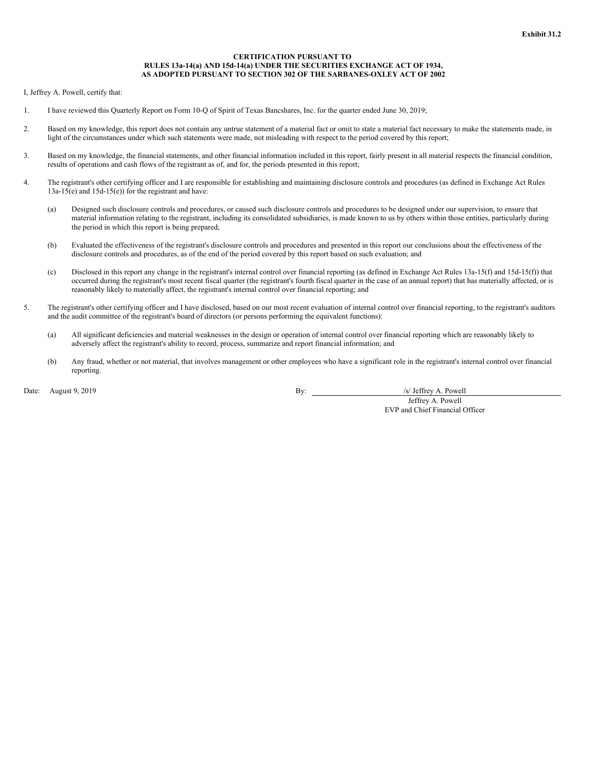**Exhibit 31.2**

**CERTIFICATION PURSUANT TO**
**RULES 13a-14(a) AND 15d-14(a) UNDER THE SECURITIES EXCHANGE ACT OF 1934,**
**AS ADOPTED PURSUANT TO SECTION 302 OF THE SARBANES-OXLEY ACT OF 2002**

I, Jeffrey A. Powell, certify that:

1. I have reviewed this Quarterly Report on Form 10-Q of Spirit of Texas Bancshares, Inc. for the quarter ended June 30, 2019;

2. Based on my knowledge, this report does not contain any untrue statement of a material fact or omit to state a material fact necessary to make the statements made, in light of the circumstances under which such statements were made, not misleading with respect to the period covered by this report;

3. Based on my knowledge, the financial statements, and other financial information included in this report, fairly present in all material respects the financial condition, results of operations and cash flows of the registrant as of, and for, the periods presented in this report;

4. The registrant's other certifying officer and I are responsible for establishing and maintaining disclosure controls and procedures (as defined in Exchange Act Rules 13a-15(e) and 15d-15(e)) for the registrant and have:

   (a) Designed such disclosure controls and procedures, or caused such disclosure controls and procedures to be designed under our supervision, to ensure that material information relating to the registrant, including its consolidated subsidiaries, is made known to us by others within those entities, particularly during the period in which this report is being prepared;

   (b) Evaluated the effectiveness of the registrant's disclosure controls and procedures and presented in this report our conclusions about the effectiveness of the disclosure controls and procedures, as of the end of the period covered by this report based on such evaluation; and

   (c) Disclosed in this report any change in the registrant's internal control over financial reporting (as defined in Exchange Act Rules 13a-15(f) and 15d-15(f)) that occurred during the registrant's most recent fiscal quarter (the registrant's fourth fiscal quarter in the case of an annual report) that has materially affected, or is reasonably likely to materially affect, the registrant's internal control over financial reporting; and

5. The registrant's other certifying officer and I have disclosed, based on our most recent evaluation of internal control over financial reporting, to the registrant's auditors and the audit committee of the registrant's board of directors (or persons performing the equivalent functions):

   (a) All significant deficiencies and material weaknesses in the design or operation of internal control over financial reporting which are reasonably likely to adversely affect the registrant's ability to record, process, summarize and report financial information; and

   (b) Any fraud, whether or not material, that involves management or other employees who have a significant role in the registrant's internal control over financial reporting.

Date: August 9, 2019

By: /s/ Jeffrey A. Powell
Jeffrey A. Powell
EVP and Chief Financial Officer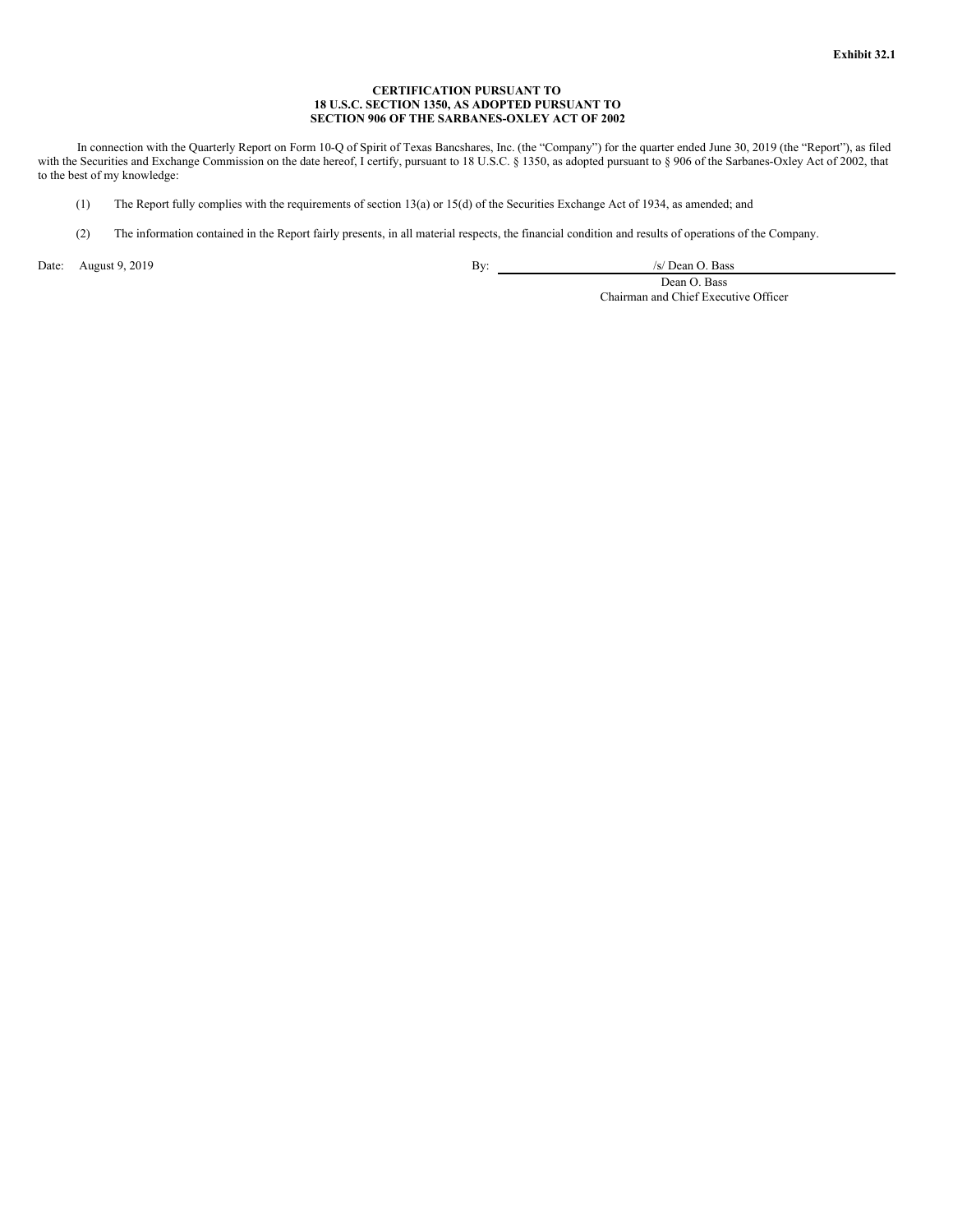**Exhibit 32.1**

**CERTIFICATION PURSUANT TO
18 U.S.C. SECTION 1350, AS ADOPTED PURSUANT TO
SECTION 906 OF THE SARBANES-OXLEY ACT OF 2002**

In connection with the Quarterly Report on Form 10-Q of Spirit of Texas Bancshares, Inc. (the "Company") for the quarter ended June 30, 2019 (the "Report"), as filed with the Securities and Exchange Commission on the date hereof, I certify, pursuant to 18 U.S.C. § 1350, as adopted pursuant to § 906 of the Sarbanes-Oxley Act of 2002, that to the best of my knowledge:

(1) The Report fully complies with the requirements of section 13(a) or 15(d) of the Securities Exchange Act of 1934, as amended; and

(2) The information contained in the Report fairly presents, in all material respects, the financial condition and results of operations of the Company.

Date: August 9, 2019

By: /s/ Dean O. Bass

Dean O. Bass
Chairman and Chief Executive Officer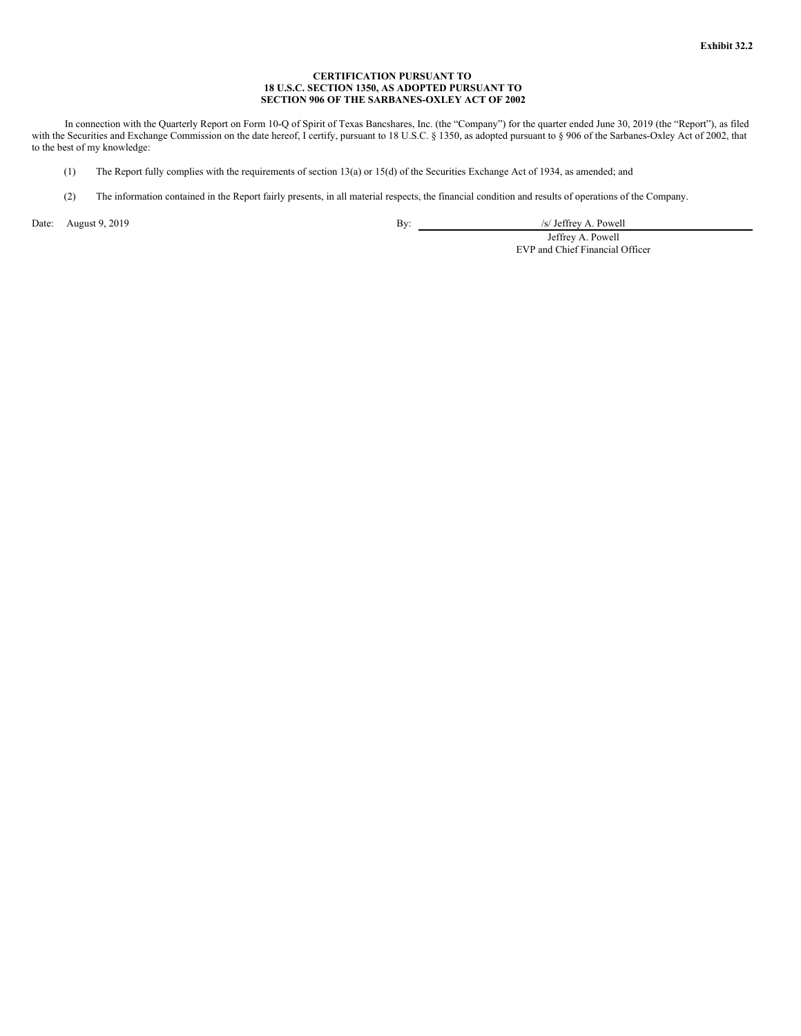**Exhibit 32.2**

**CERTIFICATION PURSUANT TO**
**18 U.S.C. SECTION 1350, AS ADOPTED PURSUANT TO**
**SECTION 906 OF THE SARBANES-OXLEY ACT OF 2002**

In connection with the Quarterly Report on Form 10-Q of Spirit of Texas Bancshares, Inc. (the "Company") for the quarter ended June 30, 2019 (the "Report"), as filed with the Securities and Exchange Commission on the date hereof, I certify, pursuant to 18 U.S.C. § 1350, as adopted pursuant to § 906 of the Sarbanes-Oxley Act of 2002, that to the best of my knowledge:

(1) The Report fully complies with the requirements of section 13(a) or 15(d) of the Securities Exchange Act of 1934, as amended; and

(2) The information contained in the Report fairly presents, in all material respects, the financial condition and results of operations of the Company.

Date: August 9, 2019

By: /s/ Jeffrey A. Powell
Jeffrey A. Powell
EVP and Chief Financial Officer